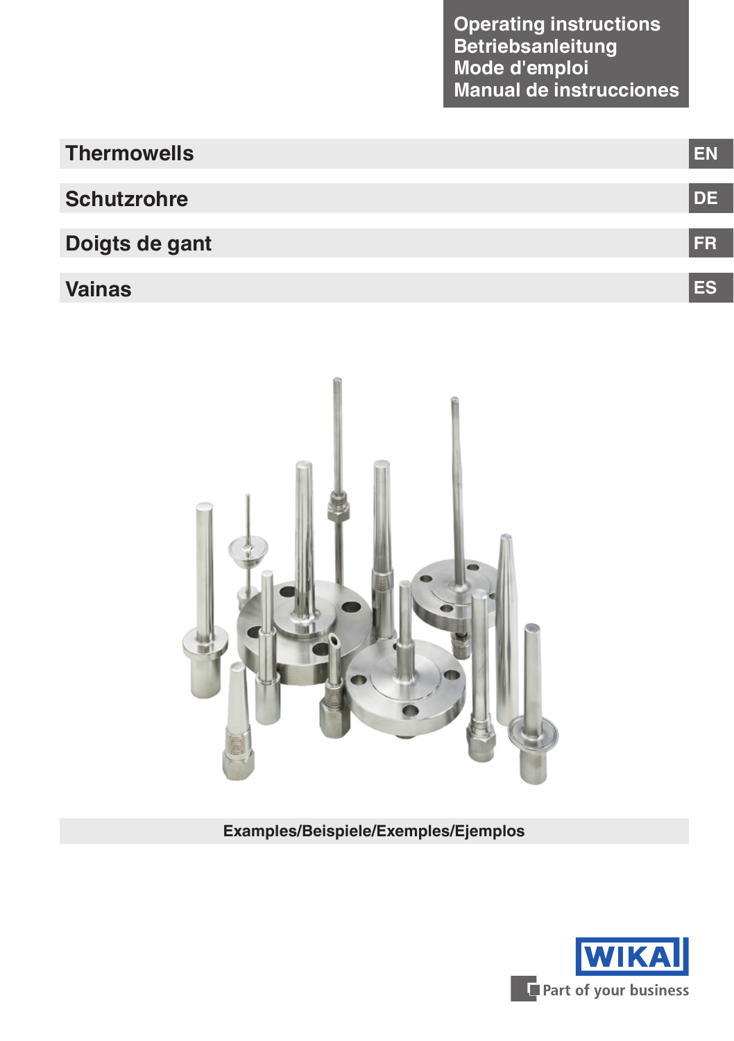Operating instructions
Betriebsanleitung
Mode d'emploi
Manual de instrucciones

# Thermowells EN

# Schutzrohre DE

# Doigts de gant FR

# Vainas ES

Examples/Beispiele/Exemples/Ejemplos

WIKA

Part of your business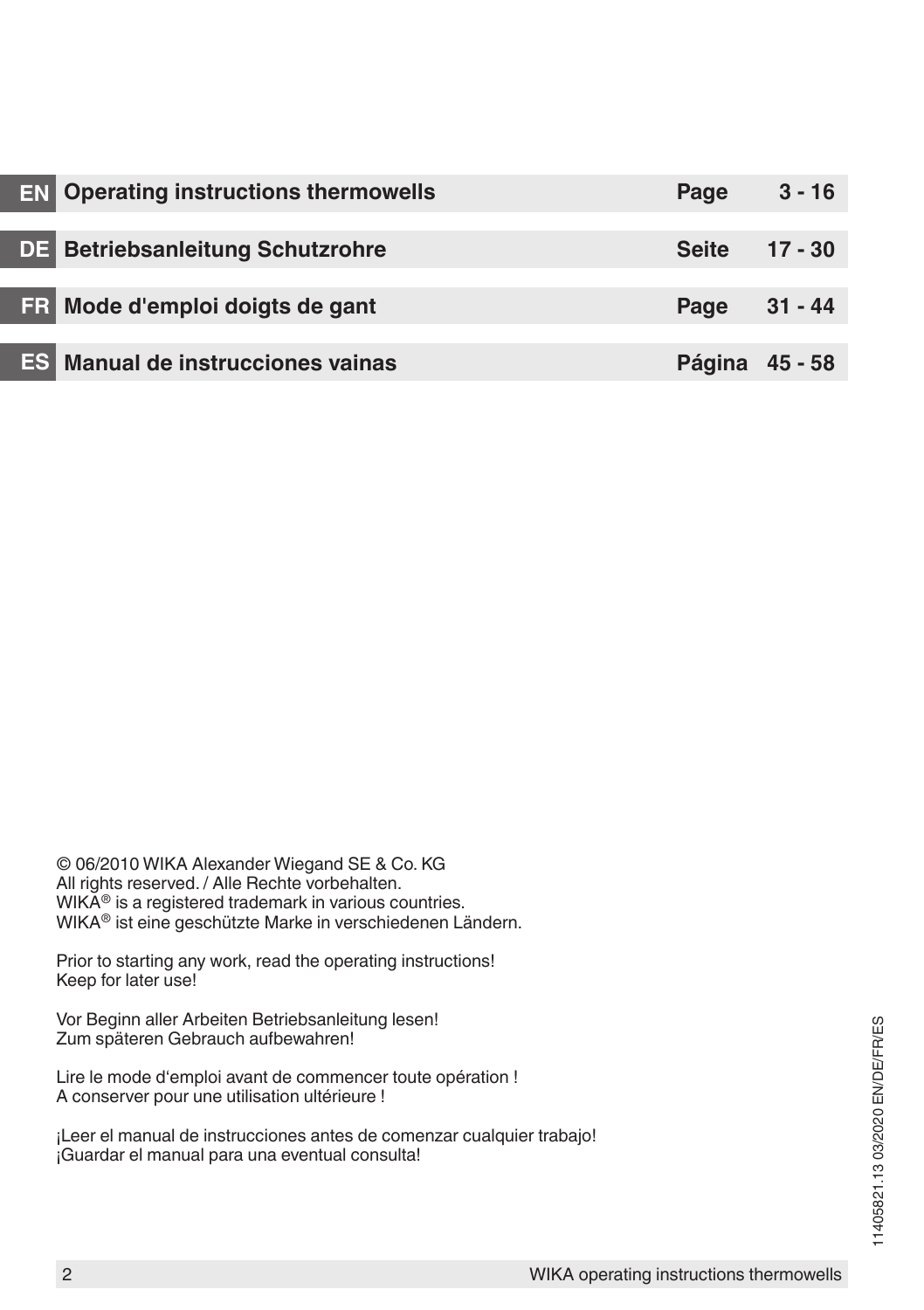| | | | |
|---|---|---|---|
| **EN** | **Operating instructions thermowells** | **Page** | **3 - 16** |
| **DE** | **Betriebsanleitung Schutzrohre** | **Seite** | **17 - 30** |
| **FR** | **Mode d'emploi doigts de gant** | **Page** | **31 - 44** |
| **ES** | **Manual de instrucciones vainas** | **Página** | **45 - 58** |

© 06/2010 WIKA Alexander Wiegand SE & Co. KG
All rights reserved. / Alle Rechte vorbehalten.
WIKA® is a registered trademark in various countries.
WIKA® ist eine geschützte Marke in verschiedenen Ländern.

Prior to starting any work, read the operating instructions!
Keep for later use!

Vor Beginn aller Arbeiten Betriebsanleitung lesen!
Zum späteren Gebrauch aufbewahren!

Lire le mode d'emploi avant de commencer toute opération !
A conserver pour une utilisation ultérieure !

¡Leer el manual de instrucciones antes de comenzar cualquier trabajo!
¡Guardar el manual para una eventual consulta!

11405821.13 03/2020 EN/DE/FR/ES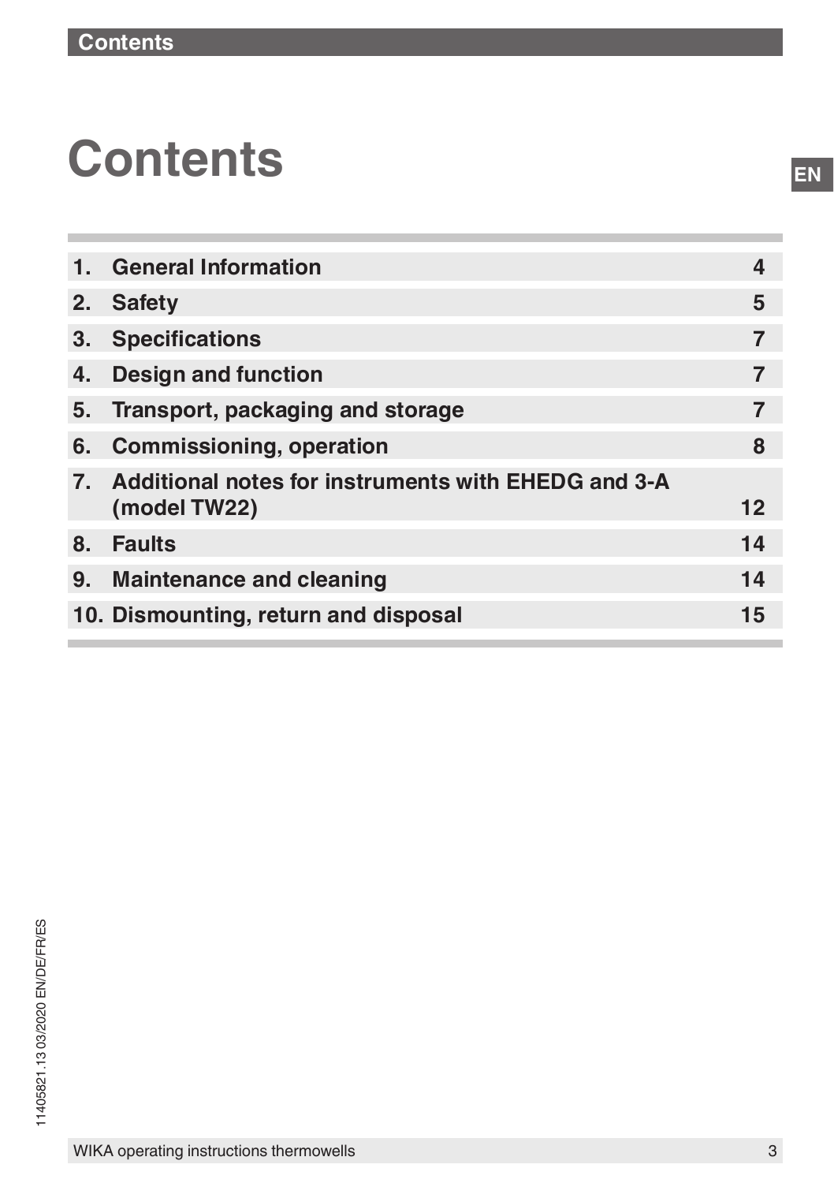# Contents

| | | |
|---|---|---|
| 1. | General Information | 4 |
| 2. | Safety | 5 |
| 3. | Specifications | 7 |
| 4. | Design and function | 7 |
| 5. | Transport, packaging and storage | 7 |
| 6. | Commissioning, operation | 8 |
| 7. | Additional notes for instruments with EHEDG and 3-A (model TW22) | 12 |
| 8. | Faults | 14 |
| 9. | Maintenance and cleaning | 14 |
| 10. | Dismounting, return and disposal | 15 |

11405821.13 03/2020 EN/DE/FR/ES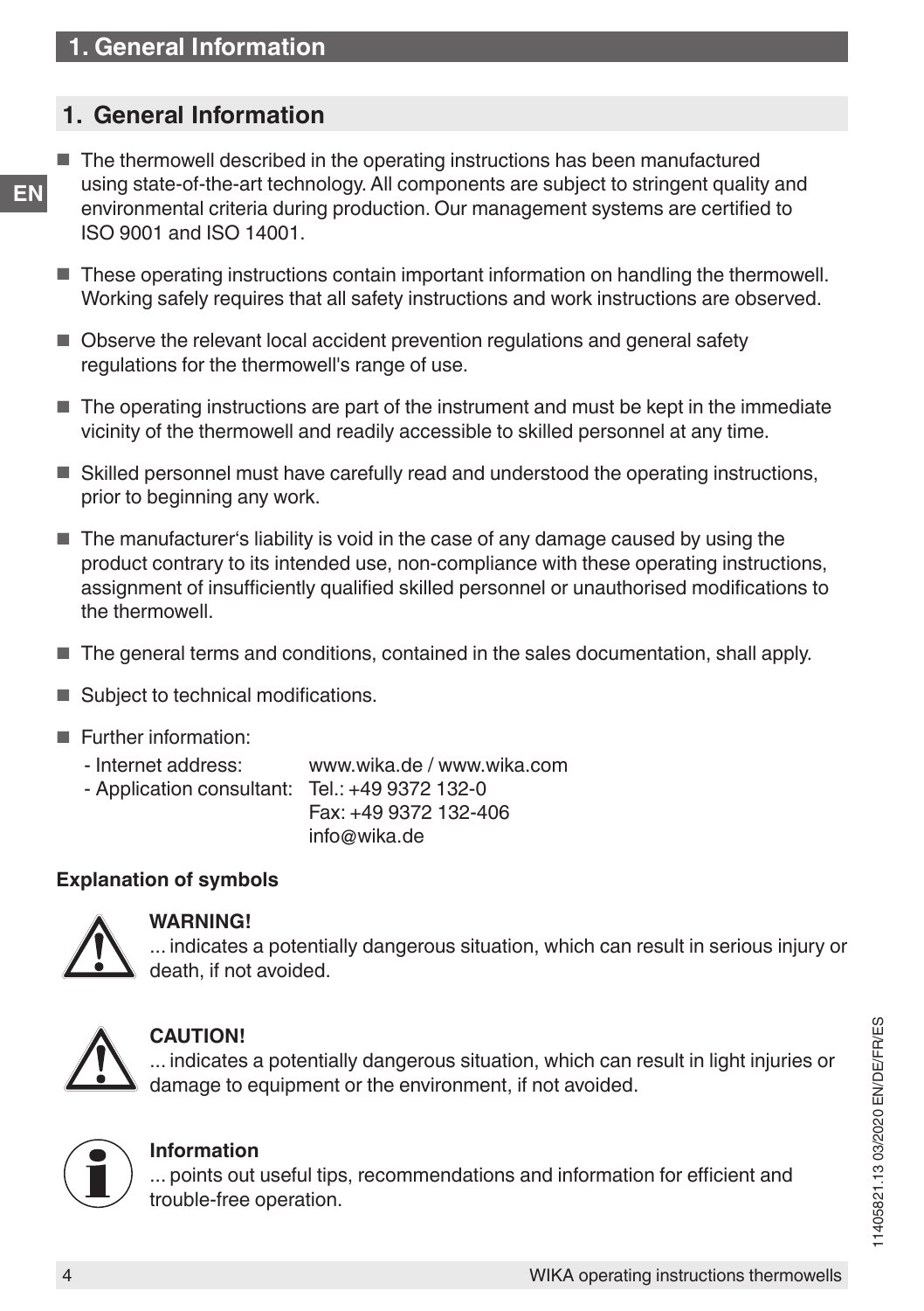## 1. General Information

- The thermowell described in the operating instructions has been manufactured using state-of-the-art technology. All components are subject to stringent quality and environmental criteria during production. Our management systems are certified to ISO 9001 and ISO 14001.
- These operating instructions contain important information on handling the thermowell. Working safely requires that all safety instructions and work instructions are observed.
- Observe the relevant local accident prevention regulations and general safety regulations for the thermowell's range of use.
- The operating instructions are part of the instrument and must be kept in the immediate vicinity of the thermowell and readily accessible to skilled personnel at any time.
- Skilled personnel must have carefully read and understood the operating instructions, prior to beginning any work.
- The manufacturer's liability is void in the case of any damage caused by using the product contrary to its intended use, non-compliance with these operating instructions, assignment of insufficiently qualified skilled personnel or unauthorised modifications to the thermowell.
- The general terms and conditions, contained in the sales documentation, shall apply.
- Subject to technical modifications.
- Further information:
  - Internet address: www.wika.de / www.wika.com
  - Application consultant: Tel.: +49 9372 132-0
    Fax: +49 9372 132-406
    info@wika.de

**Explanation of symbols**

**WARNING!**
... indicates a potentially dangerous situation, which can result in serious injury or death, if not avoided.

**CAUTION!**
... indicates a potentially dangerous situation, which can result in light injuries or damage to equipment or the environment, if not avoided.

**Information**
... points out useful tips, recommendations and information for efficient and trouble-free operation.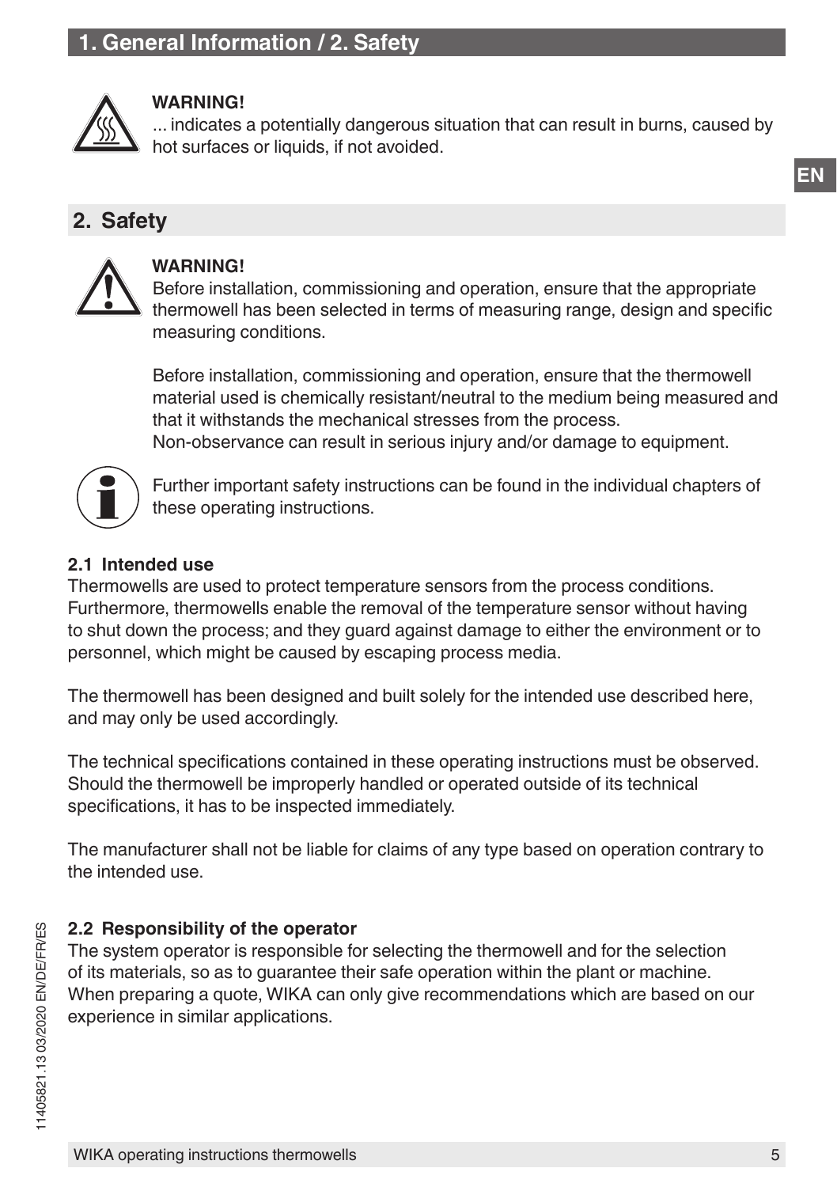**WARNING!**
... indicates a potentially dangerous situation that can result in burns, caused by hot surfaces or liquids, if not avoided.

## 2. Safety

**WARNING!**
Before installation, commissioning and operation, ensure that the appropriate thermowell has been selected in terms of measuring range, design and specific measuring conditions.

Before installation, commissioning and operation, ensure that the thermowell material used is chemically resistant/neutral to the medium being measured and that it withstands the mechanical stresses from the process.
Non-observance can result in serious injury and/or damage to equipment.

Further important safety instructions can be found in the individual chapters of these operating instructions.

### 2.1 Intended use

Thermowells are used to protect temperature sensors from the process conditions. Furthermore, thermowells enable the removal of the temperature sensor without having to shut down the process; and they guard against damage to either the environment or to personnel, which might be caused by escaping process media.

The thermowell has been designed and built solely for the intended use described here, and may only be used accordingly.

The technical specifications contained in these operating instructions must be observed. Should the thermowell be improperly handled or operated outside of its technical specifications, it has to be inspected immediately.

The manufacturer shall not be liable for claims of any type based on operation contrary to the intended use.

### 2.2 Responsibility of the operator

The system operator is responsible for selecting the thermowell and for the selection of its materials, so as to guarantee their safe operation within the plant or machine. When preparing a quote, WIKA can only give recommendations which are based on our experience in similar applications.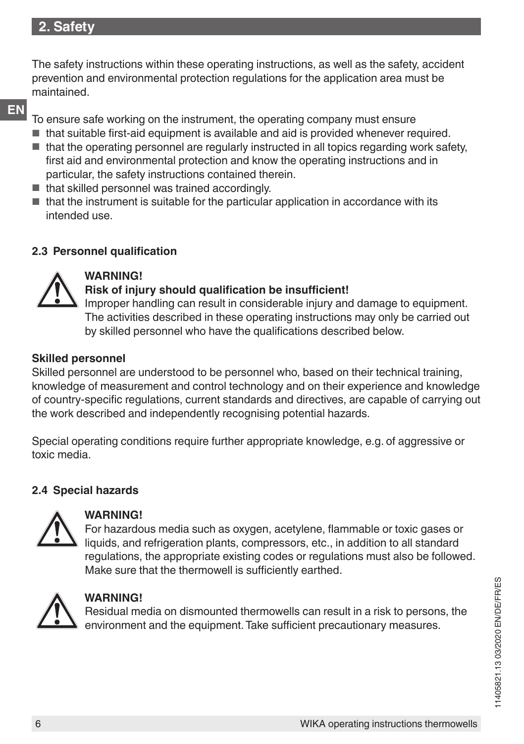## 2. Safety

The safety instructions within these operating instructions, as well as the safety, accident prevention and environmental protection regulations for the application area must be maintained.

To ensure safe working on the instrument, the operating company must ensure

- that suitable first-aid equipment is available and aid is provided whenever required.
- that the operating personnel are regularly instructed in all topics regarding work safety, first aid and environmental protection and know the operating instructions and in particular, the safety instructions contained therein.
- that skilled personnel was trained accordingly.
- that the instrument is suitable for the particular application in accordance with its intended use.

### 2.3 Personnel qualification

**WARNING!**
**Risk of injury should qualification be insufficient!**
Improper handling can result in considerable injury and damage to equipment. The activities described in these operating instructions may only be carried out by skilled personnel who have the qualifications described below.

**Skilled personnel**
Skilled personnel are understood to be personnel who, based on their technical training, knowledge of measurement and control technology and on their experience and knowledge of country-specific regulations, current standards and directives, are capable of carrying out the work described and independently recognising potential hazards.

Special operating conditions require further appropriate knowledge, e.g. of aggressive or toxic media.

### 2.4 Special hazards

**WARNING!**
For hazardous media such as oxygen, acetylene, flammable or toxic gases or liquids, and refrigeration plants, compressors, etc., in addition to all standard regulations, the appropriate existing codes or regulations must also be followed. Make sure that the thermowell is sufficiently earthed.

**WARNING!**
Residual media on dismounted thermowells can result in a risk to persons, the environment and the equipment. Take sufficient precautionary measures.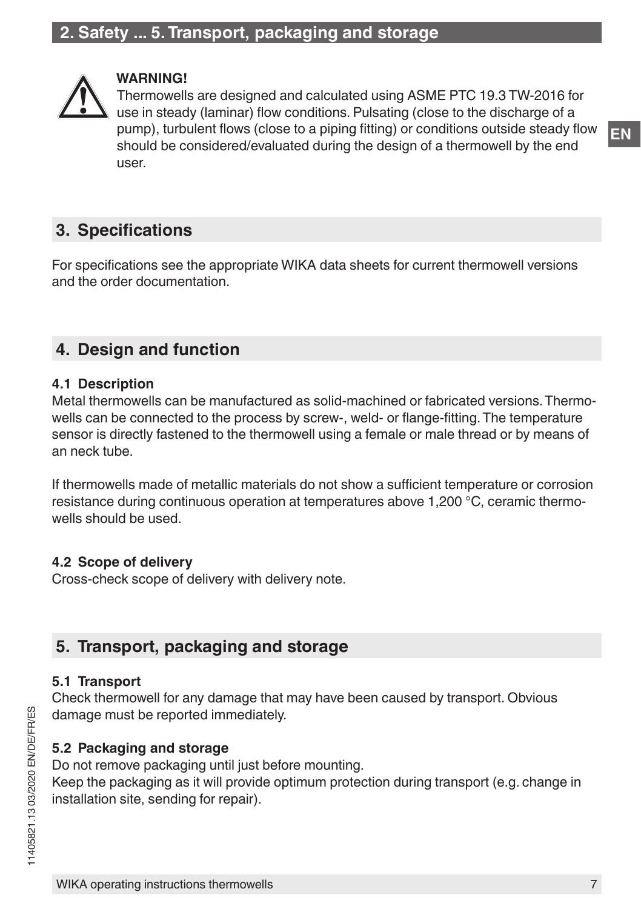**WARNING!**
Thermowells are designed and calculated using ASME PTC 19.3 TW-2016 for use in steady (laminar) flow conditions. Pulsating (close to the discharge of a pump), turbulent flows (close to a piping fitting) or conditions outside steady flow should be considered/evaluated during the design of a thermowell by the end user.

## 3. Specifications

For specifications see the appropriate WIKA data sheets for current thermowell versions and the order documentation.

## 4. Design and function

### 4.1 Description

Metal thermowells can be manufactured as solid-machined or fabricated versions. Thermowells can be connected to the process by screw-, weld- or flange-fitting. The temperature sensor is directly fastened to the thermowell using a female or male thread or by means of an neck tube.

If thermowells made of metallic materials do not show a sufficient temperature or corrosion resistance during continuous operation at temperatures above 1,200 °C, ceramic thermowells should be used.

### 4.2 Scope of delivery

Cross-check scope of delivery with delivery note.

## 5. Transport, packaging and storage

### 5.1 Transport

Check thermowell for any damage that may have been caused by transport. Obvious damage must be reported immediately.

### 5.2 Packaging and storage

Do not remove packaging until just before mounting.
Keep the packaging as it will provide optimum protection during transport (e.g. change in installation site, sending for repair).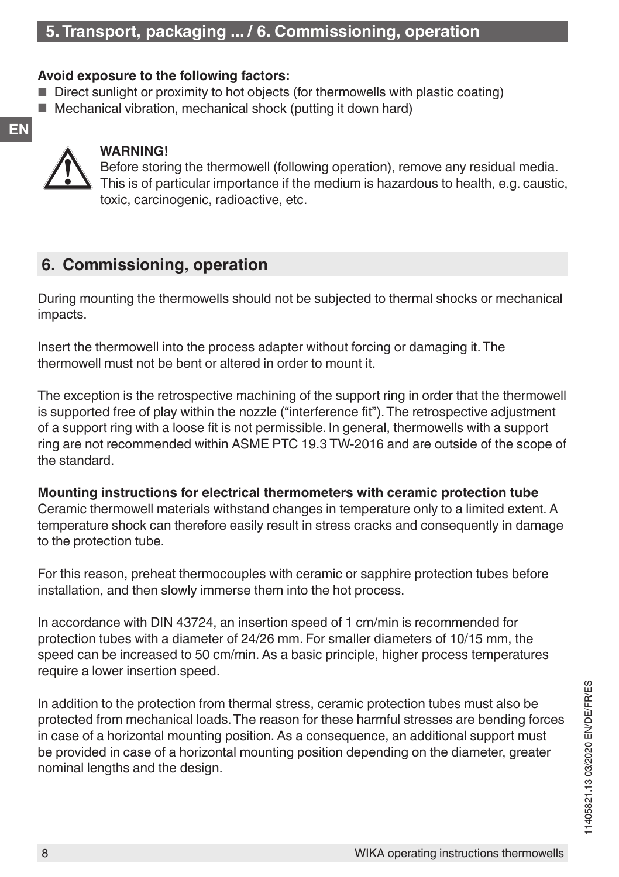**Avoid exposure to the following factors:**

- Direct sunlight or proximity to hot objects (for thermowells with plastic coating)
- Mechanical vibration, mechanical shock (putting it down hard)

**WARNING!**
Before storing the thermowell (following operation), remove any residual media. This is of particular importance if the medium is hazardous to health, e.g. caustic, toxic, carcinogenic, radioactive, etc.

## 6. Commissioning, operation

During mounting the thermowells should not be subjected to thermal shocks or mechanical impacts.

Insert the thermowell into the process adapter without forcing or damaging it. The thermowell must not be bent or altered in order to mount it.

The exception is the retrospective machining of the support ring in order that the thermowell is supported free of play within the nozzle ("interference fit"). The retrospective adjustment of a support ring with a loose fit is not permissible. In general, thermowells with a support ring are not recommended within ASME PTC 19.3 TW-2016 and are outside of the scope of the standard.

**Mounting instructions for electrical thermometers with ceramic protection tube**
Ceramic thermowell materials withstand changes in temperature only to a limited extent. A temperature shock can therefore easily result in stress cracks and consequently in damage to the protection tube.

For this reason, preheat thermocouples with ceramic or sapphire protection tubes before installation, and then slowly immerse them into the hot process.

In accordance with DIN 43724, an insertion speed of 1 cm/min is recommended for protection tubes with a diameter of 24/26 mm. For smaller diameters of 10/15 mm, the speed can be increased to 50 cm/min. As a basic principle, higher process temperatures require a lower insertion speed.

In addition to the protection from thermal stress, ceramic protection tubes must also be protected from mechanical loads. The reason for these harmful stresses are bending forces in case of a horizontal mounting position. As a consequence, an additional support must be provided in case of a horizontal mounting position depending on the diameter, greater nominal lengths and the design.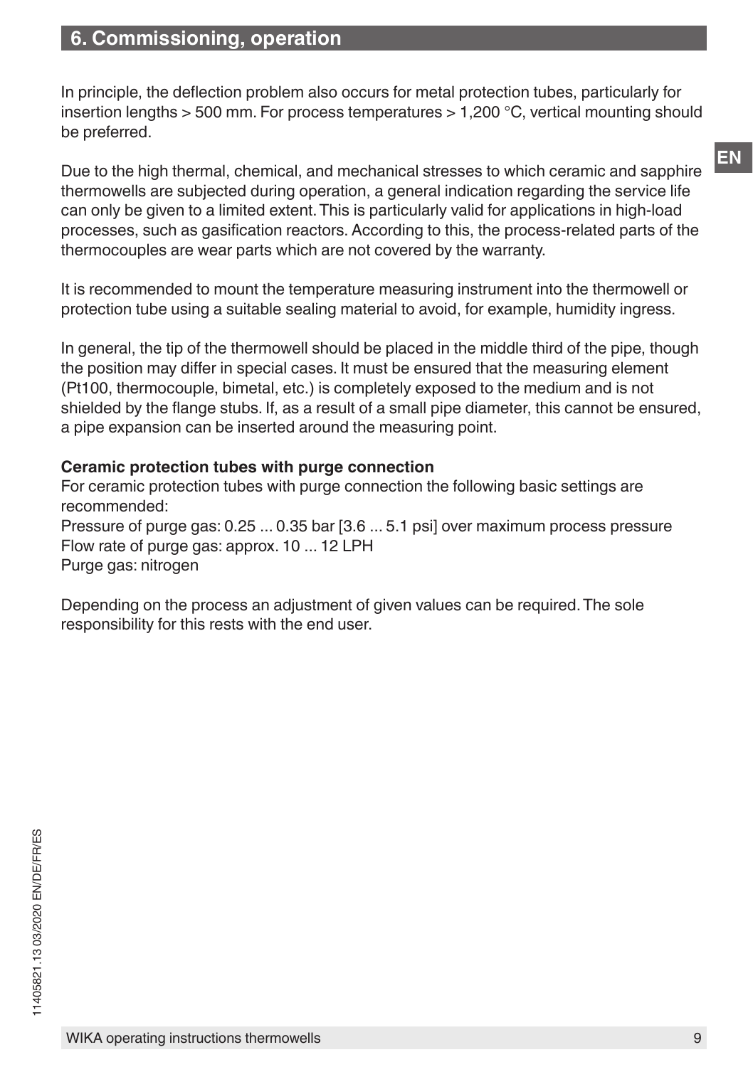## 6. Commissioning, operation

In principle, the deflection problem also occurs for metal protection tubes, particularly for insertion lengths > 500 mm. For process temperatures > 1,200 °C, vertical mounting should be preferred.

Due to the high thermal, chemical, and mechanical stresses to which ceramic and sapphire thermowells are subjected during operation, a general indication regarding the service life can only be given to a limited extent. This is particularly valid for applications in high-load processes, such as gasification reactors. According to this, the process-related parts of the thermocouples are wear parts which are not covered by the warranty.

It is recommended to mount the temperature measuring instrument into the thermowell or protection tube using a suitable sealing material to avoid, for example, humidity ingress.

In general, the tip of the thermowell should be placed in the middle third of the pipe, though the position may differ in special cases. It must be ensured that the measuring element (Pt100, thermocouple, bimetal, etc.) is completely exposed to the medium and is not shielded by the flange stubs. If, as a result of a small pipe diameter, this cannot be ensured, a pipe expansion can be inserted around the measuring point.

**Ceramic protection tubes with purge connection**

For ceramic protection tubes with purge connection the following basic settings are recommended:
Pressure of purge gas: 0.25 ... 0.35 bar [3.6 ... 5.1 psi] over maximum process pressure
Flow rate of purge gas: approx. 10 ... 12 LPH
Purge gas: nitrogen

Depending on the process an adjustment of given values can be required. The sole responsibility for this rests with the end user.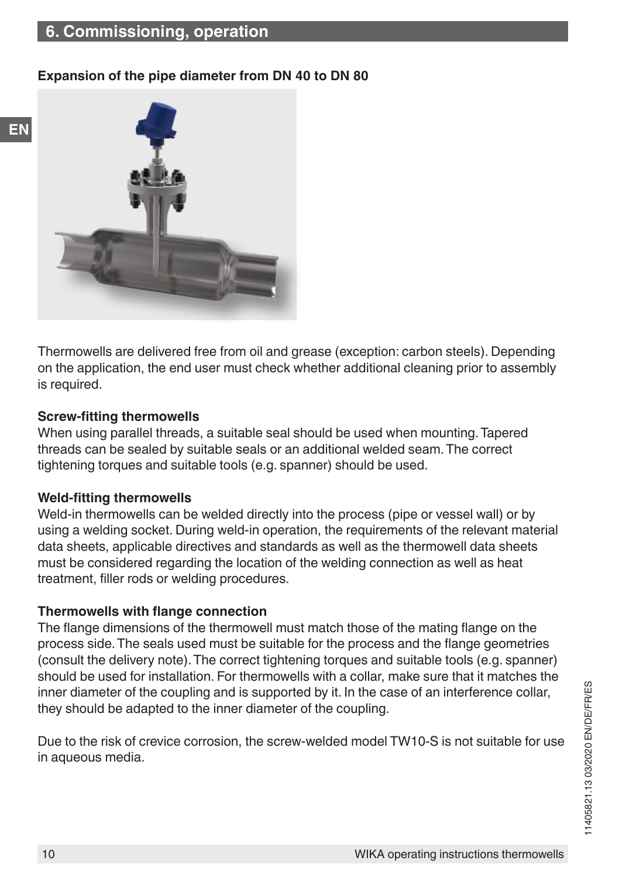## 6. Commissioning, operation

**Expansion of the pipe diameter from DN 40 to DN 80**

Thermowells are delivered free from oil and grease (exception: carbon steels). Depending on the application, the end user must check whether additional cleaning prior to assembly is required.

**Screw-fitting thermowells**

When using parallel threads, a suitable seal should be used when mounting. Tapered threads can be sealed by suitable seals or an additional welded seam. The correct tightening torques and suitable tools (e.g. spanner) should be used.

**Weld-fitting thermowells**

Weld-in thermowells can be welded directly into the process (pipe or vessel wall) or by using a welding socket. During weld-in operation, the requirements of the relevant material data sheets, applicable directives and standards as well as the thermowell data sheets must be considered regarding the location of the welding connection as well as heat treatment, filler rods or welding procedures.

**Thermowells with flange connection**

The flange dimensions of the thermowell must match those of the mating flange on the process side. The seals used must be suitable for the process and the flange geometries (consult the delivery note). The correct tightening torques and suitable tools (e.g. spanner) should be used for installation. For thermowells with a collar, make sure that it matches the inner diameter of the coupling and is supported by it. In the case of an interference collar, they should be adapted to the inner diameter of the coupling.

Due to the risk of crevice corrosion, the screw-welded model TW10-S is not suitable for use in aqueous media.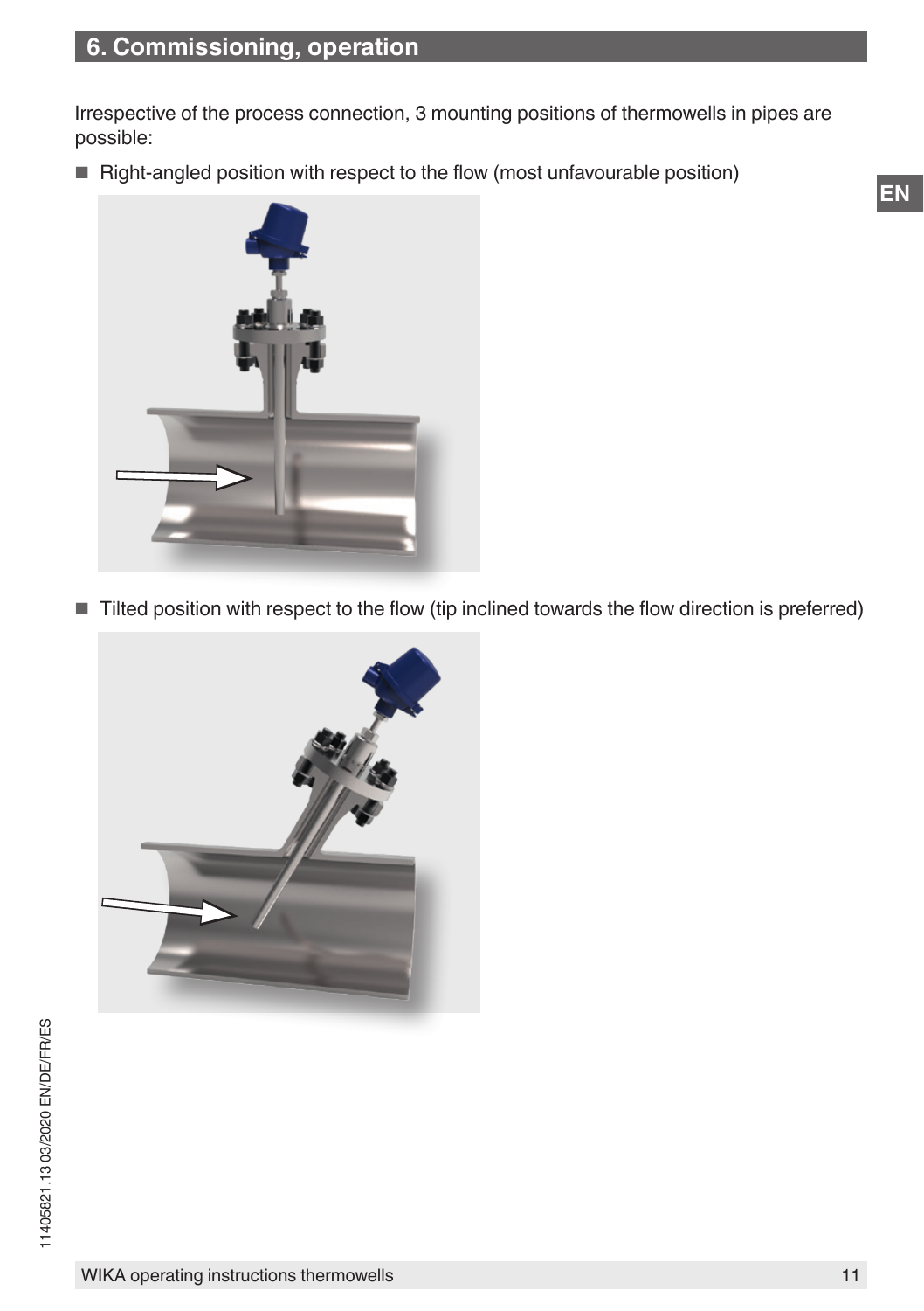## 6. Commissioning, operation

Irrespective of the process connection, 3 mounting positions of thermowells in pipes are possible:

- Right-angled position with respect to the flow (most unfavourable position)

- Tilted position with respect to the flow (tip inclined towards the flow direction is preferred)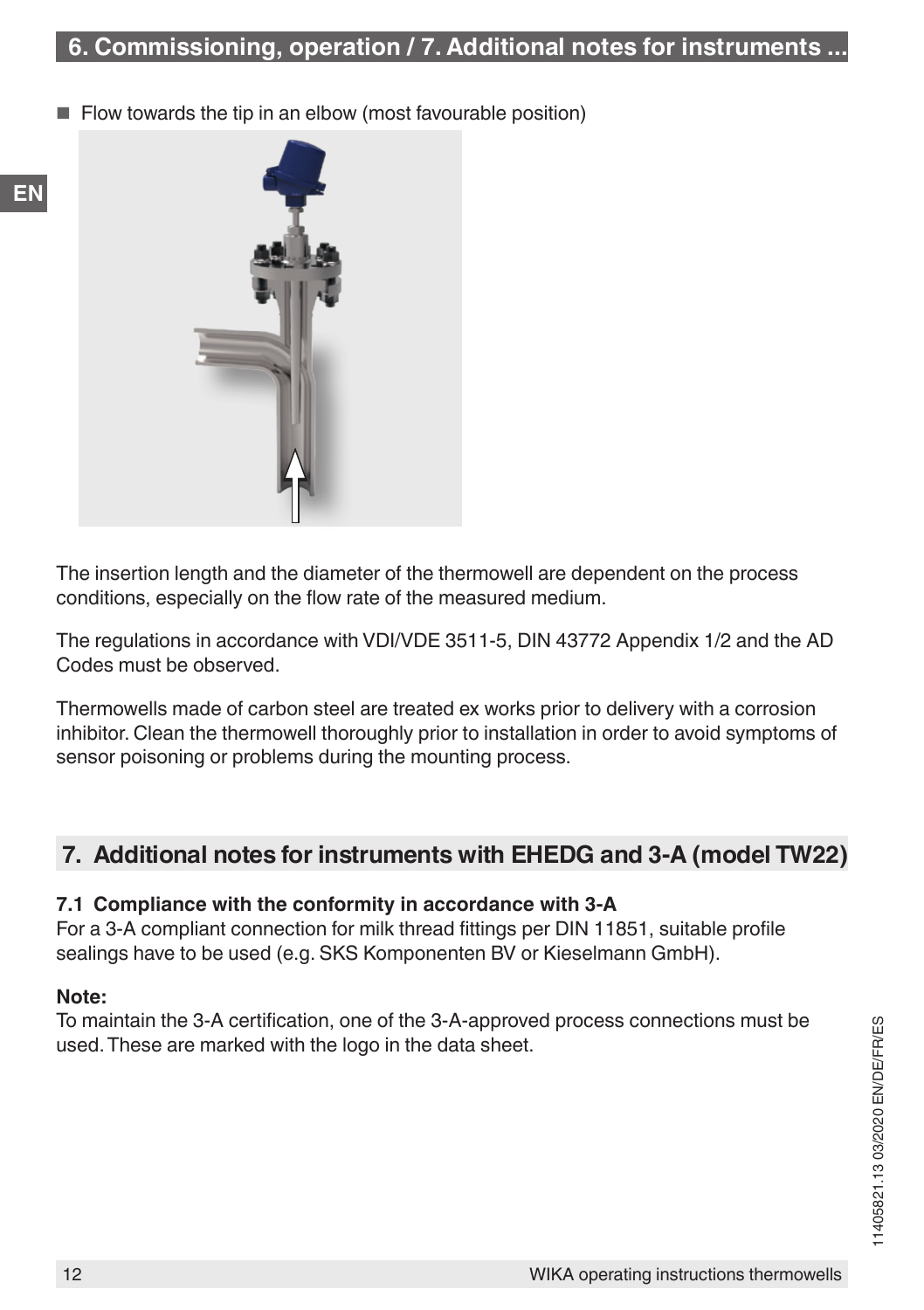- Flow towards the tip in an elbow (most favourable position)

The insertion length and the diameter of the thermowell are dependent on the process conditions, especially on the flow rate of the measured medium.

The regulations in accordance with VDI/VDE 3511-5, DIN 43772 Appendix 1/2 and the AD Codes must be observed.

Thermowells made of carbon steel are treated ex works prior to delivery with a corrosion inhibitor. Clean the thermowell thoroughly prior to installation in order to avoid symptoms of sensor poisoning or problems during the mounting process.

## 7. Additional notes for instruments with EHEDG and 3-A (model TW22)

### 7.1 Compliance with the conformity in accordance with 3-A

For a 3-A compliant connection for milk thread fittings per DIN 11851, suitable profile sealings have to be used (e.g. SKS Komponenten BV or Kieselmann GmbH).

**Note:**

To maintain the 3-A certification, one of the 3-A-approved process connections must be used. These are marked with the logo in the data sheet.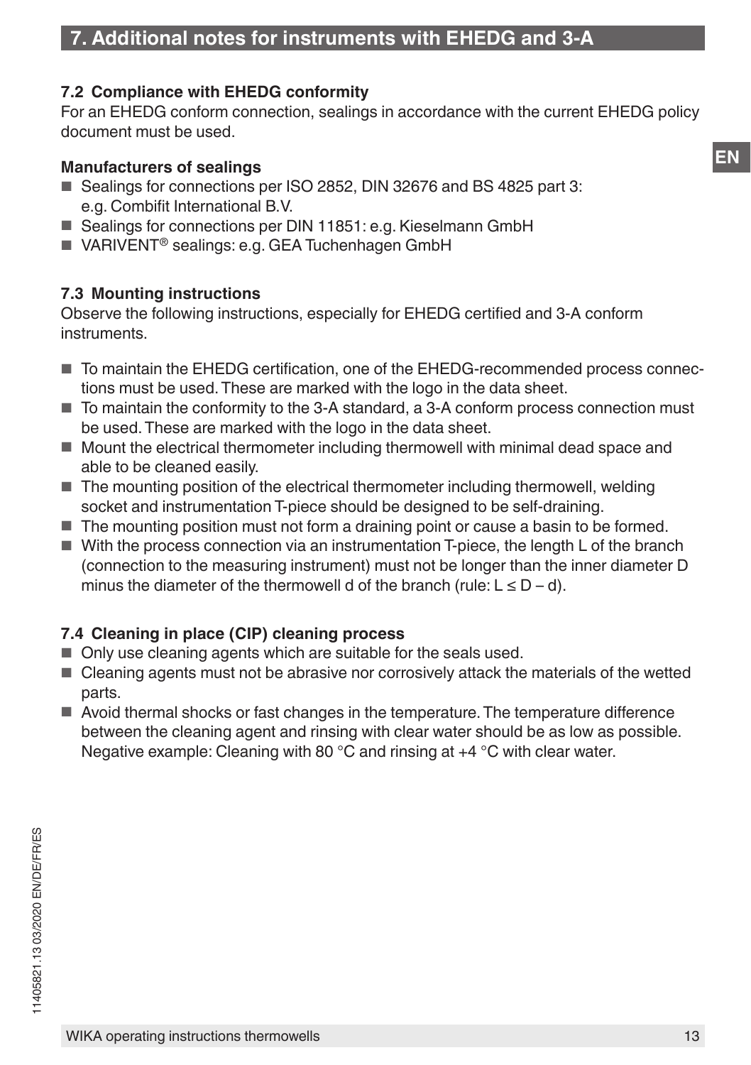## 7. Additional notes for instruments with EHEDG and 3-A

### 7.2 Compliance with EHEDG conformity

For an EHEDG conform connection, sealings in accordance with the current EHEDG policy document must be used.

**Manufacturers of sealings**

- Sealings for connections per ISO 2852, DIN 32676 and BS 4825 part 3: e.g. Combifit International B.V.
- Sealings for connections per DIN 11851: e.g. Kieselmann GmbH
- VARIVENT® sealings: e.g. GEA Tuchenhagen GmbH

### 7.3 Mounting instructions

Observe the following instructions, especially for EHEDG certified and 3-A conform instruments.

- To maintain the EHEDG certification, one of the EHEDG-recommended process connections must be used. These are marked with the logo in the data sheet.
- To maintain the conformity to the 3-A standard, a 3-A conform process connection must be used. These are marked with the logo in the data sheet.
- Mount the electrical thermometer including thermowell with minimal dead space and able to be cleaned easily.
- The mounting position of the electrical thermometer including thermowell, welding socket and instrumentation T-piece should be designed to be self-draining.
- The mounting position must not form a draining point or cause a basin to be formed.
- With the process connection via an instrumentation T-piece, the length L of the branch (connection to the measuring instrument) must not be longer than the inner diameter D minus the diameter of the thermowell d of the branch (rule: $L \leq D - d$).

### 7.4 Cleaning in place (CIP) cleaning process

- Only use cleaning agents which are suitable for the seals used.
- Cleaning agents must not be abrasive nor corrosively attack the materials of the wetted parts.
- Avoid thermal shocks or fast changes in the temperature. The temperature difference between the cleaning agent and rinsing with clear water should be as low as possible. Negative example: Cleaning with 80 °C and rinsing at +4 °C with clear water.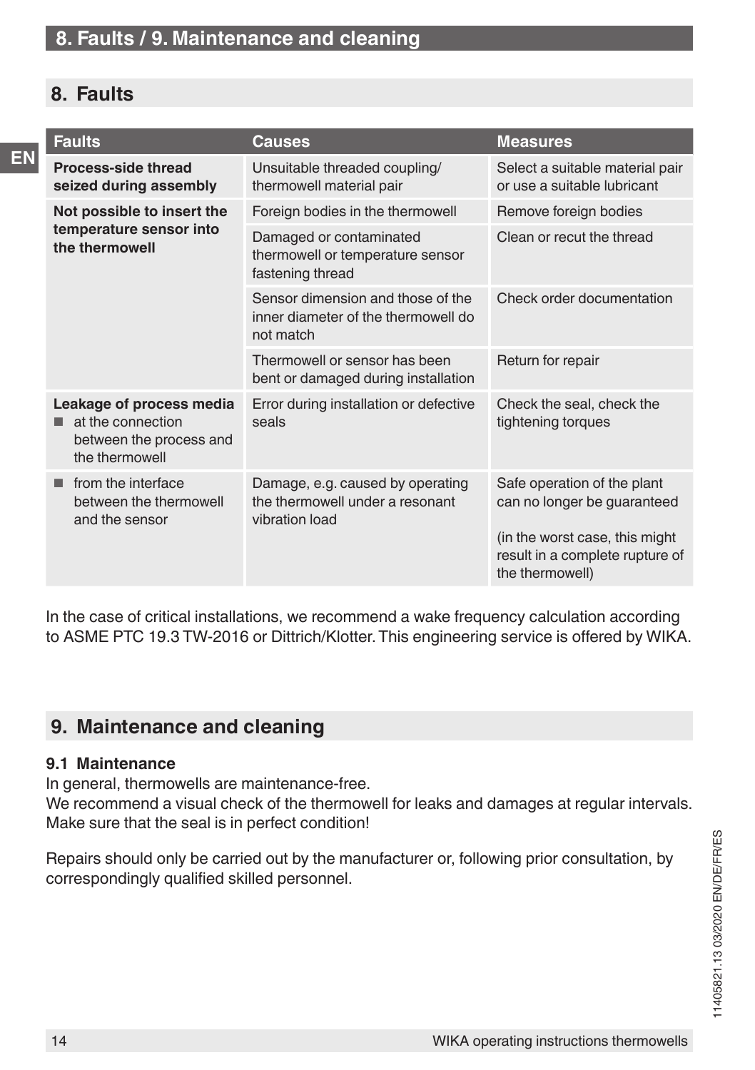## 8. Faults

| Faults | Causes | Measures |
|---|---|---|
| **Process-side thread seized during assembly** | Unsuitable threaded coupling/ thermowell material pair | Select a suitable material pair or use a suitable lubricant |
| **Not possible to insert the temperature sensor into the thermowell** | Foreign bodies in the thermowell | Remove foreign bodies |
| | Damaged or contaminated thermowell or temperature sensor fastening thread | Clean or recut the thread |
| | Sensor dimension and those of the inner diameter of the thermowell do not match | Check order documentation |
| | Thermowell or sensor has been bent or damaged during installation | Return for repair |
| **Leakage of process media** ■ at the connection between the process and the thermowell | Error during installation or defective seals | Check the seal, check the tightening torques |
| ■ from the interface between the thermowell and the sensor | Damage, e.g. caused by operating the thermowell under a resonant vibration load | Safe operation of the plant can no longer be guaranteed (in the worst case, this might result in a complete rupture of the thermowell) |

In the case of critical installations, we recommend a wake frequency calculation according to ASME PTC 19.3 TW-2016 or Dittrich/Klotter. This engineering service is offered by WIKA.

## 9. Maintenance and cleaning

### 9.1 Maintenance

In general, thermowells are maintenance-free.
We recommend a visual check of the thermowell for leaks and damages at regular intervals. Make sure that the seal is in perfect condition!

Repairs should only be carried out by the manufacturer or, following prior consultation, by correspondingly qualified skilled personnel.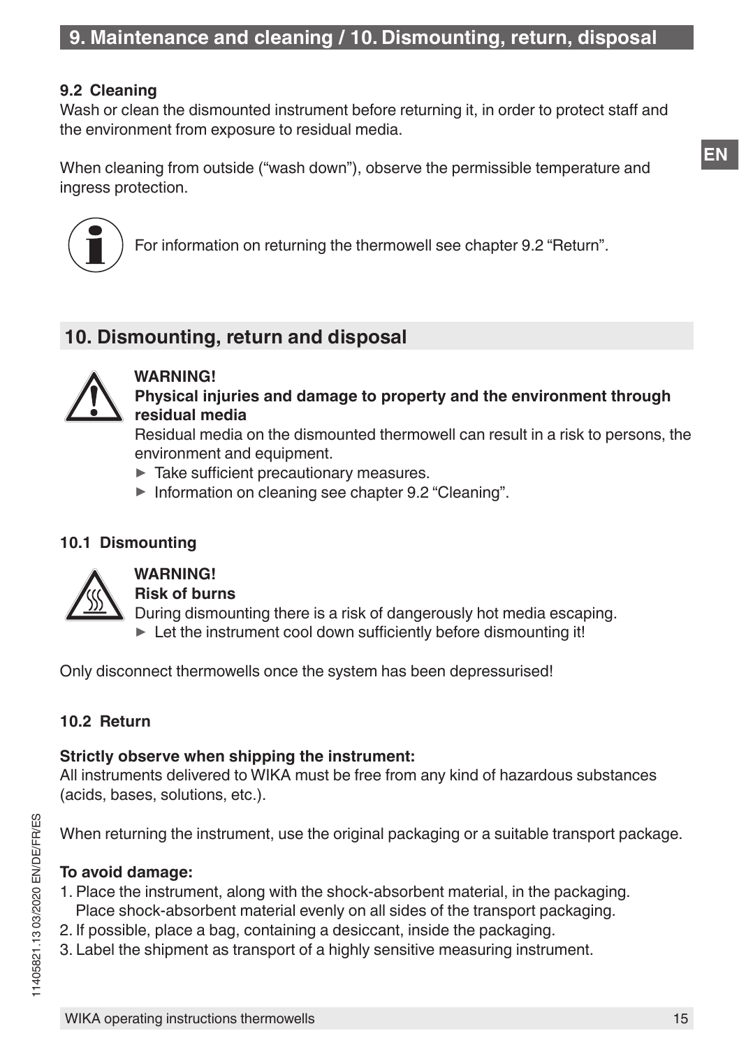## 9.2 Cleaning

Wash or clean the dismounted instrument before returning it, in order to protect staff and the environment from exposure to residual media.

When cleaning from outside ("wash down"), observe the permissible temperature and ingress protection.

For information on returning the thermowell see chapter 9.2 "Return".

# 10. Dismounting, return and disposal

**WARNING!**
**Physical injuries and damage to property and the environment through residual media**
Residual media on the dismounted thermowell can result in a risk to persons, the environment and equipment.

- ▶ Take sufficient precautionary measures.
- ▶ Information on cleaning see chapter 9.2 "Cleaning".

## 10.1 Dismounting

**WARNING!**
**Risk of burns**
During dismounting there is a risk of dangerously hot media escaping.

- ▶ Let the instrument cool down sufficiently before dismounting it!

Only disconnect thermowells once the system has been depressurised!

## 10.2 Return

**Strictly observe when shipping the instrument:**
All instruments delivered to WIKA must be free from any kind of hazardous substances (acids, bases, solutions, etc.).

When returning the instrument, use the original packaging or a suitable transport package.

**To avoid damage:**

1. Place the instrument, along with the shock-absorbent material, in the packaging. Place shock-absorbent material evenly on all sides of the transport packaging.
2. If possible, place a bag, containing a desiccant, inside the packaging.
3. Label the shipment as transport of a highly sensitive measuring instrument.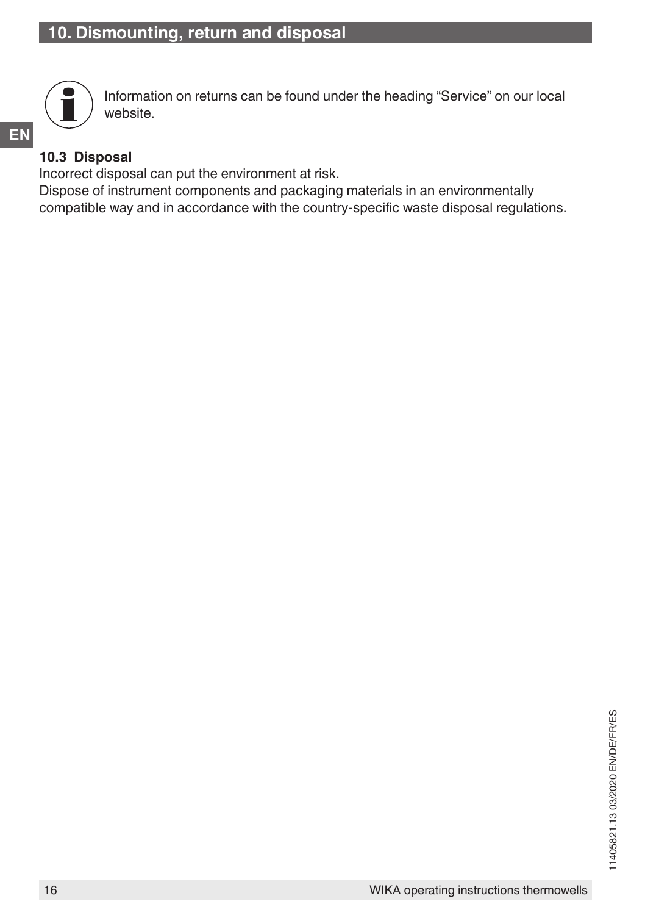# 10. Dismounting, return and disposal

Information on returns can be found under the heading "Service" on our local website.

### 10.3 Disposal

Incorrect disposal can put the environment at risk.

Dispose of instrument components and packaging materials in an environmentally compatible way and in accordance with the country-specific waste disposal regulations.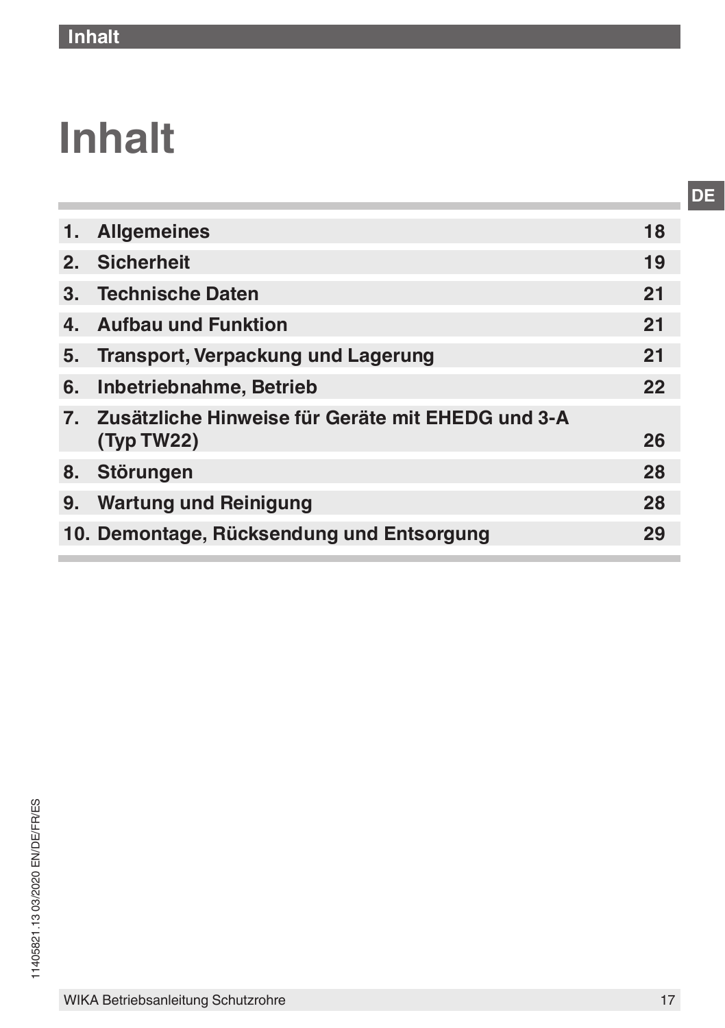# Inhalt

| | | |
|---|---|---|
| 1. | Allgemeines | 18 |
| 2. | Sicherheit | 19 |
| 3. | Technische Daten | 21 |
| 4. | Aufbau und Funktion | 21 |
| 5. | Transport, Verpackung und Lagerung | 21 |
| 6. | Inbetriebnahme, Betrieb | 22 |
| 7. | Zusätzliche Hinweise für Geräte mit EHEDG und 3-A (Typ TW22) | 26 |
| 8. | Störungen | 28 |
| 9. | Wartung und Reinigung | 28 |
| 10. | Demontage, Rücksendung und Entsorgung | 29 |

11405821.13 03/2020 EN/DE/FR/ES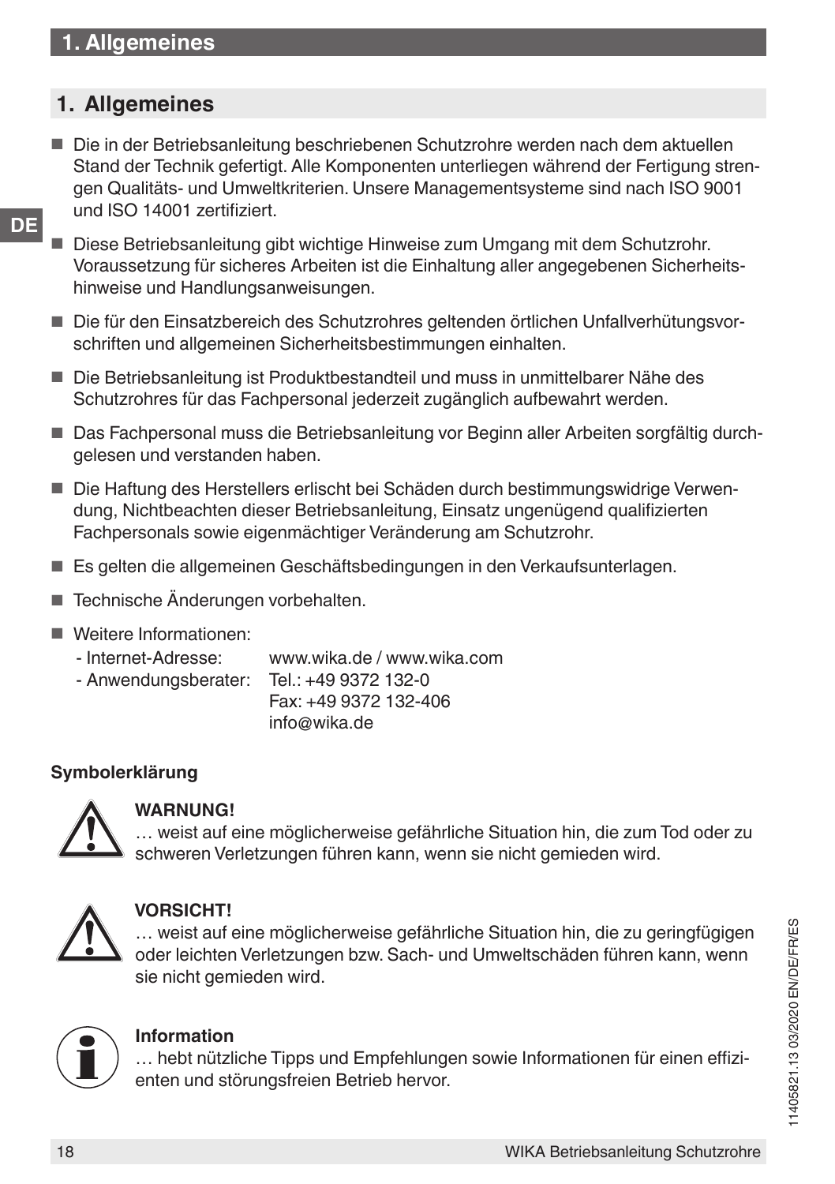# 1. Allgemeines

- Die in der Betriebsanleitung beschriebenen Schutzrohre werden nach dem aktuellen Stand der Technik gefertigt. Alle Komponenten unterliegen während der Fertigung strengen Qualitäts- und Umweltkriterien. Unsere Managementsysteme sind nach ISO 9001 und ISO 14001 zertifiziert.
- Diese Betriebsanleitung gibt wichtige Hinweise zum Umgang mit dem Schutzrohr. Voraussetzung für sicheres Arbeiten ist die Einhaltung aller angegebenen Sicherheitshinweise und Handlungsanweisungen.
- Die für den Einsatzbereich des Schutzrohres geltenden örtlichen Unfallverhütungsvorschriften und allgemeinen Sicherheitsbestimmungen einhalten.
- Die Betriebsanleitung ist Produktbestandteil und muss in unmittelbarer Nähe des Schutzrohres für das Fachpersonal jederzeit zugänglich aufbewahrt werden.
- Das Fachpersonal muss die Betriebsanleitung vor Beginn aller Arbeiten sorgfältig durchgelesen und verstanden haben.
- Die Haftung des Herstellers erlischt bei Schäden durch bestimmungswidrige Verwendung, Nichtbeachten dieser Betriebsanleitung, Einsatz ungenügend qualifizierten Fachpersonals sowie eigenmächtiger Veränderung am Schutzrohr.
- Es gelten die allgemeinen Geschäftsbedingungen in den Verkaufsunterlagen.
- Technische Änderungen vorbehalten.
- Weitere Informationen:
  - Internet-Adresse: www.wika.de / www.wika.com
  - Anwendungsberater: Tel.: +49 9372 132-0
    Fax: +49 9372 132-406
    info@wika.de

**Symbolerklärung**

**WARNUNG!**
… weist auf eine möglicherweise gefährliche Situation hin, die zum Tod oder zu schweren Verletzungen führen kann, wenn sie nicht gemieden wird.

**VORSICHT!**
… weist auf eine möglicherweise gefährliche Situation hin, die zu geringfügigen oder leichten Verletzungen bzw. Sach- und Umweltschäden führen kann, wenn sie nicht gemieden wird.

**Information**
… hebt nützliche Tipps und Empfehlungen sowie Informationen für einen effizienten und störungsfreien Betrieb hervor.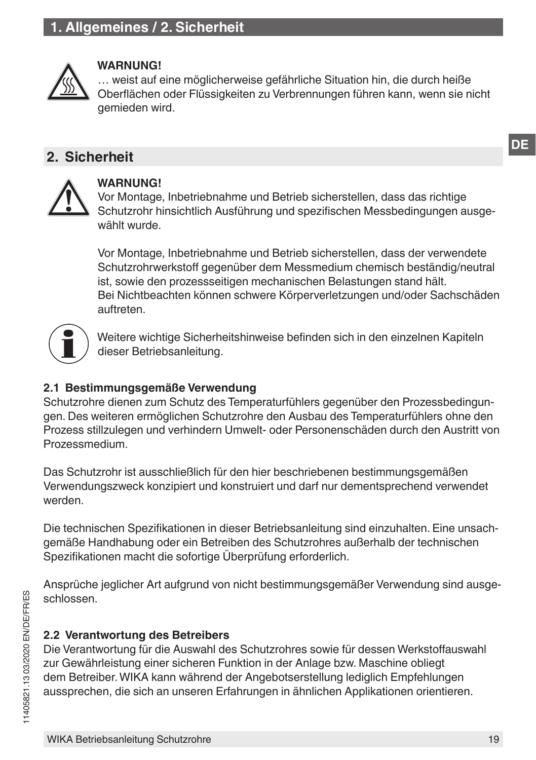**WARNUNG!**
… weist auf eine möglicherweise gefährliche Situation hin, die durch heiße Oberflächen oder Flüssigkeiten zu Verbrennungen führen kann, wenn sie nicht gemieden wird.

## 2. Sicherheit

**WARNUNG!**
Vor Montage, Inbetriebnahme und Betrieb sicherstellen, dass das richtige Schutzrohr hinsichtlich Ausführung und spezifischen Messbedingungen ausgewählt wurde.

Vor Montage, Inbetriebnahme und Betrieb sicherstellen, dass der verwendete Schutzrohrwerkstoff gegenüber dem Messmedium chemisch beständig/neutral ist, sowie den prozessseitigen mechanischen Belastungen stand hält.
Bei Nichtbeachten können schwere Körperverletzungen und/oder Sachschäden auftreten.

Weitere wichtige Sicherheitshinweise befinden sich in den einzelnen Kapiteln dieser Betriebsanleitung.

### 2.1 Bestimmungsgemäße Verwendung

Schutzrohre dienen zum Schutz des Temperaturfühlers gegenüber den Prozessbedingungen. Des weiteren ermöglichen Schutzrohre den Ausbau des Temperaturfühlers ohne den Prozess stillzulegen und verhindern Umwelt- oder Personenschäden durch den Austritt von Prozessmedium.

Das Schutzrohr ist ausschließlich für den hier beschriebenen bestimmungsgemäßen Verwendungszweck konzipiert und konstruiert und darf nur dementsprechend verwendet werden.

Die technischen Spezifikationen in dieser Betriebsanleitung sind einzuhalten. Eine unsachgemäße Handhabung oder ein Betreiben des Schutzrohres außerhalb der technischen Spezifikationen macht die sofortige Überprüfung erforderlich.

Ansprüche jeglicher Art aufgrund von nicht bestimmungsgemäßer Verwendung sind ausgeschlossen.

### 2.2 Verantwortung des Betreibers

Die Verantwortung für die Auswahl des Schutzrohres sowie für dessen Werkstoffauswahl zur Gewährleistung einer sicheren Funktion in der Anlage bzw. Maschine obliegt dem Betreiber. WIKA kann während der Angebotserstellung lediglich Empfehlungen aussprechen, die sich an unseren Erfahrungen in ähnlichen Applikationen orientieren.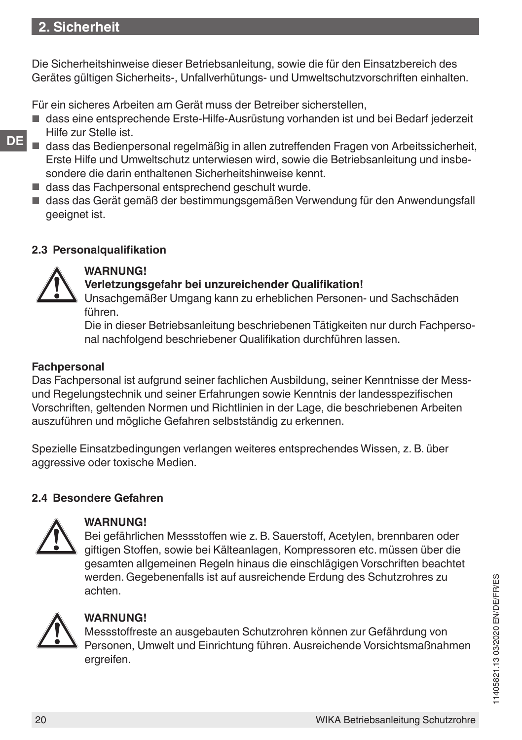## 2. Sicherheit

Die Sicherheitshinweise dieser Betriebsanleitung, sowie die für den Einsatzbereich des Gerätes gültigen Sicherheits-, Unfallverhütungs- und Umweltschutzvorschriften einhalten.

Für ein sicheres Arbeiten am Gerät muss der Betreiber sicherstellen,

- dass eine entsprechende Erste-Hilfe-Ausrüstung vorhanden ist und bei Bedarf jederzeit Hilfe zur Stelle ist.
- dass das Bedienpersonal regelmäßig in allen zutreffenden Fragen von Arbeitssicherheit, Erste Hilfe und Umweltschutz unterwiesen wird, sowie die Betriebsanleitung und insbesondere die darin enthaltenen Sicherheitshinweise kennt.
- dass das Fachpersonal entsprechend geschult wurde.
- dass das Gerät gemäß der bestimmungsgemäßen Verwendung für den Anwendungsfall geeignet ist.

### 2.3 Personalqualifikation

**WARNUNG!**
**Verletzungsgefahr bei unzureichender Qualifikation!**
Unsachgemäßer Umgang kann zu erheblichen Personen- und Sachschäden führen.
Die in dieser Betriebsanleitung beschriebenen Tätigkeiten nur durch Fachpersonal nachfolgend beschriebener Qualifikation durchführen lassen.

**Fachpersonal**
Das Fachpersonal ist aufgrund seiner fachlichen Ausbildung, seiner Kenntnisse der Mess- und Regelungstechnik und seiner Erfahrungen sowie Kenntnis der landesspezifischen Vorschriften, geltenden Normen und Richtlinien in der Lage, die beschriebenen Arbeiten auszuführen und mögliche Gefahren selbstständig zu erkennen.

Spezielle Einsatzbedingungen verlangen weiteres entsprechendes Wissen, z. B. über aggressive oder toxische Medien.

### 2.4 Besondere Gefahren

**WARNUNG!**
Bei gefährlichen Messstoffen wie z. B. Sauerstoff, Acetylen, brennbaren oder giftigen Stoffen, sowie bei Kälteanlagen, Kompressoren etc. müssen über die gesamten allgemeinen Regeln hinaus die einschlägigen Vorschriften beachtet werden. Gegebenenfalls ist auf ausreichende Erdung des Schutzrohres zu achten.

**WARNUNG!**
Messstoffreste an ausgebauten Schutzrohren können zur Gefährdung von Personen, Umwelt und Einrichtung führen. Ausreichende Vorsichtsmaßnahmen ergreifen.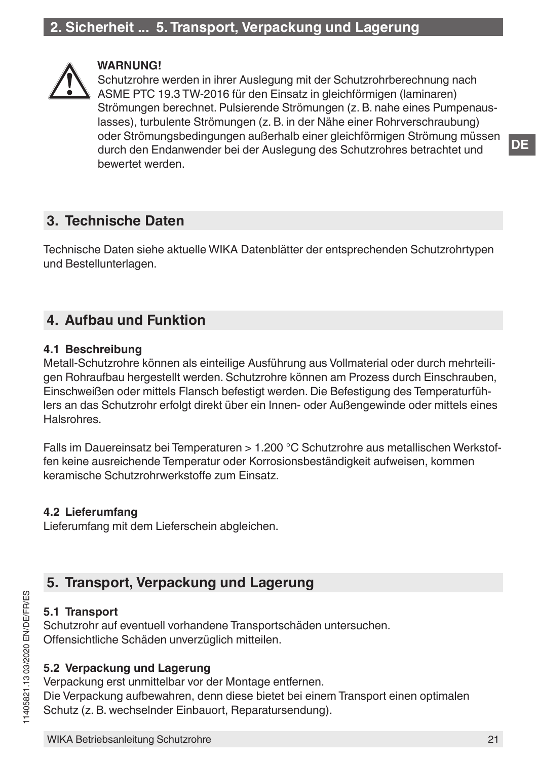**WARNUNG!**
Schutzrohre werden in ihrer Auslegung mit der Schutzrohrberechnung nach ASME PTC 19.3 TW-2016 für den Einsatz in gleichförmigen (laminaren) Strömungen berechnet. Pulsierende Strömungen (z. B. nahe eines Pumpenauslasses), turbulente Strömungen (z. B. in der Nähe einer Rohrverschraubung) oder Strömungsbedingungen außerhalb einer gleichförmigen Strömung müssen durch den Endanwender bei der Auslegung des Schutzrohres betrachtet und bewertet werden.

## 3. Technische Daten

Technische Daten siehe aktuelle WIKA Datenblätter der entsprechenden Schutzrohrtypen und Bestellunterlagen.

## 4. Aufbau und Funktion

### 4.1 Beschreibung

Metall-Schutzrohre können als einteilige Ausführung aus Vollmaterial oder durch mehrteiligen Rohraufbau hergestellt werden. Schutzrohre können am Prozess durch Einschrauben, Einschweißen oder mittels Flansch befestigt werden. Die Befestigung des Temperaturfühlers an das Schutzrohr erfolgt direkt über ein Innen- oder Außengewinde oder mittels eines Halsrohres.

Falls im Dauereinsatz bei Temperaturen > 1.200 °C Schutzrohre aus metallischen Werkstoffen keine ausreichende Temperatur oder Korrosionsbeständigkeit aufweisen, kommen keramische Schutzrohrwerkstoffe zum Einsatz.

### 4.2 Lieferumfang

Lieferumfang mit dem Lieferschein abgleichen.

## 5. Transport, Verpackung und Lagerung

### 5.1 Transport

Schutzrohr auf eventuell vorhandene Transportschäden untersuchen.
Offensichtliche Schäden unverzüglich mitteilen.

### 5.2 Verpackung und Lagerung

Verpackung erst unmittelbar vor der Montage entfernen.
Die Verpackung aufbewahren, denn diese bietet bei einem Transport einen optimalen Schutz (z. B. wechselnder Einbauort, Reparatursendung).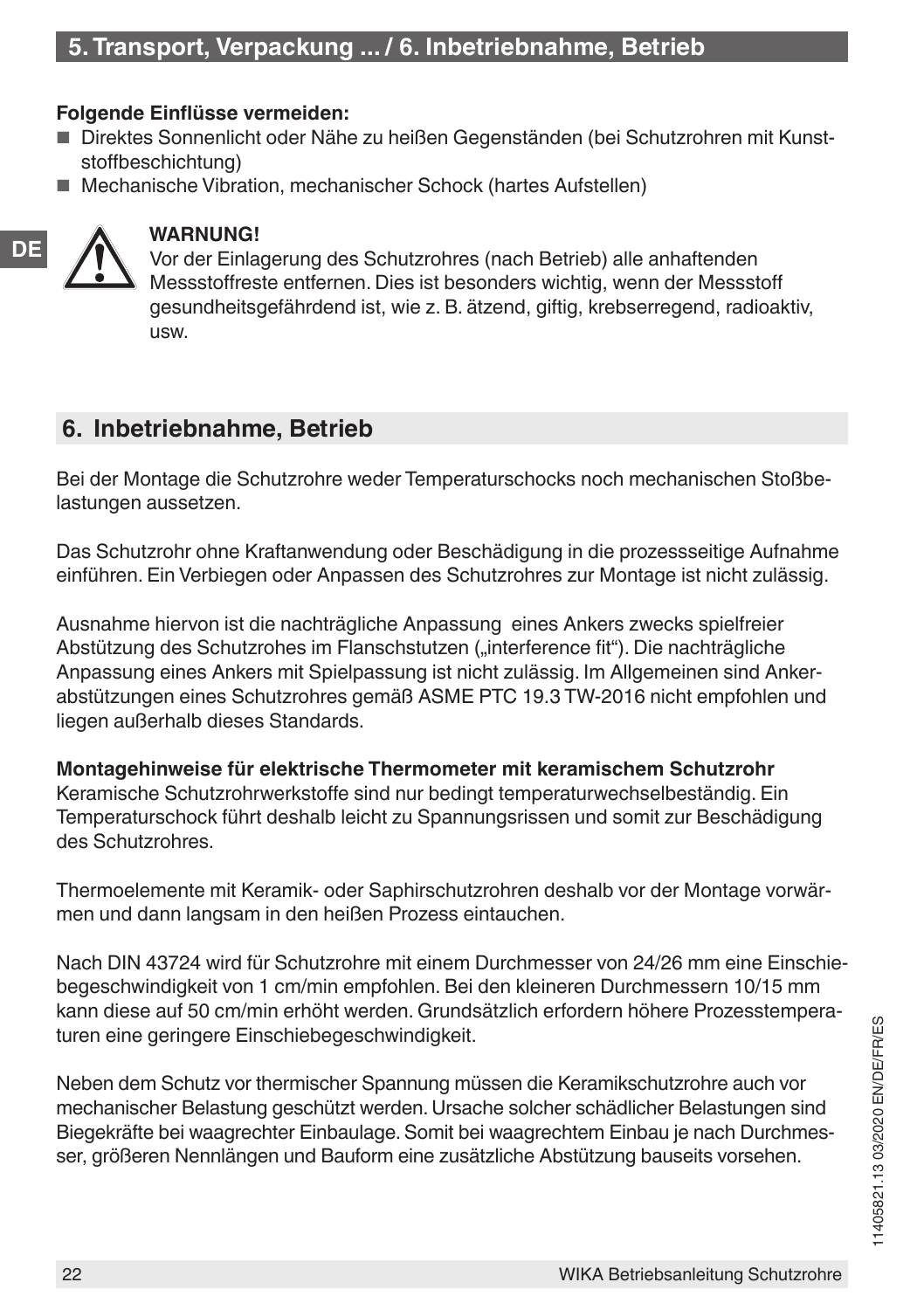**Folgende Einflüsse vermeiden:**

- Direktes Sonnenlicht oder Nähe zu heißen Gegenständen (bei Schutzrohren mit Kunststoffbeschichtung)
- Mechanische Vibration, mechanischer Schock (hartes Aufstellen)

**WARNUNG!**
Vor der Einlagerung des Schutzrohres (nach Betrieb) alle anhaftenden Messstoffreste entfernen. Dies ist besonders wichtig, wenn der Messstoff gesundheitsgefährdend ist, wie z. B. ätzend, giftig, krebserregend, radioaktiv, usw.

## 6. Inbetriebnahme, Betrieb

Bei der Montage die Schutzrohre weder Temperaturschocks noch mechanischen Stoßbelastungen aussetzen.

Das Schutzrohr ohne Kraftanwendung oder Beschädigung in die prozessseitige Aufnahme einführen. Ein Verbiegen oder Anpassen des Schutzrohres zur Montage ist nicht zulässig.

Ausnahme hiervon ist die nachträgliche Anpassung eines Ankers zwecks spielfreier Abstützung des Schutzrohes im Flanschstutzen („interference fit"). Die nachträgliche Anpassung eines Ankers mit Spielpassung ist nicht zulässig. Im Allgemeinen sind Ankerabstützungen eines Schutzrohres gemäß ASME PTC 19.3 TW-2016 nicht empfohlen und liegen außerhalb dieses Standards.

**Montagehinweise für elektrische Thermometer mit keramischem Schutzrohr**
Keramische Schutzrohrwerkstoffe sind nur bedingt temperaturwechselbeständig. Ein Temperaturschock führt deshalb leicht zu Spannungsrissen und somit zur Beschädigung des Schutzrohres.

Thermoelemente mit Keramik- oder Saphirschutzrohren deshalb vor der Montage vorwärmen und dann langsam in den heißen Prozess eintauchen.

Nach DIN 43724 wird für Schutzrohre mit einem Durchmesser von 24/26 mm eine Einschiebegeschwindigkeit von 1 cm/min empfohlen. Bei den kleineren Durchmessern 10/15 mm kann diese auf 50 cm/min erhöht werden. Grundsätzlich erfordern höhere Prozesstemperaturen eine geringere Einschiebegeschwindigkeit.

Neben dem Schutz vor thermischer Spannung müssen die Keramikschutzrohre auch vor mechanischer Belastung geschützt werden. Ursache solcher schädlicher Belastungen sind Biegekräfte bei waagrechter Einbaulage. Somit bei waagrechtem Einbau je nach Durchmesser, größeren Nennlängen und Bauform eine zusätzliche Abstützung bauseits vorsehen.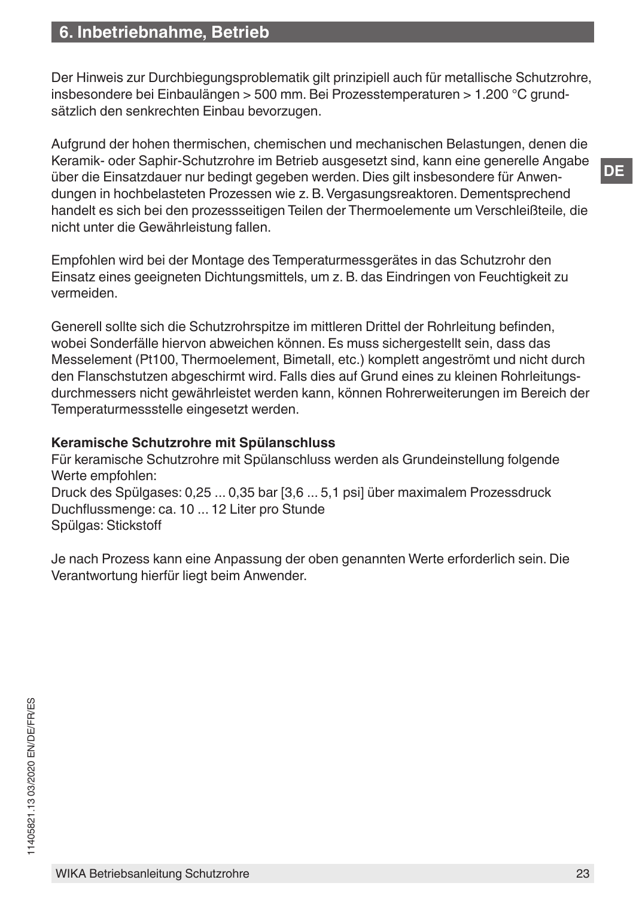## 6. Inbetriebnahme, Betrieb

Der Hinweis zur Durchbiegungsproblematik gilt prinzipiell auch für metallische Schutzrohre, insbesondere bei Einbaulängen > 500 mm. Bei Prozesstemperaturen > 1.200 °C grundsätzlich den senkrechten Einbau bevorzugen.

Aufgrund der hohen thermischen, chemischen und mechanischen Belastungen, denen die Keramik- oder Saphir-Schutzrohre im Betrieb ausgesetzt sind, kann eine generelle Angabe über die Einsatzdauer nur bedingt gegeben werden. Dies gilt insbesondere für Anwendungen in hochbelasteten Prozessen wie z. B. Vergasungsreaktoren. Dementsprechend handelt es sich bei den prozessseitigen Teilen der Thermoelemente um Verschleißteile, die nicht unter die Gewährleistung fallen.

Empfohlen wird bei der Montage des Temperaturmessgerätes in das Schutzrohr den Einsatz eines geeigneten Dichtungsmittels, um z. B. das Eindringen von Feuchtigkeit zu vermeiden.

Generell sollte sich die Schutzrohrspitze im mittleren Drittel der Rohrleitung befinden, wobei Sonderfälle hiervon abweichen können. Es muss sichergestellt sein, dass das Messelement (Pt100, Thermoelement, Bimetall, etc.) komplett angeströmt und nicht durch den Flanschstutzen abgeschirmt wird. Falls dies auf Grund eines zu kleinen Rohrleitungsdurchmessers nicht gewährleistet werden kann, können Rohrerweiterungen im Bereich der Temperaturmessstelle eingesetzt werden.

**Keramische Schutzrohre mit Spülanschluss**

Für keramische Schutzrohre mit Spülanschluss werden als Grundeinstellung folgende Werte empfohlen:
Druck des Spülgases: 0,25 ... 0,35 bar [3,6 ... 5,1 psi] über maximalem Prozessdruck
Duchflussmenge: ca. 10 ... 12 Liter pro Stunde
Spülgas: Stickstoff

Je nach Prozess kann eine Anpassung der oben genannten Werte erforderlich sein. Die Verantwortung hierfür liegt beim Anwender.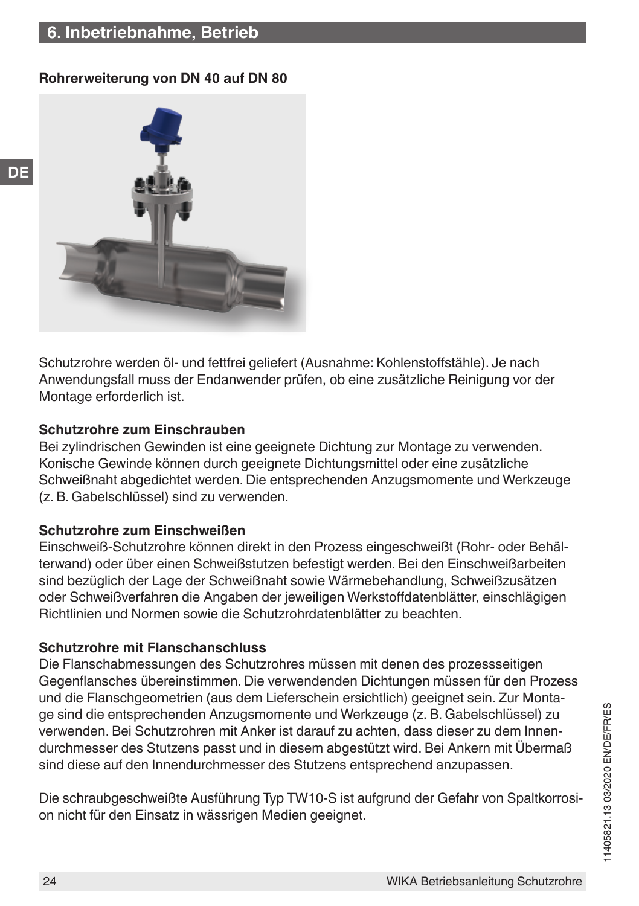## 6. Inbetriebnahme, Betrieb

**Rohrerweiterung von DN 40 auf DN 80**

Schutzrohre werden öl- und fettfrei geliefert (Ausnahme: Kohlenstoffstähle). Je nach Anwendungsfall muss der Endanwender prüfen, ob eine zusätzliche Reinigung vor der Montage erforderlich ist.

**Schutzrohre zum Einschrauben**

Bei zylindrischen Gewinden ist eine geeignete Dichtung zur Montage zu verwenden. Konische Gewinde können durch geeignete Dichtungsmittel oder eine zusätzliche Schweißnaht abgedichtet werden. Die entsprechenden Anzugsmomente und Werkzeuge (z. B. Gabelschlüssel) sind zu verwenden.

**Schutzrohre zum Einschweißen**

Einschweiß-Schutzrohre können direkt in den Prozess eingeschweißt (Rohr- oder Behälterwand) oder über einen Schweißstutzen befestigt werden. Bei den Einschweißarbeiten sind bezüglich der Lage der Schweißnaht sowie Wärmebehandlung, Schweißzusätzen oder Schweißverfahren die Angaben der jeweiligen Werkstoffdatenblätter, einschlägigen Richtlinien und Normen sowie die Schutzrohrdatenblätter zu beachten.

**Schutzrohre mit Flanschanschluss**

Die Flanschabmessungen des Schutzrohres müssen mit denen des prozessseitigen Gegenflansches übereinstimmen. Die verwendenden Dichtungen müssen für den Prozess und die Flanschgeometrien (aus dem Lieferschein ersichtlich) geeignet sein. Zur Montage sind die entsprechenden Anzugsmomente und Werkzeuge (z. B. Gabelschlüssel) zu verwenden. Bei Schutzrohren mit Anker ist darauf zu achten, dass dieser zu dem Innendurchmesser des Stutzens passt und in diesem abgestützt wird. Bei Ankern mit Übermaß sind diese auf den Innendurchmesser des Stutzens entsprechend anzupassen.

Die schraubgeschweißte Ausführung Typ TW10-S ist aufgrund der Gefahr von Spaltkorrosion nicht für den Einsatz in wässrigen Medien geeignet.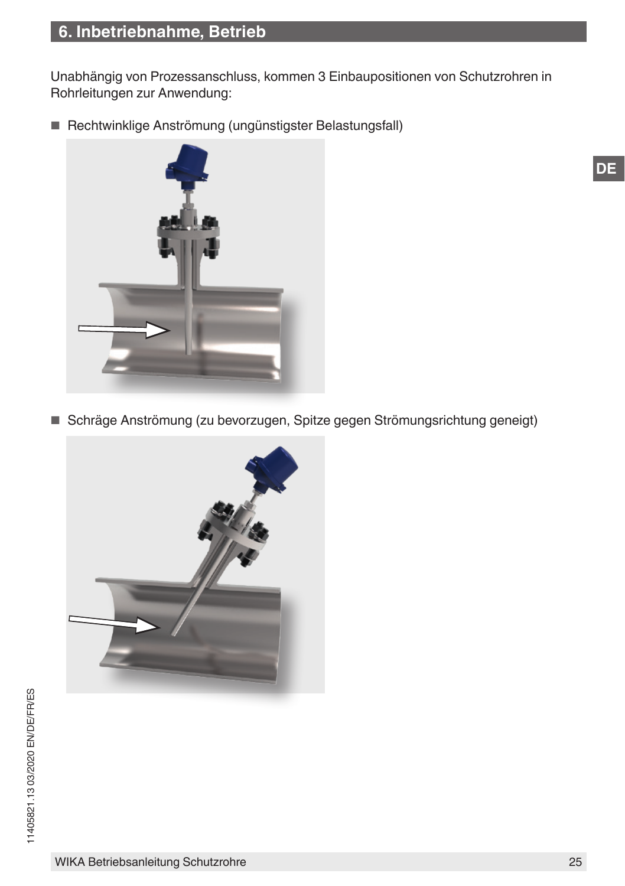## 6. Inbetriebnahme, Betrieb

Unabhängig von Prozessanschluss, kommen 3 Einbaupositionen von Schutzrohren in Rohrleitungen zur Anwendung:

- Rechtwinklige Anströmung (ungünstigster Belastungsfall)

- Schräge Anströmung (zu bevorzugen, Spitze gegen Strömungsrichtung geneigt)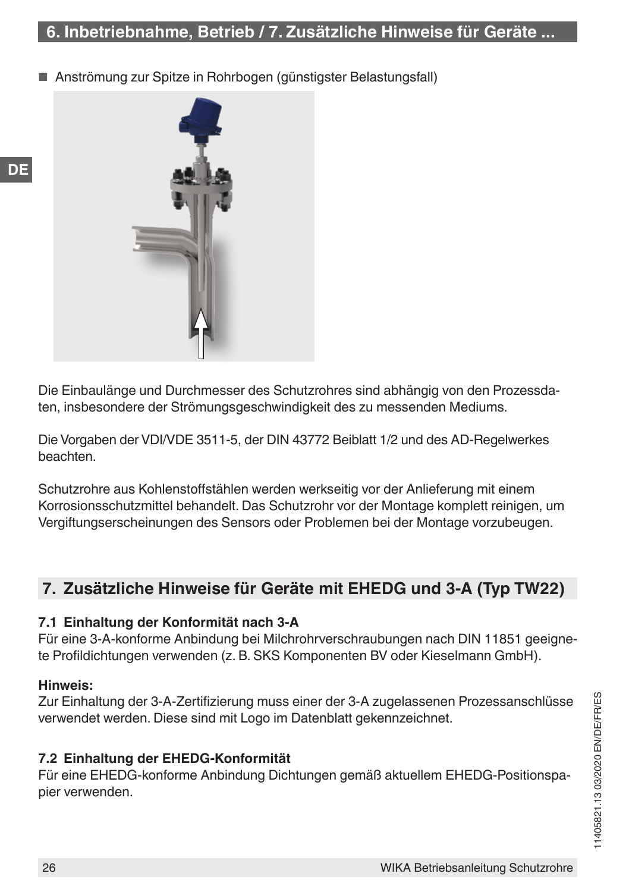- Anströmung zur Spitze in Rohrbogen (günstigster Belastungsfall)

Die Einbaulänge und Durchmesser des Schutzrohres sind abhängig von den Prozessdaten, insbesondere der Strömungsgeschwindigkeit des zu messenden Mediums.

Die Vorgaben der VDI/VDE 3511-5, der DIN 43772 Beiblatt 1/2 und des AD-Regelwerkes beachten.

Schutzrohre aus Kohlenstoffstählen werden werkseitig vor der Anlieferung mit einem Korrosionsschutzmittel behandelt. Das Schutzrohr vor der Montage komplett reinigen, um Vergiftungserscheinungen des Sensors oder Problemen bei der Montage vorzubeugen.

## 7. Zusätzliche Hinweise für Geräte mit EHEDG und 3-A (Typ TW22)

### 7.1 Einhaltung der Konformität nach 3-A

Für eine 3-A-konforme Anbindung bei Milchrohrverschraubungen nach DIN 11851 geeignete Profildichtungen verwenden (z. B. SKS Komponenten BV oder Kieselmann GmbH).

**Hinweis:**
Zur Einhaltung der 3-A-Zertifizierung muss einer der 3-A zugelassenen Prozessanschlüsse verwendet werden. Diese sind mit Logo im Datenblatt gekennzeichnet.

### 7.2 Einhaltung der EHEDG-Konformität

Für eine EHEDG-konforme Anbindung Dichtungen gemäß aktuellem EHEDG-Positionspapier verwenden.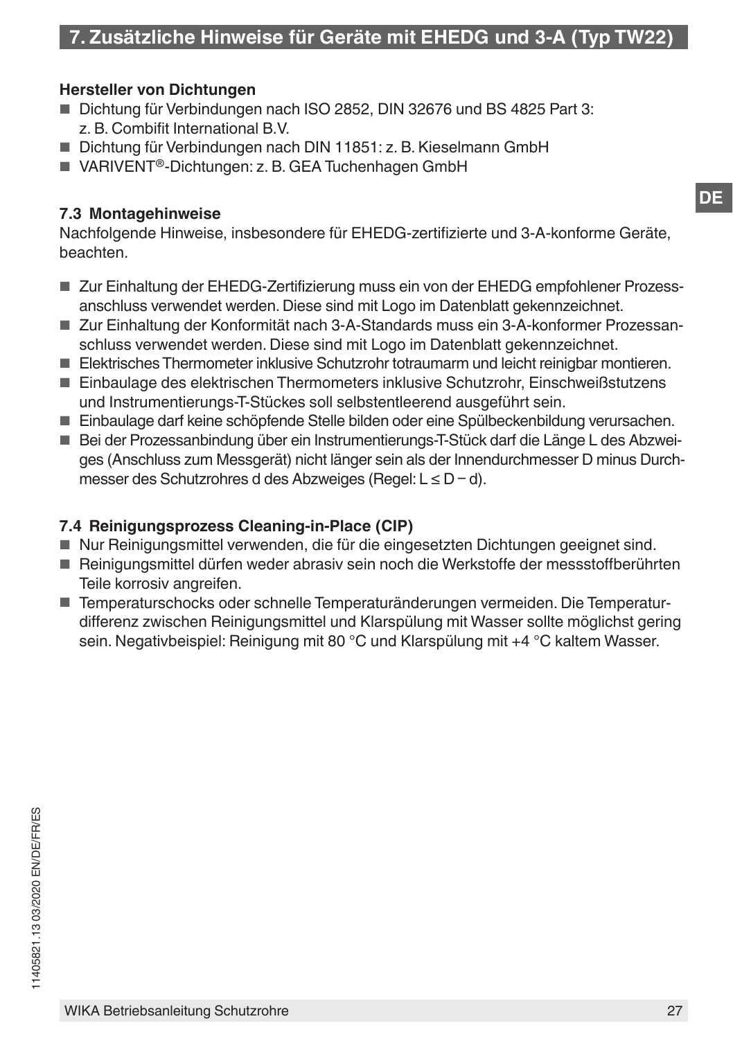# 7. Zusätzliche Hinweise für Geräte mit EHEDG und 3-A (Typ TW22)

**Hersteller von Dichtungen**

- Dichtung für Verbindungen nach ISO 2852, DIN 32676 und BS 4825 Part 3: z. B. Combifit International B.V.
- Dichtung für Verbindungen nach DIN 11851: z. B. Kieselmann GmbH
- VARIVENT®-Dichtungen: z. B. GEA Tuchenhagen GmbH

## 7.3 Montagehinweise

Nachfolgende Hinweise, insbesondere für EHEDG-zertifizierte und 3-A-konforme Geräte, beachten.

- Zur Einhaltung der EHEDG-Zertifizierung muss ein von der EHEDG empfohlener Prozessanschluss verwendet werden. Diese sind mit Logo im Datenblatt gekennzeichnet.
- Zur Einhaltung der Konformität nach 3-A-Standards muss ein 3-A-konformer Prozessanschluss verwendet werden. Diese sind mit Logo im Datenblatt gekennzeichnet.
- Elektrisches Thermometer inklusive Schutzrohr totraumarm und leicht reinigbar montieren.
- Einbaulage des elektrischen Thermometers inklusive Schutzrohr, Einschweißstutzens und Instrumentierungs-T-Stückes soll selbstentleerend ausgeführt sein.
- Einbaulage darf keine schöpfende Stelle bilden oder eine Spülbeckenbildung verursachen.
- Bei der Prozessanbindung über ein Instrumentierungs-T-Stück darf die Länge L des Abzweiges (Anschluss zum Messgerät) nicht länger sein als der Innendurchmesser D minus Durchmesser des Schutzrohres d des Abzweiges (Regel: $L \leq D - d$).

## 7.4 Reinigungsprozess Cleaning-in-Place (CIP)

- Nur Reinigungsmittel verwenden, die für die eingesetzten Dichtungen geeignet sind.
- Reinigungsmittel dürfen weder abrasiv sein noch die Werkstoffe der messstoffberührten Teile korrosiv angreifen.
- Temperaturschocks oder schnelle Temperaturänderungen vermeiden. Die Temperaturdifferenz zwischen Reinigungsmittel und Klarspülung mit Wasser sollte möglichst gering sein. Negativbeispiel: Reinigung mit 80 °C und Klarspülung mit +4 °C kaltem Wasser.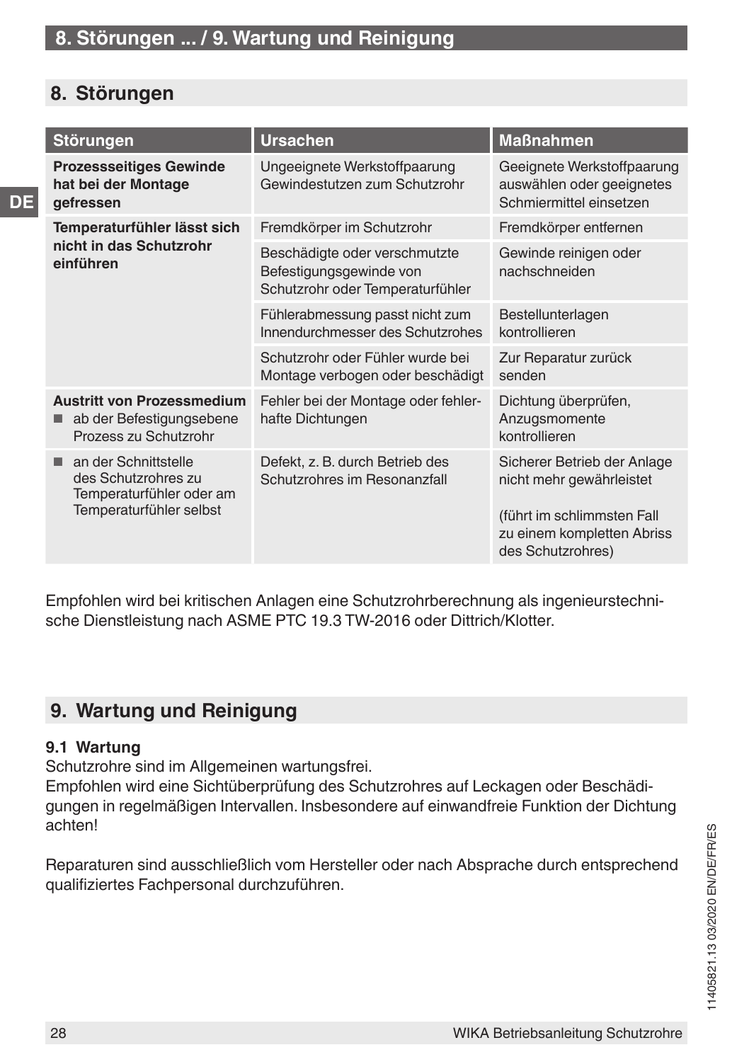## 8. Störungen

| Störungen | Ursachen | Maßnahmen |
|---|---|---|
| **Prozessseitiges Gewinde hat bei der Montage gefressen** | Ungeeignete Werkstoffpaarung Gewindestutzen zum Schutzrohr | Geeignete Werkstoffpaarung auswählen oder geeignetes Schmiermittel einsetzen |
| **Temperaturfühler lässt sich nicht in das Schutzrohr einführen** | Fremdkörper im Schutzrohr | Fremdkörper entfernen |
| | Beschädigte oder verschmutzte Befestigungsgewinde von Schutzrohr oder Temperaturfühler | Gewinde reinigen oder nachschneiden |
| | Fühlerabmessung passt nicht zum Innendurchmesser des Schutzrohres | Bestellunterlagen kontrollieren |
| | Schutzrohr oder Fühler wurde bei Montage verbogen oder beschädigt | Zur Reparatur zurück senden |
| **Austritt von Prozessmedium**<br>■ ab der Befestigungsebene Prozess zu Schutzrohr | Fehler bei der Montage oder fehlerhafte Dichtungen | Dichtung überprüfen, Anzugsmomente kontrollieren |
| ■ an der Schnittstelle des Schutzrohres zu Temperaturfühler oder am Temperaturfühler selbst | Defekt, z. B. durch Betrieb des Schutzrohres im Resonanzfall | Sicherer Betrieb der Anlage nicht mehr gewährleistet<br><br>(führt im schlimmsten Fall zu einem kompletten Abriss des Schutzrohres) |

Empfohlen wird bei kritischen Anlagen eine Schutzrohrberechnung als ingenieurstechnische Dienstleistung nach ASME PTC 19.3 TW-2016 oder Dittrich/Klotter.

## 9. Wartung und Reinigung

### 9.1 Wartung

Schutzrohre sind im Allgemeinen wartungsfrei.
Empfohlen wird eine Sichtüberprüfung des Schutzrohres auf Leckagen oder Beschädigungen in regelmäßigen Intervallen. Insbesondere auf einwandfreie Funktion der Dichtung achten!

Reparaturen sind ausschließlich vom Hersteller oder nach Absprache durch entsprechend qualifiziertes Fachpersonal durchzuführen.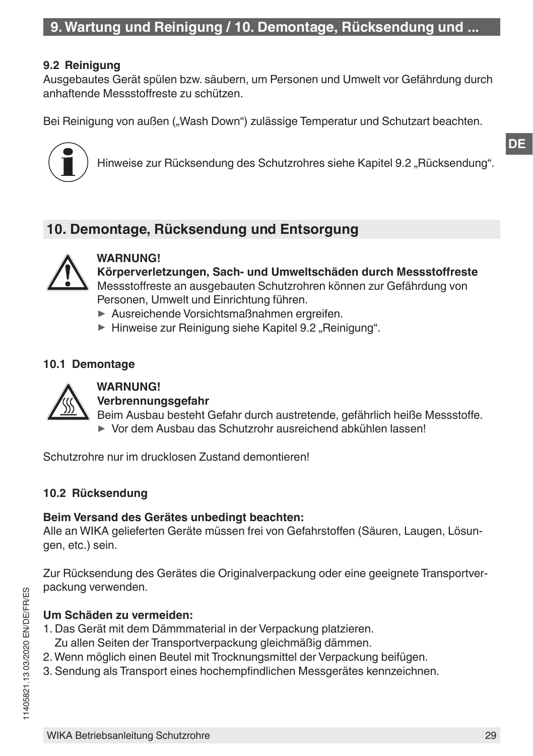### 9.2 Reinigung

Ausgebautes Gerät spülen bzw. säubern, um Personen und Umwelt vor Gefährdung durch anhaftende Messstoffreste zu schützen.

Bei Reinigung von außen („Wash Down“) zulässige Temperatur und Schutzart beachten.

Hinweise zur Rücksendung des Schutzrohres siehe Kapitel 9.2 „Rücksendung“.

## 10. Demontage, Rücksendung und Entsorgung

**WARNUNG!**
**Körperverletzungen, Sach- und Umweltschäden durch Messstoffreste**
Messstoffreste an ausgebauten Schutzrohren können zur Gefährdung von Personen, Umwelt und Einrichtung führen.

- Ausreichende Vorsichtsmaßnahmen ergreifen.
- Hinweise zur Reinigung siehe Kapitel 9.2 „Reinigung“.

### 10.1 Demontage

**WARNUNG!**
**Verbrennungsgefahr**
Beim Ausbau besteht Gefahr durch austretende, gefährlich heiße Messstoffe.

- Vor dem Ausbau das Schutzrohr ausreichend abkühlen lassen!

Schutzrohre nur im drucklosen Zustand demontieren!

### 10.2 Rücksendung

**Beim Versand des Gerätes unbedingt beachten:**
Alle an WIKA gelieferten Geräte müssen frei von Gefahrstoffen (Säuren, Laugen, Lösungen, etc.) sein.

Zur Rücksendung des Gerätes die Originalverpackung oder eine geeignete Transportverpackung verwenden.

**Um Schäden zu vermeiden:**

1. Das Gerät mit dem Dämmmaterial in der Verpackung platzieren.
   Zu allen Seiten der Transportverpackung gleichmäßig dämmen.
2. Wenn möglich einen Beutel mit Trocknungsmittel der Verpackung beifügen.
3. Sendung als Transport eines hochempfindlichen Messgerätes kennzeichnen.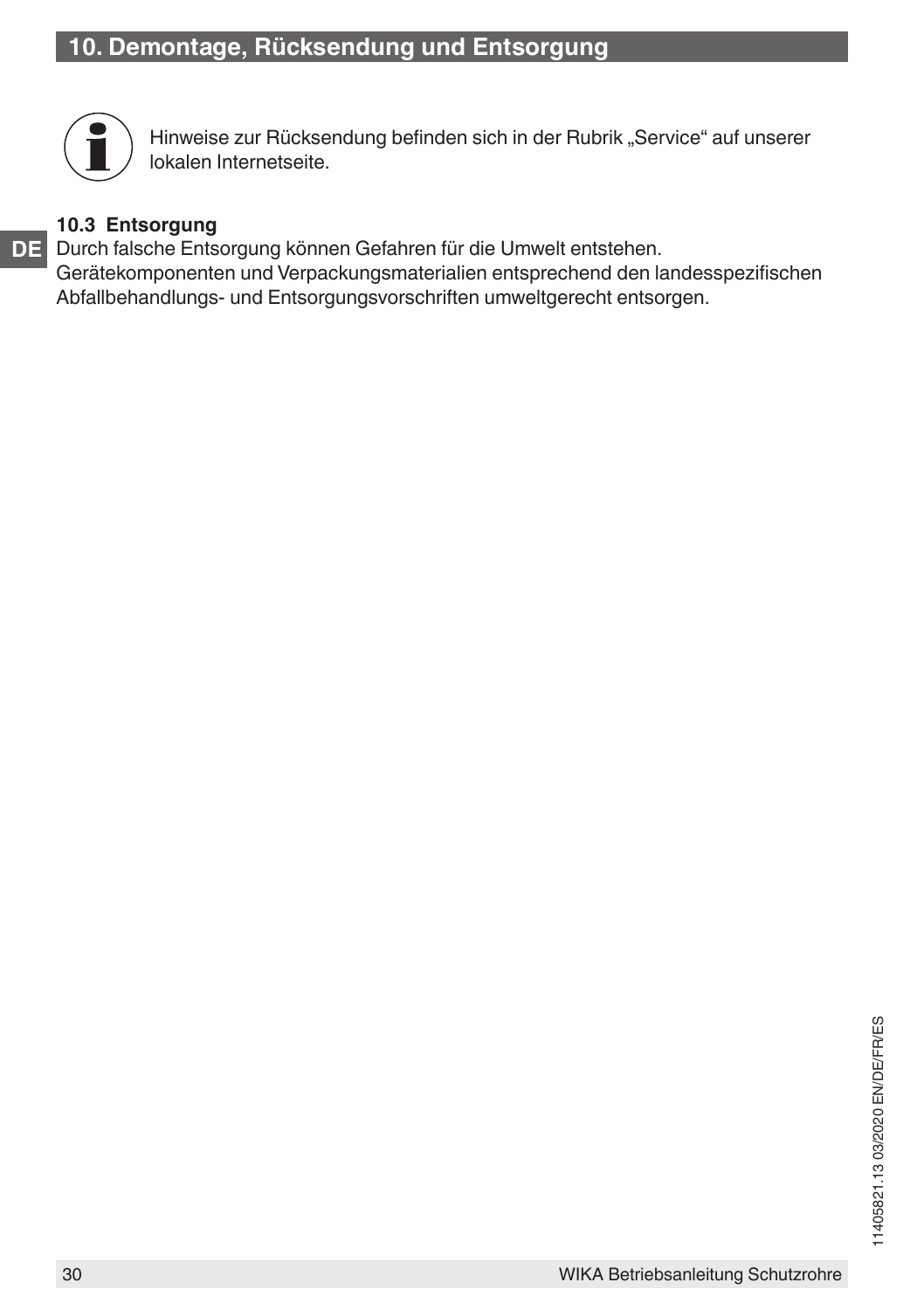## 10. Demontage, Rücksendung und Entsorgung

Hinweise zur Rücksendung befinden sich in der Rubrik „Service“ auf unserer lokalen Internetseite.

### 10.3 Entsorgung

Durch falsche Entsorgung können Gefahren für die Umwelt entstehen.
Gerätekomponenten und Verpackungsmaterialien entsprechend den landesspezifischen Abfallbehandlungs- und Entsorgungsvorschriften umweltgerecht entsorgen.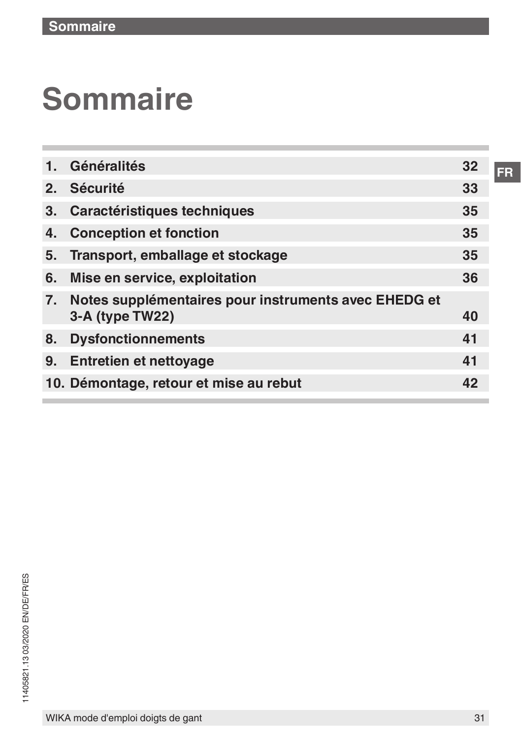# Sommaire

| | | |
|---|---|---|
| 1. | Généralités | 32 |
| 2. | Sécurité | 33 |
| 3. | Caractéristiques techniques | 35 |
| 4. | Conception et fonction | 35 |
| 5. | Transport, emballage et stockage | 35 |
| 6. | Mise en service, exploitation | 36 |
| 7. | Notes supplémentaires pour instruments avec EHEDG et 3-A (type TW22) | 40 |
| 8. | Dysfonctionnements | 41 |
| 9. | Entretien et nettoyage | 41 |
| 10. | Démontage, retour et mise au rebut | 42 |

11405821.13 03/2020 EN/DE/FR/ES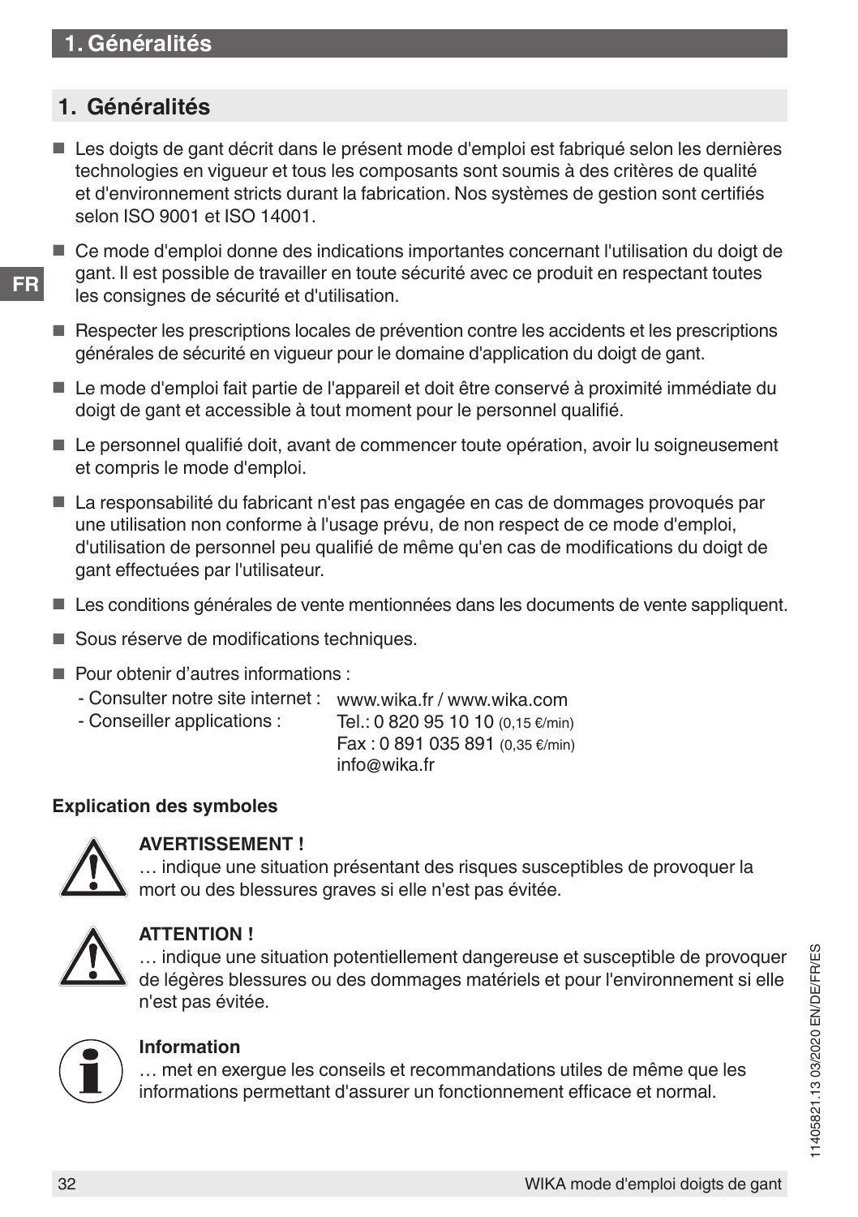# 1. Généralités

- Les doigts de gant décrit dans le présent mode d'emploi est fabriqué selon les dernières technologies en vigueur et tous les composants sont soumis à des critères de qualité et d'environnement stricts durant la fabrication. Nos systèmes de gestion sont certifiés selon ISO 9001 et ISO 14001.
- Ce mode d'emploi donne des indications importantes concernant l'utilisation du doigt de gant. Il est possible de travailler en toute sécurité avec ce produit en respectant toutes les consignes de sécurité et d'utilisation.
- Respecter les prescriptions locales de prévention contre les accidents et les prescriptions générales de sécurité en vigueur pour le domaine d'application du doigt de gant.
- Le mode d'emploi fait partie de l'appareil et doit être conservé à proximité immédiate du doigt de gant et accessible à tout moment pour le personnel qualifié.
- Le personnel qualifié doit, avant de commencer toute opération, avoir lu soigneusement et compris le mode d'emploi.
- La responsabilité du fabricant n'est pas engagée en cas de dommages provoqués par une utilisation non conforme à l'usage prévu, de non respect de ce mode d'emploi, d'utilisation de personnel peu qualifié de même qu'en cas de modifications du doigt de gant effectuées par l'utilisateur.
- Les conditions générales de vente mentionnées dans les documents de vente sappliquent.
- Sous réserve de modifications techniques.
- Pour obtenir d'autres informations :
  - Consulter notre site internet : www.wika.fr / www.wika.com
  - Conseiller applications : Tel.: 0 820 95 10 10 (0,15 €/min)
    Fax : 0 891 035 891 (0,35 €/min)
    info@wika.fr

**Explication des symboles**

**AVERTISSEMENT !**
… indique une situation présentant des risques susceptibles de provoquer la mort ou des blessures graves si elle n'est pas évitée.

**ATTENTION !**
… indique une situation potentiellement dangereuse et susceptible de provoquer de légères blessures ou des dommages matériels et pour l'environnement si elle n'est pas évitée.

**Information**
… met en exergue les conseils et recommandations utiles de même que les informations permettant d'assurer un fonctionnement efficace et normal.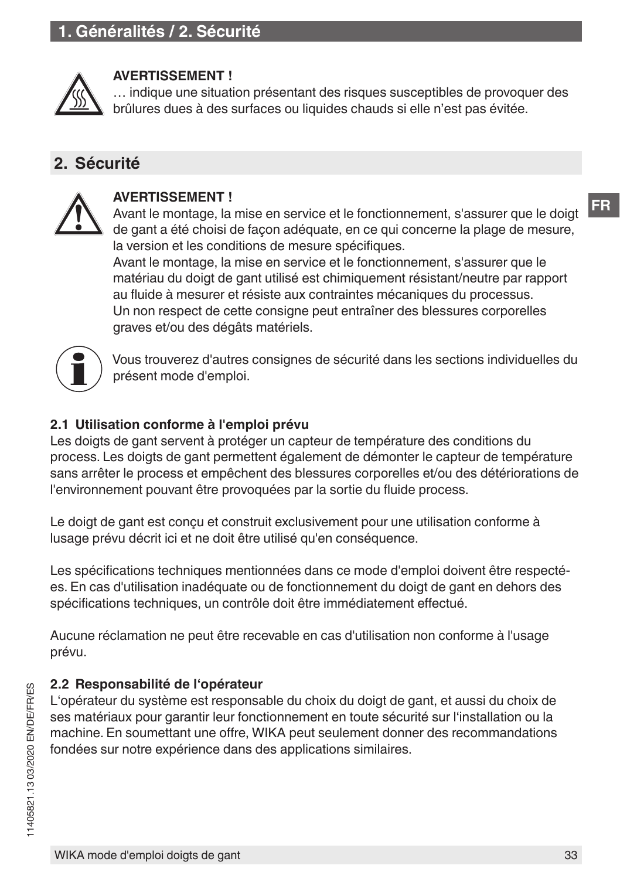**AVERTISSEMENT !**
… indique une situation présentant des risques susceptibles de provoquer des brûlures dues à des surfaces ou liquides chauds si elle n'est pas évitée.

## 2. Sécurité

**AVERTISSEMENT !**
Avant le montage, la mise en service et le fonctionnement, s'assurer que le doigt de gant a été choisi de façon adéquate, en ce qui concerne la plage de mesure, la version et les conditions de mesure spécifiques.
Avant le montage, la mise en service et le fonctionnement, s'assurer que le matériau du doigt de gant utilisé est chimiquement résistant/neutre par rapport au fluide à mesurer et résiste aux contraintes mécaniques du processus.
Un non respect de cette consigne peut entraîner des blessures corporelles graves et/ou des dégâts matériels.

Vous trouverez d'autres consignes de sécurité dans les sections individuelles du présent mode d'emploi.

### 2.1 Utilisation conforme à l'emploi prévu

Les doigts de gant servent à protéger un capteur de température des conditions du process. Les doigts de gant permettent également de démonter le capteur de température sans arrêter le process et empêchent des blessures corporelles et/ou des détériorations de l'environnement pouvant être provoquées par la sortie du fluide process.

Le doigt de gant est conçu et construit exclusivement pour une utilisation conforme à lusage prévu décrit ici et ne doit être utilisé qu'en conséquence.

Les spécifications techniques mentionnées dans ce mode d'emploi doivent être respectées. En cas d'utilisation inadéquate ou de fonctionnement du doigt de gant en dehors des spécifications techniques, un contrôle doit être immédiatement effectué.

Aucune réclamation ne peut être recevable en cas d'utilisation non conforme à l'usage prévu.

### 2.2 Responsabilité de l'opérateur

L'opérateur du système est responsable du choix du doigt de gant, et aussi du choix de ses matériaux pour garantir leur fonctionnement en toute sécurité sur l'installation ou la machine. En soumettant une offre, WIKA peut seulement donner des recommandations fondées sur notre expérience dans des applications similaires.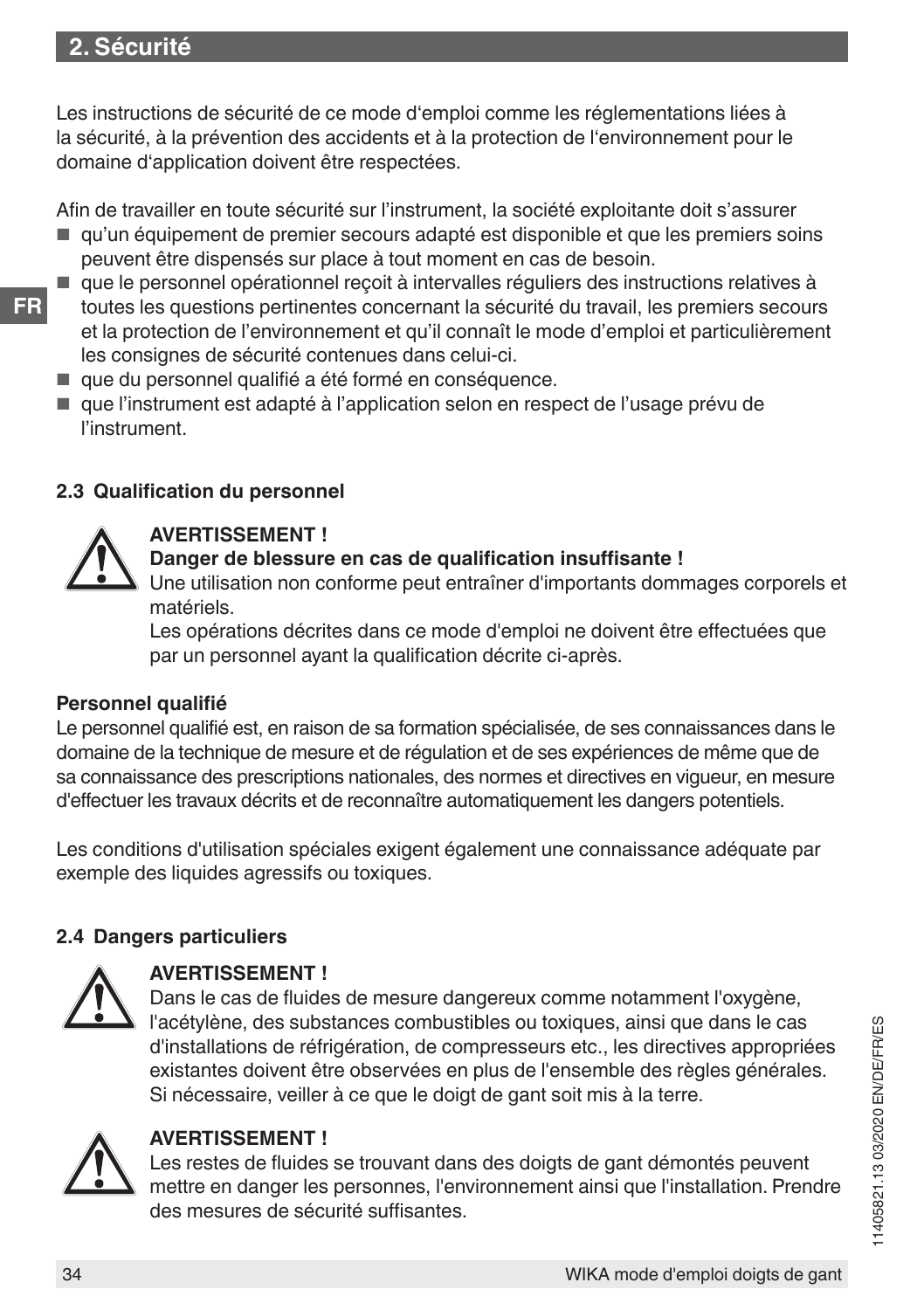## 2. Sécurité

Les instructions de sécurité de ce mode d'emploi comme les réglementations liées à la sécurité, à la prévention des accidents et à la protection de l'environnement pour le domaine d'application doivent être respectées.

Afin de travailler en toute sécurité sur l'instrument, la société exploitante doit s'assurer

- qu'un équipement de premier secours adapté est disponible et que les premiers soins peuvent être dispensés sur place à tout moment en cas de besoin.
- que le personnel opérationnel reçoit à intervalles réguliers des instructions relatives à toutes les questions pertinentes concernant la sécurité du travail, les premiers secours et la protection de l'environnement et qu'il connaît le mode d'emploi et particulièrement les consignes de sécurité contenues dans celui-ci.
- que du personnel qualifié a été formé en conséquence.
- que l'instrument est adapté à l'application selon en respect de l'usage prévu de l'instrument.

### 2.3 Qualification du personnel

**AVERTISSEMENT !**
**Danger de blessure en cas de qualification insuffisante !**
Une utilisation non conforme peut entraîner d'importants dommages corporels et matériels.
Les opérations décrites dans ce mode d'emploi ne doivent être effectuées que par un personnel ayant la qualification décrite ci-après.

**Personnel qualifié**
Le personnel qualifié est, en raison de sa formation spécialisée, de ses connaissances dans le domaine de la technique de mesure et de régulation et de ses expériences de même que de sa connaissance des prescriptions nationales, des normes et directives en vigueur, en mesure d'effectuer les travaux décrits et de reconnaître automatiquement les dangers potentiels.

Les conditions d'utilisation spéciales exigent également une connaissance adéquate par exemple des liquides agressifs ou toxiques.

### 2.4 Dangers particuliers

**AVERTISSEMENT !**
Dans le cas de fluides de mesure dangereux comme notamment l'oxygène, l'acétylène, des substances combustibles ou toxiques, ainsi que dans le cas d'installations de réfrigération, de compresseurs etc., les directives appropriées existantes doivent être observées en plus de l'ensemble des règles générales. Si nécessaire, veiller à ce que le doigt de gant soit mis à la terre.

**AVERTISSEMENT !**
Les restes de fluides se trouvant dans des doigts de gant démontés peuvent mettre en danger les personnes, l'environnement ainsi que l'installation. Prendre des mesures de sécurité suffisantes.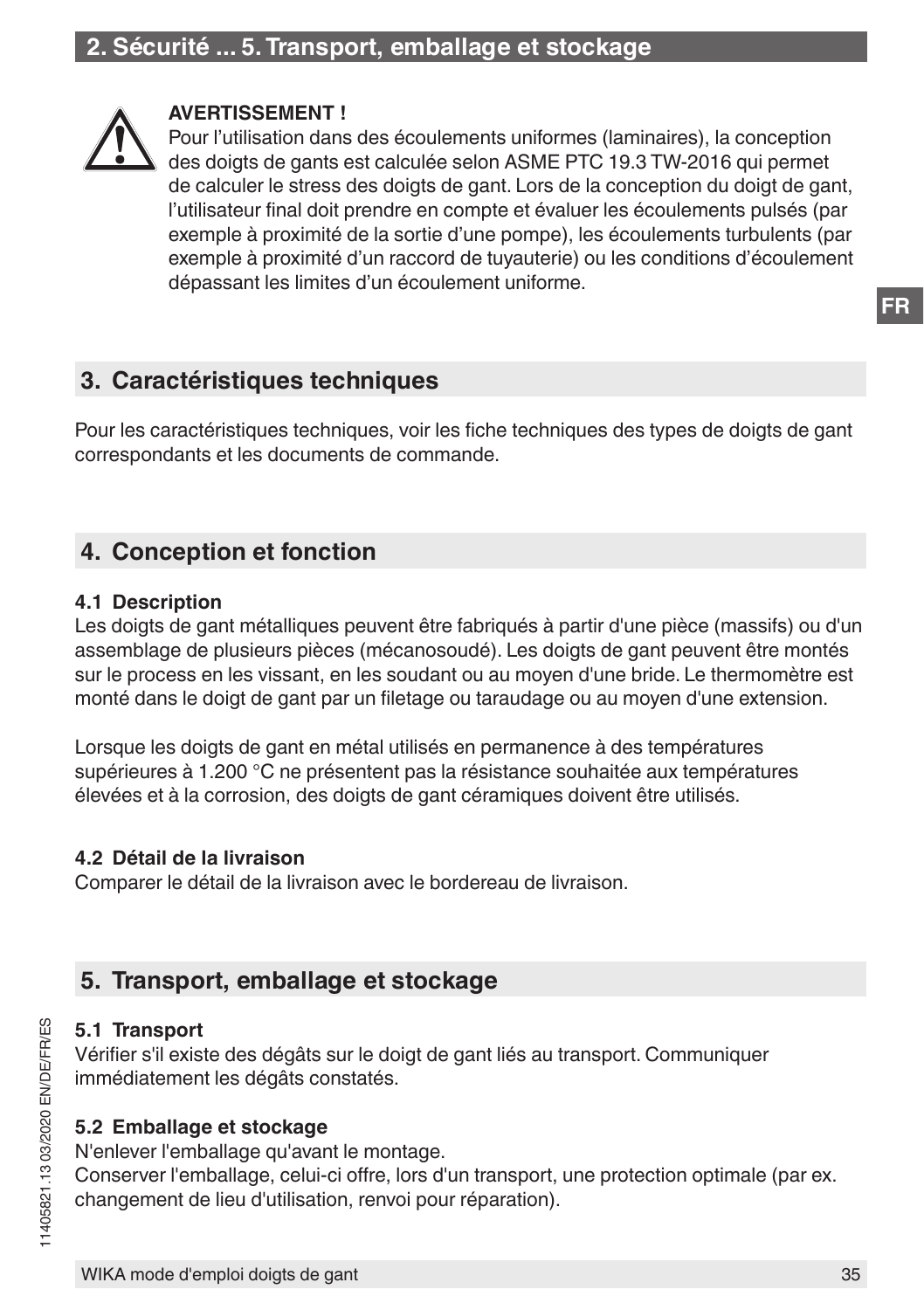**AVERTISSEMENT !**

Pour l'utilisation dans des écoulements uniformes (laminaires), la conception des doigts de gants est calculée selon ASME PTC 19.3 TW-2016 qui permet de calculer le stress des doigts de gant. Lors de la conception du doigt de gant, l'utilisateur final doit prendre en compte et évaluer les écoulements pulsés (par exemple à proximité de la sortie d'une pompe), les écoulements turbulents (par exemple à proximité d'un raccord de tuyauterie) ou les conditions d'écoulement dépassant les limites d'un écoulement uniforme.

## 3. Caractéristiques techniques

Pour les caractéristiques techniques, voir les fiche techniques des types de doigts de gant correspondants et les documents de commande.

## 4. Conception et fonction

### 4.1 Description

Les doigts de gant métalliques peuvent être fabriqués à partir d'une pièce (massifs) ou d'un assemblage de plusieurs pièces (mécanosoudé). Les doigts de gant peuvent être montés sur le process en les vissant, en les soudant ou au moyen d'une bride. Le thermomètre est monté dans le doigt de gant par un filetage ou taraudage ou au moyen d'une extension.

Lorsque les doigts de gant en métal utilisés en permanence à des températures supérieures à 1.200 °C ne présentent pas la résistance souhaitée aux températures élevées et à la corrosion, des doigts de gant céramiques doivent être utilisés.

### 4.2 Détail de la livraison

Comparer le détail de la livraison avec le bordereau de livraison.

## 5. Transport, emballage et stockage

### 5.1 Transport

Vérifier s'il existe des dégâts sur le doigt de gant liés au transport. Communiquer immédiatement les dégâts constatés.

### 5.2 Emballage et stockage

N'enlever l'emballage qu'avant le montage.
Conserver l'emballage, celui-ci offre, lors d'un transport, une protection optimale (par ex. changement de lieu d'utilisation, renvoi pour réparation).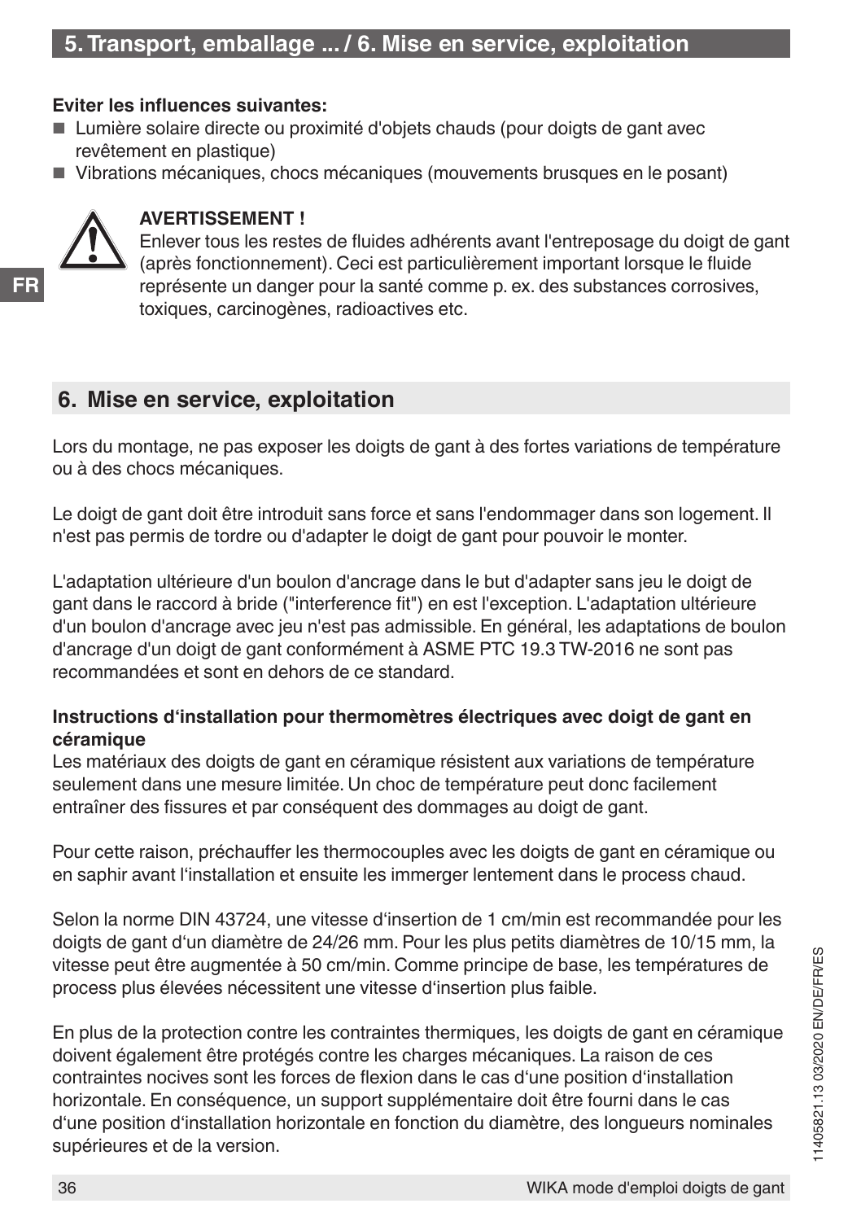**Eviter les influences suivantes:**

- Lumière solaire directe ou proximité d'objets chauds (pour doigts de gant avec revêtement en plastique)
- Vibrations mécaniques, chocs mécaniques (mouvements brusques en le posant)

**AVERTISSEMENT !**
Enlever tous les restes de fluides adhérents avant l'entreposage du doigt de gant (après fonctionnement). Ceci est particulièrement important lorsque le fluide représente un danger pour la santé comme p. ex. des substances corrosives, toxiques, carcinogènes, radioactives etc.

## 6. Mise en service, exploitation

Lors du montage, ne pas exposer les doigts de gant à des fortes variations de température ou à des chocs mécaniques.

Le doigt de gant doit être introduit sans force et sans l'endommager dans son logement. Il n'est pas permis de tordre ou d'adapter le doigt de gant pour pouvoir le monter.

L'adaptation ultérieure d'un boulon d'ancrage dans le but d'adapter sans jeu le doigt de gant dans le raccord à bride ("interference fit") en est l'exception. L'adaptation ultérieure d'un boulon d'ancrage avec jeu n'est pas admissible. En général, les adaptations de boulon d'ancrage d'un doigt de gant conformément à ASME PTC 19.3 TW-2016 ne sont pas recommandées et sont en dehors de ce standard.

**Instructions d'installation pour thermomètres électriques avec doigt de gant en céramique**

Les matériaux des doigts de gant en céramique résistent aux variations de température seulement dans une mesure limitée. Un choc de température peut donc facilement entraîner des fissures et par conséquent des dommages au doigt de gant.

Pour cette raison, préchauffer les thermocouples avec les doigts de gant en céramique ou en saphir avant l'installation et ensuite les immerger lentement dans le process chaud.

Selon la norme DIN 43724, une vitesse d'insertion de 1 cm/min est recommandée pour les doigts de gant d'un diamètre de 24/26 mm. Pour les plus petits diamètres de 10/15 mm, la vitesse peut être augmentée à 50 cm/min. Comme principe de base, les températures de process plus élevées nécessitent une vitesse d'insertion plus faible.

En plus de la protection contre les contraintes thermiques, les doigts de gant en céramique doivent également être protégés contre les charges mécaniques. La raison de ces contraintes nocives sont les forces de flexion dans le cas d'une position d'installation horizontale. En conséquence, un support supplémentaire doit être fourni dans le cas d'une position d'installation horizontale en fonction du diamètre, des longueurs nominales supérieures et de la version.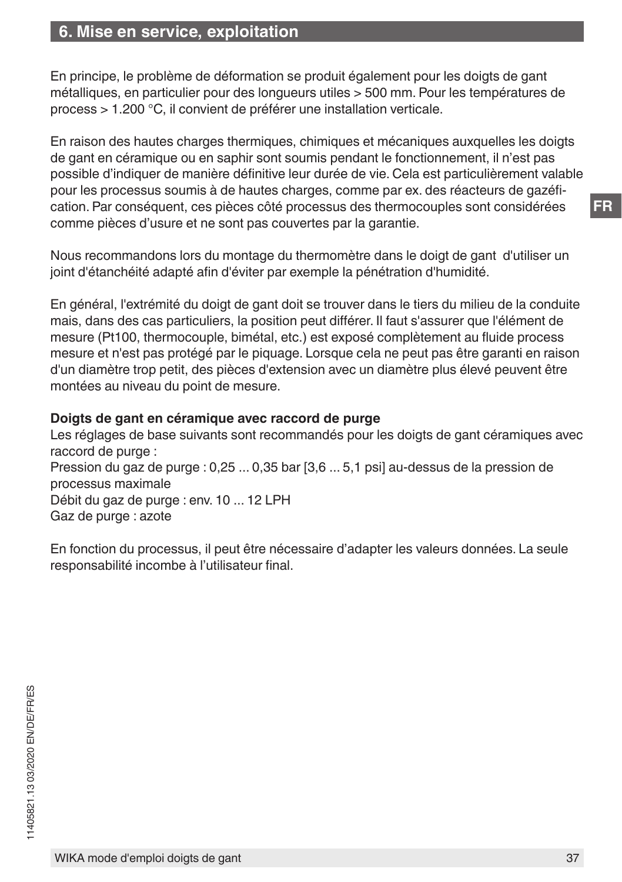## 6. Mise en service, exploitation

En principe, le problème de déformation se produit également pour les doigts de gant métalliques, en particulier pour des longueurs utiles > 500 mm. Pour les températures de process > 1.200 °C, il convient de préférer une installation verticale.

En raison des hautes charges thermiques, chimiques et mécaniques auxquelles les doigts de gant en céramique ou en saphir sont soumis pendant le fonctionnement, il n’est pas possible d’indiquer de manière définitive leur durée de vie. Cela est particulièrement valable pour les processus soumis à de hautes charges, comme par ex. des réacteurs de gazéification. Par conséquent, ces pièces côté processus des thermocouples sont considérées comme pièces d’usure et ne sont pas couvertes par la garantie.

Nous recommandons lors du montage du thermomètre dans le doigt de gant d'utiliser un joint d'étanchéité adapté afin d'éviter par exemple la pénétration d'humidité.

En général, l'extrémité du doigt de gant doit se trouver dans le tiers du milieu de la conduite mais, dans des cas particuliers, la position peut différer. Il faut s'assurer que l'élément de mesure (Pt100, thermocouple, bimétal, etc.) est exposé complètement au fluide process mesure et n'est pas protégé par le piquage. Lorsque cela ne peut pas être garanti en raison d'un diamètre trop petit, des pièces d'extension avec un diamètre plus élevé peuvent être montées au niveau du point de mesure.

**Doigts de gant en céramique avec raccord de purge**
Les réglages de base suivants sont recommandés pour les doigts de gant céramiques avec raccord de purge :
Pression du gaz de purge : 0,25 ... 0,35 bar [3,6 ... 5,1 psi] au-dessus de la pression de processus maximale
Débit du gaz de purge : env. 10 ... 12 LPH
Gaz de purge : azote

En fonction du processus, il peut être nécessaire d’adapter les valeurs données. La seule responsabilité incombe à l’utilisateur final.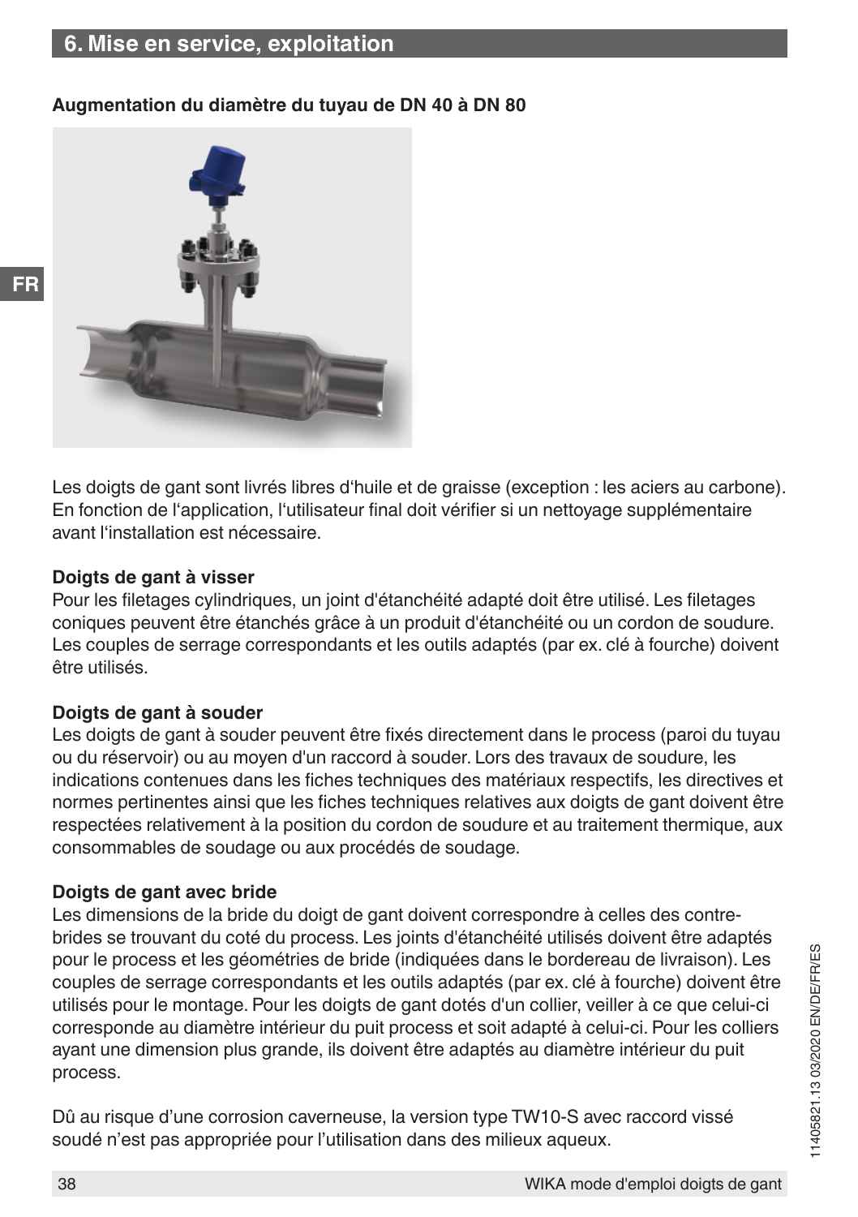## 6. Mise en service, exploitation

**Augmentation du diamètre du tuyau de DN 40 à DN 80**

Les doigts de gant sont livrés libres d'huile et de graisse (exception : les aciers au carbone). En fonction de l'application, l'utilisateur final doit vérifier si un nettoyage supplémentaire avant l'installation est nécessaire.

**Doigts de gant à visser**

Pour les filetages cylindriques, un joint d'étanchéité adapté doit être utilisé. Les filetages coniques peuvent être étanchés grâce à un produit d'étanchéité ou un cordon de soudure. Les couples de serrage correspondants et les outils adaptés (par ex. clé à fourche) doivent être utilisés.

**Doigts de gant à souder**

Les doigts de gant à souder peuvent être fixés directement dans le process (paroi du tuyau ou du réservoir) ou au moyen d'un raccord à souder. Lors des travaux de soudure, les indications contenues dans les fiches techniques des matériaux respectifs, les directives et normes pertinentes ainsi que les fiches techniques relatives aux doigts de gant doivent être respectées relativement à la position du cordon de soudure et au traitement thermique, aux consommables de soudage ou aux procédés de soudage.

**Doigts de gant avec bride**

Les dimensions de la bride du doigt de gant doivent correspondre à celles des contre-brides se trouvant du coté du process. Les joints d'étanchéité utilisés doivent être adaptés pour le process et les géométries de bride (indiquées dans le bordereau de livraison). Les couples de serrage correspondants et les outils adaptés (par ex. clé à fourche) doivent être utilisés pour le montage. Pour les doigts de gant dotés d'un collier, veiller à ce que celui-ci corresponde au diamètre intérieur du puit process et soit adapté à celui-ci. Pour les colliers ayant une dimension plus grande, ils doivent être adaptés au diamètre intérieur du puit process.

Dû au risque d'une corrosion caverneuse, la version type TW10-S avec raccord vissé soudé n'est pas appropriée pour l'utilisation dans des milieux aqueux.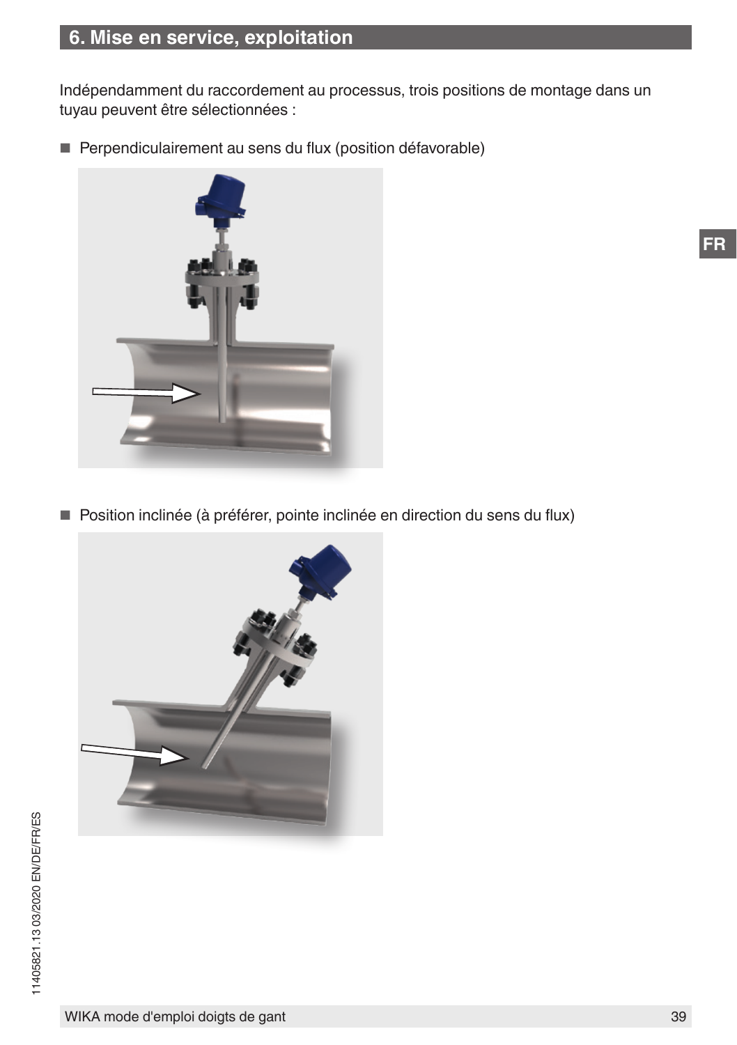## 6. Mise en service, exploitation

Indépendamment du raccordement au processus, trois positions de montage dans un tuyau peuvent être sélectionnées :

- Perpendiculairement au sens du flux (position défavorable)

- Position inclinée (à préférer, pointe inclinée en direction du sens du flux)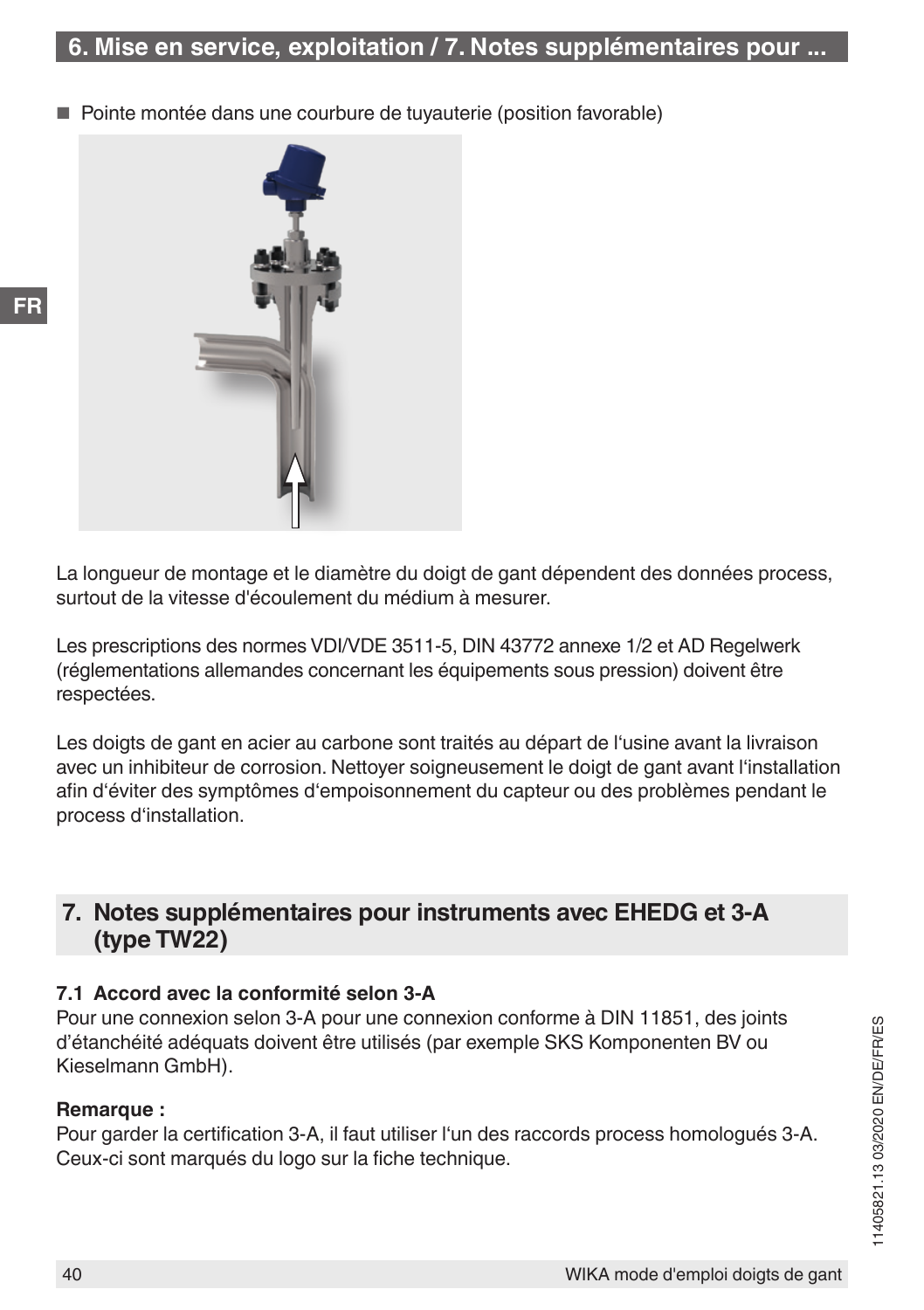- Pointe montée dans une courbure de tuyauterie (position favorable)

La longueur de montage et le diamètre du doigt de gant dépendent des données process, surtout de la vitesse d'écoulement du médium à mesurer.

Les prescriptions des normes VDI/VDE 3511-5, DIN 43772 annexe 1/2 et AD Regelwerk (réglementations allemandes concernant les équipements sous pression) doivent être respectées.

Les doigts de gant en acier au carbone sont traités au départ de l'usine avant la livraison avec un inhibiteur de corrosion. Nettoyer soigneusement le doigt de gant avant l'installation afin d'éviter des symptômes d'empoisonnement du capteur ou des problèmes pendant le process d'installation.

## 7. Notes supplémentaires pour instruments avec EHEDG et 3-A (type TW22)

### 7.1 Accord avec la conformité selon 3-A

Pour une connexion selon 3-A pour une connexion conforme à DIN 11851, des joints d'étanchéité adéquats doivent être utilisés (par exemple SKS Komponenten BV ou Kieselmann GmbH).

**Remarque :**
Pour garder la certification 3-A, il faut utiliser l'un des raccords process homologués 3-A. Ceux-ci sont marqués du logo sur la fiche technique.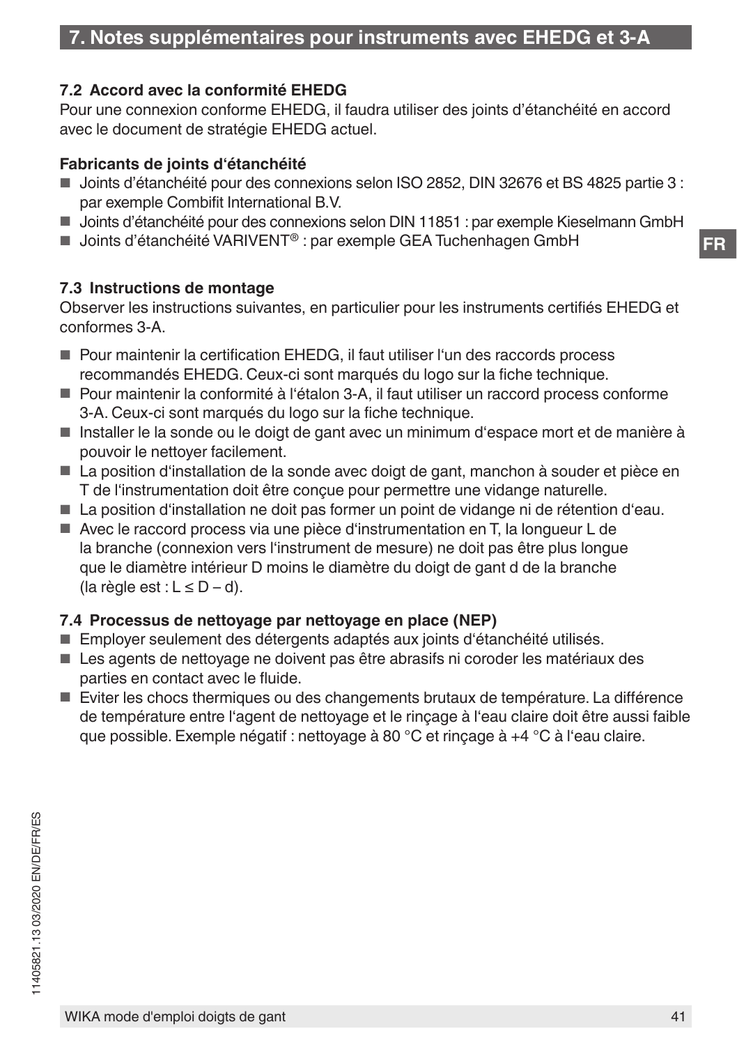## 7. Notes supplémentaires pour instruments avec EHEDG et 3-A

### 7.2 Accord avec la conformité EHEDG

Pour une connexion conforme EHEDG, il faudra utiliser des joints d'étanchéité en accord avec le document de stratégie EHEDG actuel.

**Fabricants de joints d'étanchéité**

- Joints d'étanchéité pour des connexions selon ISO 2852, DIN 32676 et BS 4825 partie 3 : par exemple Combifit International B.V.
- Joints d'étanchéité pour des connexions selon DIN 11851 : par exemple Kieselmann GmbH
- Joints d'étanchéité VARIVENT® : par exemple GEA Tuchenhagen GmbH

### 7.3 Instructions de montage

Observer les instructions suivantes, en particulier pour les instruments certifiés EHEDG et conformes 3-A.

- Pour maintenir la certification EHEDG, il faut utiliser l'un des raccords process recommandés EHEDG. Ceux-ci sont marqués du logo sur la fiche technique.
- Pour maintenir la conformité à l'étalon 3-A, il faut utiliser un raccord process conforme 3-A. Ceux-ci sont marqués du logo sur la fiche technique.
- Installer le la sonde ou le doigt de gant avec un minimum d'espace mort et de manière à pouvoir le nettoyer facilement.
- La position d'installation de la sonde avec doigt de gant, manchon à souder et pièce en T de l'instrumentation doit être conçue pour permettre une vidange naturelle.
- La position d'installation ne doit pas former un point de vidange ni de rétention d'eau.
- Avec le raccord process via une pièce d'instrumentation en T, la longueur L de la branche (connexion vers l'instrument de mesure) ne doit pas être plus longue que le diamètre intérieur D moins le diamètre du doigt de gant d de la branche (la règle est : $L \leq D - d$).

### 7.4 Processus de nettoyage par nettoyage en place (NEP)

- Employer seulement des détergents adaptés aux joints d'étanchéité utilisés.
- Les agents de nettoyage ne doivent pas être abrasifs ni coroder les matériaux des parties en contact avec le fluide.
- Eviter les chocs thermiques ou des changements brutaux de température. La différence de température entre l'agent de nettoyage et le rinçage à l'eau claire doit être aussi faible que possible. Exemple négatif : nettoyage à 80 °C et rinçage à +4 °C à l'eau claire.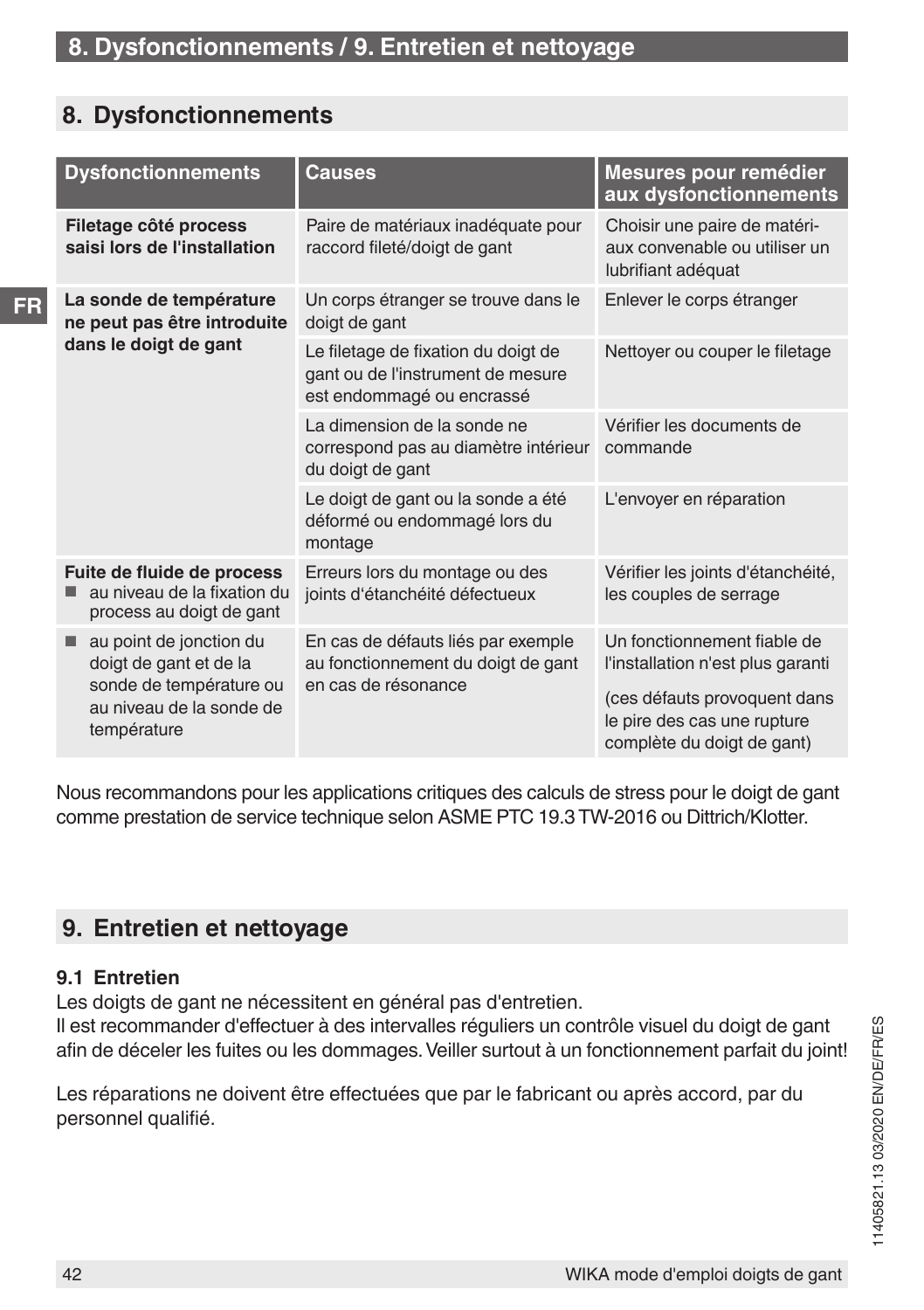## 8. Dysfonctionnements

| Dysfonctionnements | Causes | Mesures pour remédier aux dysfonctionnements |
|---|---|---|
| **Filetage côté process saisi lors de l'installation** | Paire de matériaux inadéquate pour raccord fileté/doigt de gant | Choisir une paire de matériaux convenable ou utiliser un lubrifiant adéquat |
| **La sonde de température ne peut pas être introduite dans le doigt de gant** | Un corps étranger se trouve dans le doigt de gant | Enlever le corps étranger |
| | Le filetage de fixation du doigt de gant ou de l'instrument de mesure est endommagé ou encrassé | Nettoyer ou couper le filetage |
| | La dimension de la sonde ne correspond pas au diamètre intérieur du doigt de gant | Vérifier les documents de commande |
| | Le doigt de gant ou la sonde a été déformé ou endommagé lors du montage | L'envoyer en réparation |
| **Fuite de fluide de process** ■ au niveau de la fixation du process au doigt de gant | Erreurs lors du montage ou des joints d'étanchéité défectueux | Vérifier les joints d'étanchéité, les couples de serrage |
| ■ au point de jonction du doigt de gant et de la sonde de température ou au niveau de la sonde de température | En cas de défauts liés par exemple au fonctionnement du doigt de gant en cas de résonance | Un fonctionnement fiable de l'installation n'est plus garanti (ces défauts provoquent dans le pire des cas une rupture complète du doigt de gant) |

Nous recommandons pour les applications critiques des calculs de stress pour le doigt de gant comme prestation de service technique selon ASME PTC 19.3 TW-2016 ou Dittrich/Klotter.

## 9. Entretien et nettoyage

### 9.1 Entretien

Les doigts de gant ne nécessitent en général pas d'entretien.
Il est recommander d'effectuer à des intervalles réguliers un contrôle visuel du doigt de gant afin de déceler les fuites ou les dommages. Veiller surtout à un fonctionnement parfait du joint!

Les réparations ne doivent être effectuées que par le fabricant ou après accord, par du personnel qualifié.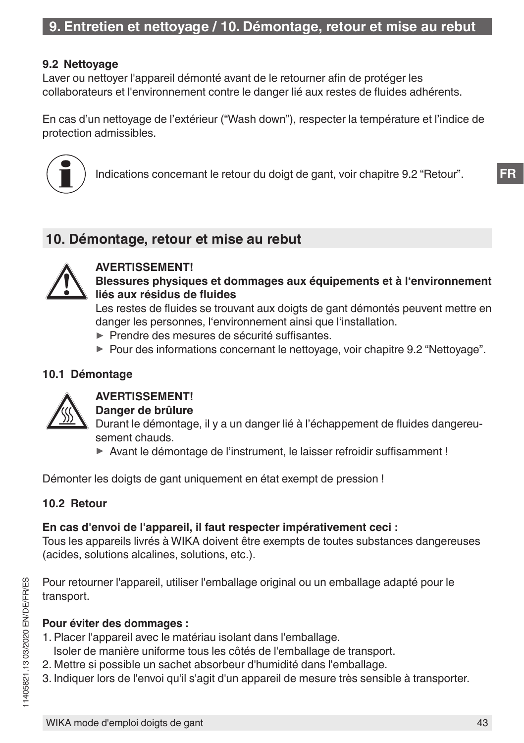## 9.2 Nettoyage

Laver ou nettoyer l'appareil démonté avant de le retourner afin de protéger les collaborateurs et l'environnement contre le danger lié aux restes de fluides adhérents.

En cas d'un nettoyage de l'extérieur ("Wash down"), respecter la température et l'indice de protection admissibles.

Indications concernant le retour du doigt de gant, voir chapitre 9.2 "Retour".

# 10. Démontage, retour et mise au rebut

**AVERTISSEMENT!**
**Blessures physiques et dommages aux équipements et à l'environnement liés aux résidus de fluides**
Les restes de fluides se trouvant aux doigts de gant démontés peuvent mettre en danger les personnes, l'environnement ainsi que l'installation.
- Prendre des mesures de sécurité suffisantes.
- Pour des informations concernant le nettoyage, voir chapitre 9.2 "Nettoyage".

## 10.1 Démontage

**AVERTISSEMENT!**
**Danger de brûlure**
Durant le démontage, il y a un danger lié à l'échappement de fluides dangereusement chauds.
- Avant le démontage de l'instrument, le laisser refroidir suffisamment !

Démonter les doigts de gant uniquement en état exempt de pression !

## 10.2 Retour

**En cas d'envoi de l'appareil, il faut respecter impérativement ceci :**
Tous les appareils livrés à WIKA doivent être exempts de toutes substances dangereuses (acides, solutions alcalines, solutions, etc.).

Pour retourner l'appareil, utiliser l'emballage original ou un emballage adapté pour le transport.

**Pour éviter des dommages :**
1. Placer l'appareil avec le matériau isolant dans l'emballage.
   Isoler de manière uniforme tous les côtés de l'emballage de transport.
2. Mettre si possible un sachet absorbeur d'humidité dans l'emballage.
3. Indiquer lors de l'envoi qu'il s'agit d'un appareil de mesure très sensible à transporter.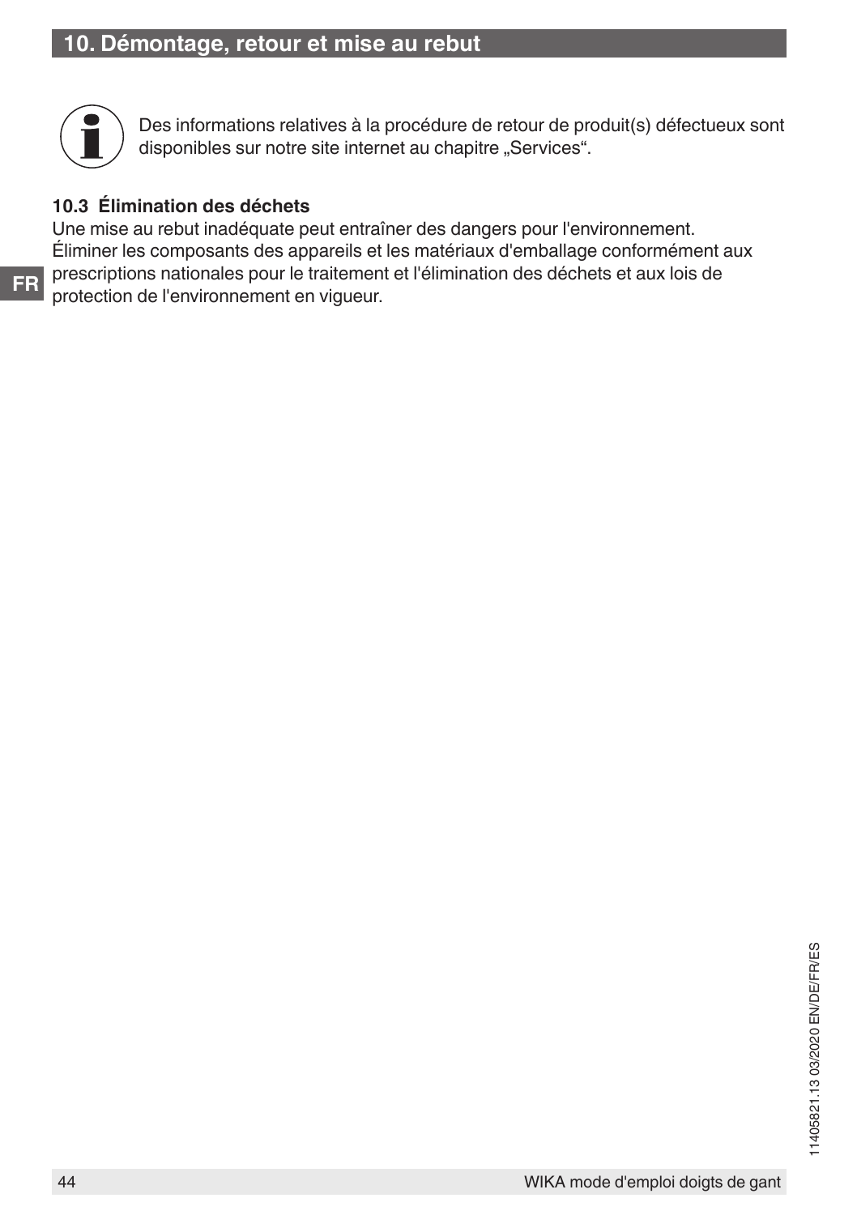## 10. Démontage, retour et mise au rebut

Des informations relatives à la procédure de retour de produit(s) défectueux sont disponibles sur notre site internet au chapitre „Services“.

### 10.3 Élimination des déchets

Une mise au rebut inadéquate peut entraîner des dangers pour l'environnement.
Éliminer les composants des appareils et les matériaux d'emballage conformément aux prescriptions nationales pour le traitement et l'élimination des déchets et aux lois de protection de l'environnement en vigueur.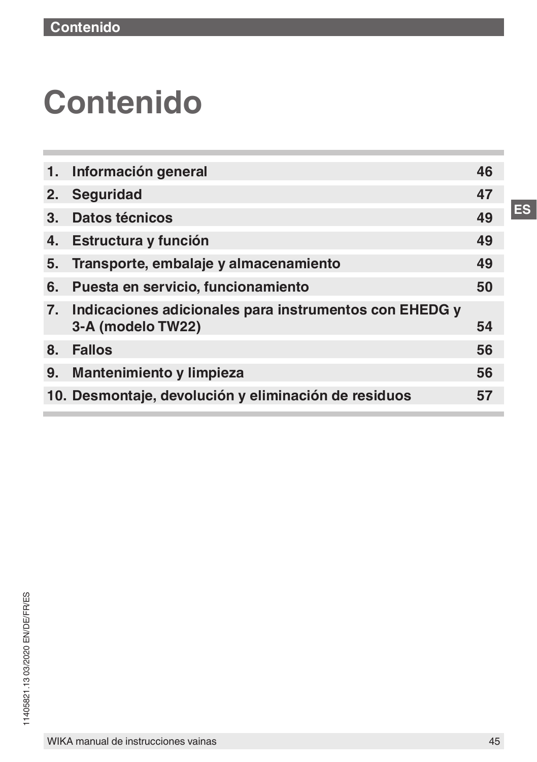# Contenido

| | | |
|---|---|---|
| 1. | Información general | 46 |
| 2. | Seguridad | 47 |
| 3. | Datos técnicos | 49 |
| 4. | Estructura y función | 49 |
| 5. | Transporte, embalaje y almacenamiento | 49 |
| 6. | Puesta en servicio, funcionamiento | 50 |
| 7. | Indicaciones adicionales para instrumentos con EHEDG y 3-A (modelo TW22) | 54 |
| 8. | Fallos | 56 |
| 9. | Mantenimiento y limpieza | 56 |
| 10. | Desmontaje, devolución y eliminación de residuos | 57 |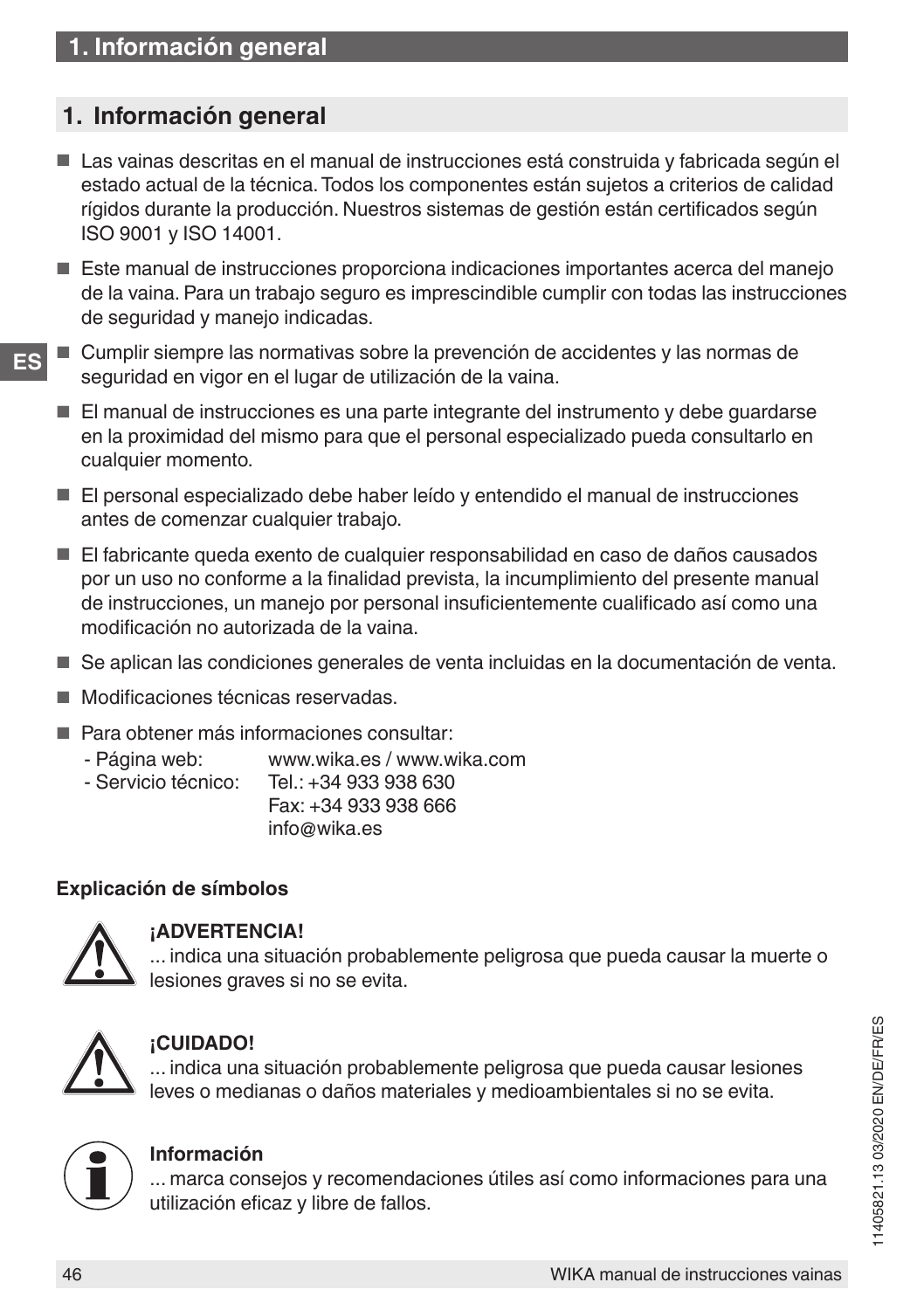## 1. Información general

- Las vainas descritas en el manual de instrucciones está construida y fabricada según el estado actual de la técnica. Todos los componentes están sujetos a criterios de calidad rígidos durante la producción. Nuestros sistemas de gestión están certificados según ISO 9001 y ISO 14001.
- Este manual de instrucciones proporciona indicaciones importantes acerca del manejo de la vaina. Para un trabajo seguro es imprescindible cumplir con todas las instrucciones de seguridad y manejo indicadas.
- Cumplir siempre las normativas sobre la prevención de accidentes y las normas de seguridad en vigor en el lugar de utilización de la vaina.
- El manual de instrucciones es una parte integrante del instrumento y debe guardarse en la proximidad del mismo para que el personal especializado pueda consultarlo en cualquier momento.
- El personal especializado debe haber leído y entendido el manual de instrucciones antes de comenzar cualquier trabajo.
- El fabricante queda exento de cualquier responsabilidad en caso de daños causados por un uso no conforme a la finalidad prevista, la incumplimiento del presente manual de instrucciones, un manejo por personal insuficientemente cualificado así como una modificación no autorizada de la vaina.
- Se aplican las condiciones generales de venta incluidas en la documentación de venta.
- Modificaciones técnicas reservadas.
- Para obtener más informaciones consultar:
  - Página web: www.wika.es / www.wika.com
  - Servicio técnico: Tel.: +34 933 938 630
    Fax: +34 933 938 666
    info@wika.es

**Explicación de símbolos**

**¡ADVERTENCIA!**
... indica una situación probablemente peligrosa que pueda causar la muerte o lesiones graves si no se evita.

**¡CUIDADO!**
... indica una situación probablemente peligrosa que pueda causar lesiones leves o medianas o daños materiales y medioambientales si no se evita.

**Información**
... marca consejos y recomendaciones útiles así como informaciones para una utilización eficaz y libre de fallos.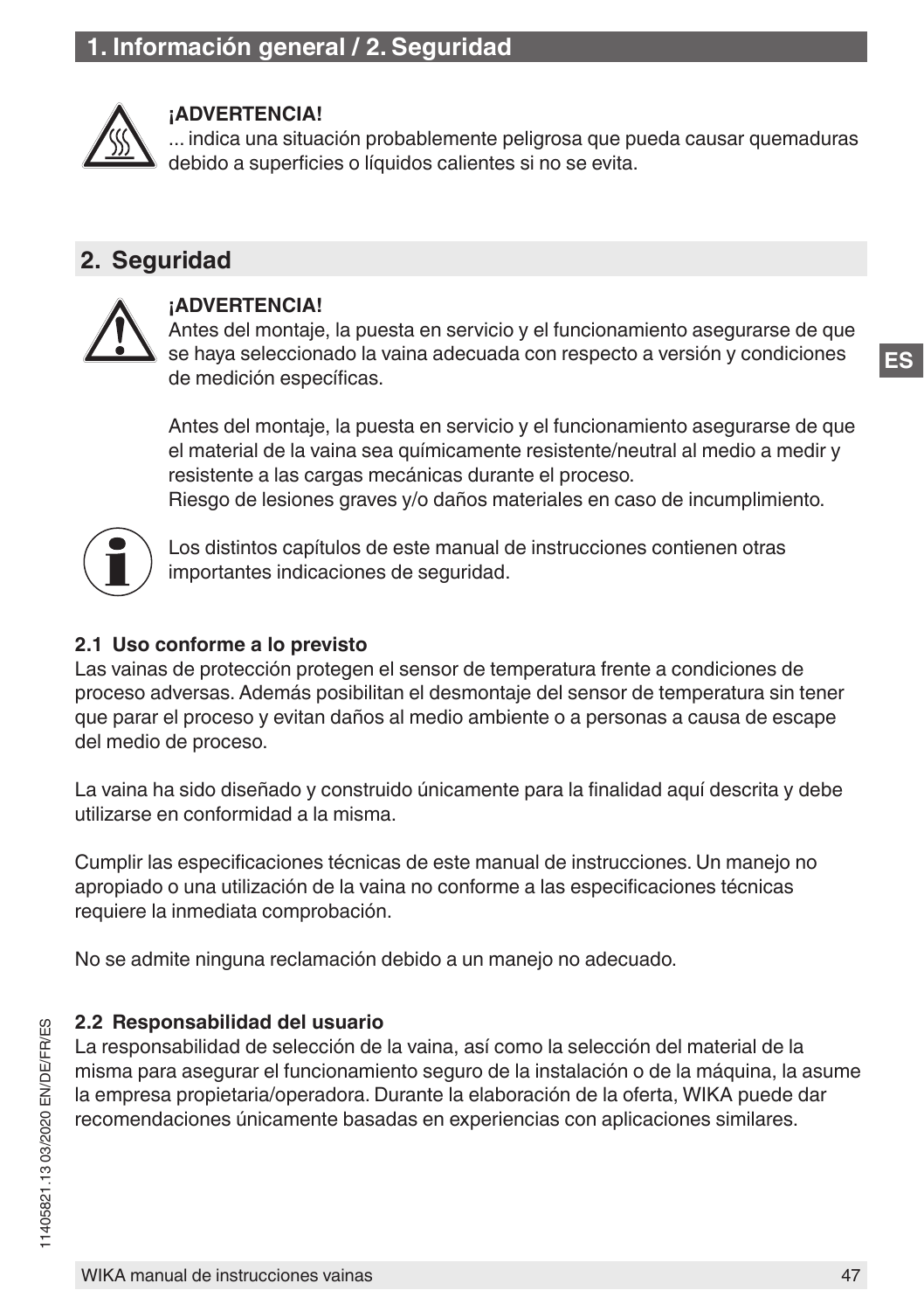**¡ADVERTENCIA!**
... indica una situación probablemente peligrosa que pueda causar quemaduras debido a superficies o líquidos calientes si no se evita.

## 2. Seguridad

**¡ADVERTENCIA!**
Antes del montaje, la puesta en servicio y el funcionamiento asegurarse de que se haya seleccionado la vaina adecuada con respecto a versión y condiciones de medición específicas.

Antes del montaje, la puesta en servicio y el funcionamiento asegurarse de que el material de la vaina sea químicamente resistente/neutral al medio a medir y resistente a las cargas mecánicas durante el proceso.
Riesgo de lesiones graves y/o daños materiales en caso de incumplimiento.

Los distintos capítulos de este manual de instrucciones contienen otras importantes indicaciones de seguridad.

### 2.1 Uso conforme a lo previsto

Las vainas de protección protegen el sensor de temperatura frente a condiciones de proceso adversas. Además posibilitan el desmontaje del sensor de temperatura sin tener que parar el proceso y evitan daños al medio ambiente o a personas a causa de escape del medio de proceso.

La vaina ha sido diseñado y construido únicamente para la finalidad aquí descrita y debe utilizarse en conformidad a la misma.

Cumplir las especificaciones técnicas de este manual de instrucciones. Un manejo no apropiado o una utilización de la vaina no conforme a las especificaciones técnicas requiere la inmediata comprobación.

No se admite ninguna reclamación debido a un manejo no adecuado.

### 2.2 Responsabilidad del usuario

La responsabilidad de selección de la vaina, así como la selección del material de la misma para asegurar el funcionamiento seguro de la instalación o de la máquina, la asume la empresa propietaria/operadora. Durante la elaboración de la oferta, WIKA puede dar recomendaciones únicamente basadas en experiencias con aplicaciones similares.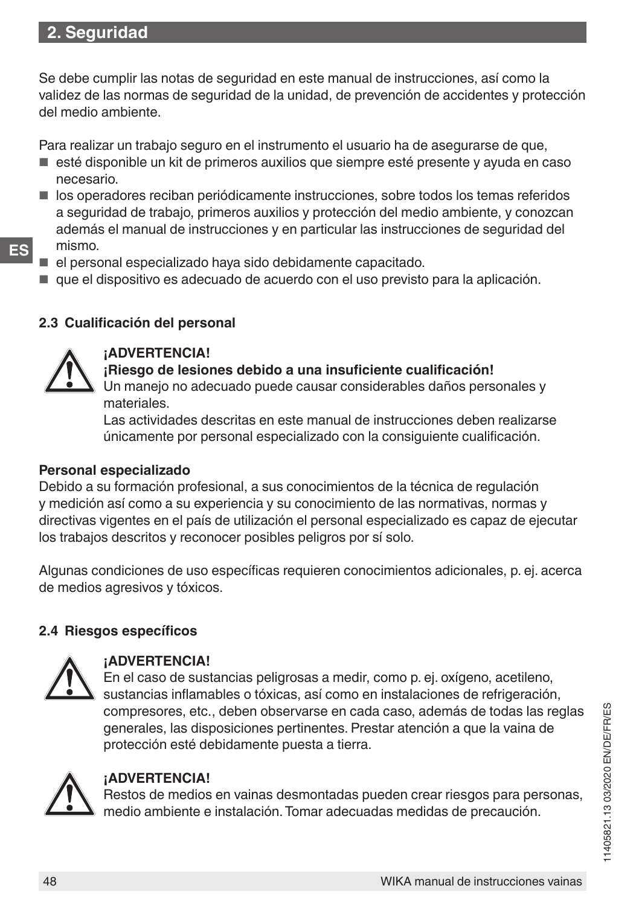## 2. Seguridad

Se debe cumplir las notas de seguridad en este manual de instrucciones, así como la validez de las normas de seguridad de la unidad, de prevención de accidentes y protección del medio ambiente.

Para realizar un trabajo seguro en el instrumento el usuario ha de asegurarse de que,

- esté disponible un kit de primeros auxilios que siempre esté presente y ayuda en caso necesario.
- los operadores reciban periódicamente instrucciones, sobre todos los temas referidos a seguridad de trabajo, primeros auxilios y protección del medio ambiente, y conozcan además el manual de instrucciones y en particular las instrucciones de seguridad del mismo.
- el personal especializado haya sido debidamente capacitado.
- que el dispositivo es adecuado de acuerdo con el uso previsto para la aplicación.

### 2.3 Cualificación del personal

**¡ADVERTENCIA!**
**¡Riesgo de lesiones debido a una insuficiente cualificación!**
Un manejo no adecuado puede causar considerables daños personales y materiales.
Las actividades descritas en este manual de instrucciones deben realizarse únicamente por personal especializado con la consiguiente cualificación.

**Personal especializado**
Debido a su formación profesional, a sus conocimientos de la técnica de regulación y medición así como a su experiencia y su conocimiento de las normativas, normas y directivas vigentes en el país de utilización el personal especializado es capaz de ejecutar los trabajos descritos y reconocer posibles peligros por sí solo.

Algunas condiciones de uso específicas requieren conocimientos adicionales, p. ej. acerca de medios agresivos y tóxicos.

### 2.4 Riesgos específicos

**¡ADVERTENCIA!**
En el caso de sustancias peligrosas a medir, como p. ej. oxígeno, acetileno, sustancias inflamables o tóxicas, así como en instalaciones de refrigeración, compresores, etc., deben observarse en cada caso, además de todas las reglas generales, las disposiciones pertinentes. Prestar atención a que la vaina de protección esté debidamente puesta a tierra.

**¡ADVERTENCIA!**
Restos de medios en vainas desmontadas pueden crear riesgos para personas, medio ambiente e instalación. Tomar adecuadas medidas de precaución.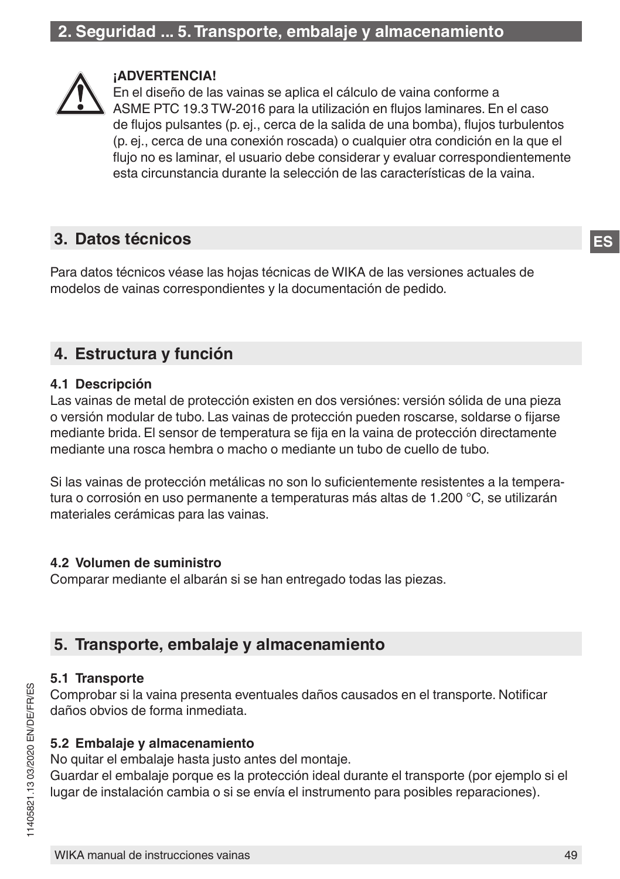**¡ADVERTENCIA!**
En el diseño de las vainas se aplica el cálculo de vaina conforme a ASME PTC 19.3 TW-2016 para la utilización en flujos laminares. En el caso de flujos pulsantes (p. ej., cerca de la salida de una bomba), flujos turbulentos (p. ej., cerca de una conexión roscada) o cualquier otra condición en la que el flujo no es laminar, el usuario debe considerar y evaluar correspondientemente esta circunstancia durante la selección de las características de la vaina.

## 3. Datos técnicos

Para datos técnicos véase las hojas técnicas de WIKA de las versiones actuales de modelos de vainas correspondientes y la documentación de pedido.

## 4. Estructura y función

### 4.1 Descripción

Las vainas de metal de protección existen en dos versiónes: versión sólida de una pieza o versión modular de tubo. Las vainas de protección pueden roscarse, soldarse o fijarse mediante brida. El sensor de temperatura se fija en la vaina de protección directamente mediante una rosca hembra o macho o mediante un tubo de cuello de tubo.

Si las vainas de protección metálicas no son lo suficientemente resistentes a la temperatura o corrosión en uso permanente a temperaturas más altas de 1.200 °C, se utilizarán materiales cerámicas para las vainas.

### 4.2 Volumen de suministro

Comparar mediante el albarán si se han entregado todas las piezas.

## 5. Transporte, embalaje y almacenamiento

### 5.1 Transporte

Comprobar si la vaina presenta eventuales daños causados en el transporte. Notificar daños obvios de forma inmediata.

### 5.2 Embalaje y almacenamiento

No quitar el embalaje hasta justo antes del montaje.
Guardar el embalaje porque es la protección ideal durante el transporte (por ejemplo si el lugar de instalación cambia o si se envía el instrumento para posibles reparaciones).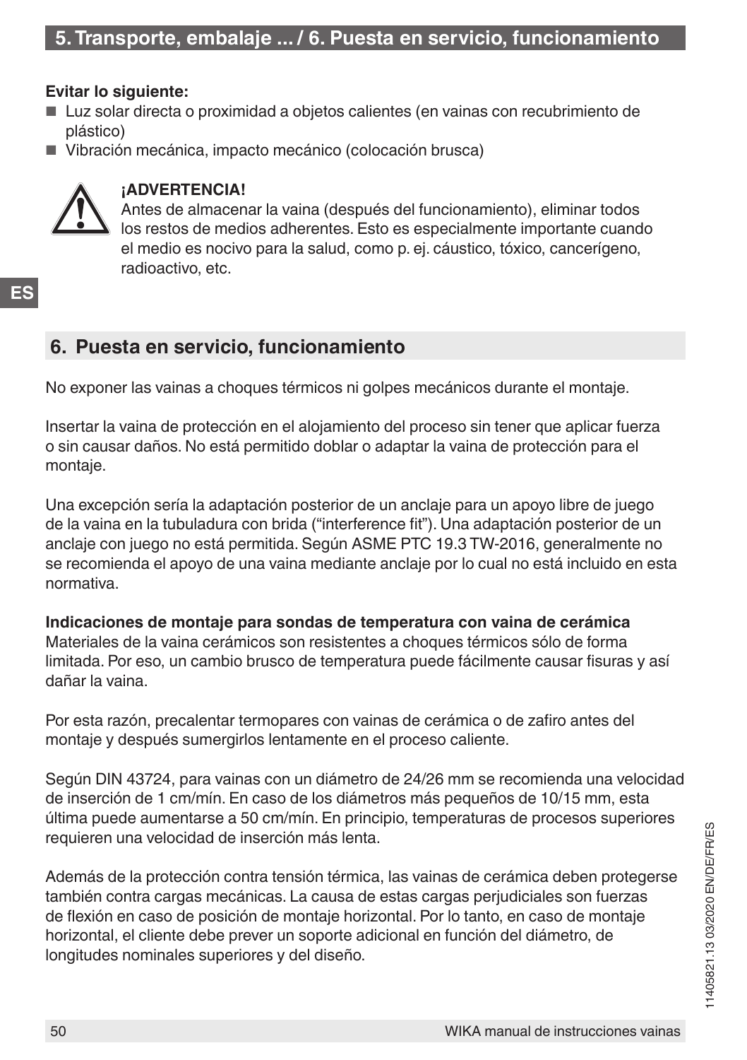**Evitar lo siguiente:**

- Luz solar directa o proximidad a objetos calientes (en vainas con recubrimiento de plástico)
- Vibración mecánica, impacto mecánico (colocación brusca)

**¡ADVERTENCIA!**
Antes de almacenar la vaina (después del funcionamiento), eliminar todos los restos de medios adherentes. Esto es especialmente importante cuando el medio es nocivo para la salud, como p. ej. cáustico, tóxico, cancerígeno, radioactivo, etc.

## 6. Puesta en servicio, funcionamiento

No exponer las vainas a choques térmicos ni golpes mecánicos durante el montaje.

Insertar la vaina de protección en el alojamiento del proceso sin tener que aplicar fuerza o sin causar daños. No está permitido doblar o adaptar la vaina de protección para el montaje.

Una excepción sería la adaptación posterior de un anclaje para un apoyo libre de juego de la vaina en la tubuladura con brida ("interference fit"). Una adaptación posterior de un anclaje con juego no está permitida. Según ASME PTC 19.3 TW-2016, generalmente no se recomienda el apoyo de una vaina mediante anclaje por lo cual no está incluido en esta normativa.

**Indicaciones de montaje para sondas de temperatura con vaina de cerámica**
Materiales de la vaina cerámicos son resistentes a choques térmicos sólo de forma limitada. Por eso, un cambio brusco de temperatura puede fácilmente causar fisuras y así dañar la vaina.

Por esta razón, precalentar termopares con vainas de cerámica o de zafiro antes del montaje y después sumergirlos lentamente en el proceso caliente.

Según DIN 43724, para vainas con un diámetro de 24/26 mm se recomienda una velocidad de inserción de 1 cm/mín. En caso de los diámetros más pequeños de 10/15 mm, esta última puede aumentarse a 50 cm/mín. En principio, temperaturas de procesos superiores requieren una velocidad de inserción más lenta.

Además de la protección contra tensión térmica, las vainas de cerámica deben protegerse también contra cargas mecánicas. La causa de estas cargas perjudiciales son fuerzas de flexión en caso de posición de montaje horizontal. Por lo tanto, en caso de montaje horizontal, el cliente debe prever un soporte adicional en función del diámetro, de longitudes nominales superiores y del diseño.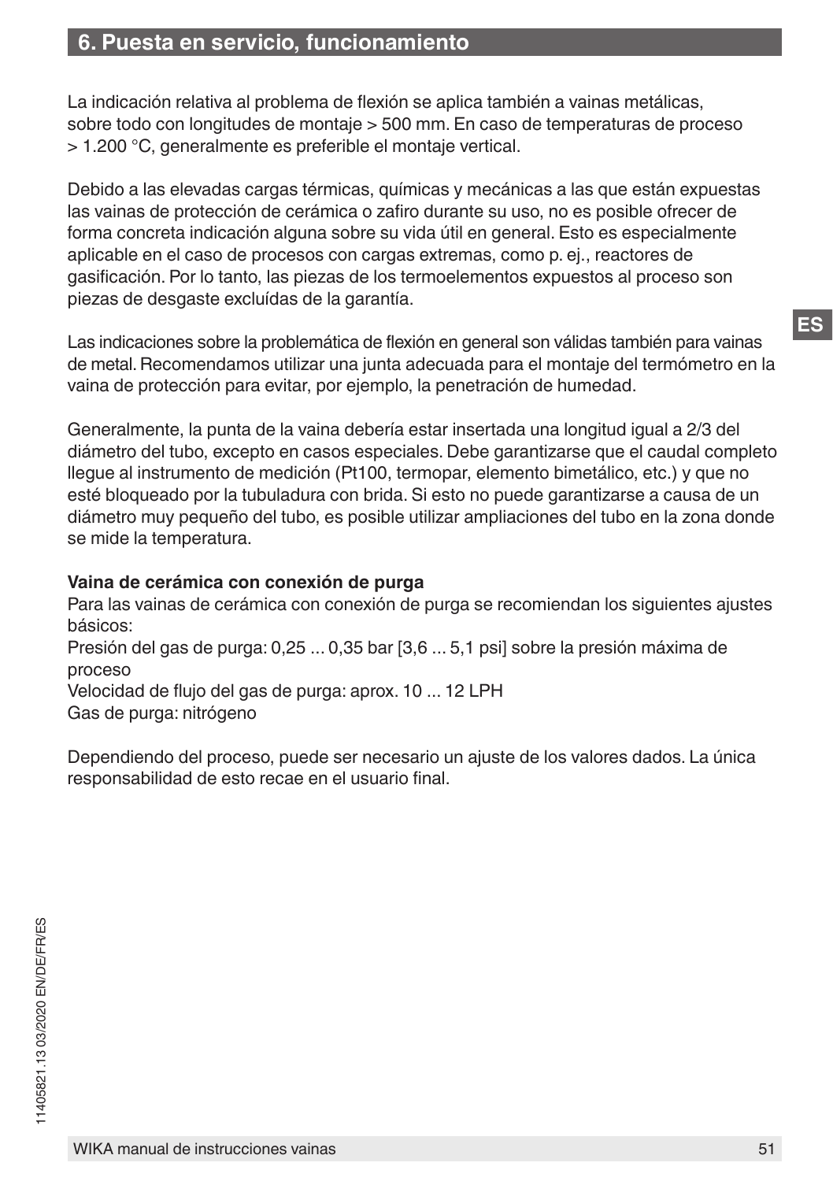## 6. Puesta en servicio, funcionamiento

La indicación relativa al problema de flexión se aplica también a vainas metálicas, sobre todo con longitudes de montaje > 500 mm. En caso de temperaturas de proceso > 1.200 °C, generalmente es preferible el montaje vertical.

Debido a las elevadas cargas térmicas, químicas y mecánicas a las que están expuestas las vainas de protección de cerámica o zafiro durante su uso, no es posible ofrecer de forma concreta indicación alguna sobre su vida útil en general. Esto es especialmente aplicable en el caso de procesos con cargas extremas, como p. ej., reactores de gasificación. Por lo tanto, las piezas de los termoelementos expuestos al proceso son piezas de desgaste excluídas de la garantía.

Las indicaciones sobre la problemática de flexión en general son válidas también para vainas de metal. Recomendamos utilizar una junta adecuada para el montaje del termómetro en la vaina de protección para evitar, por ejemplo, la penetración de humedad.

Generalmente, la punta de la vaina debería estar insertada una longitud igual a 2/3 del diámetro del tubo, excepto en casos especiales. Debe garantizarse que el caudal completo llegue al instrumento de medición (Pt100, termopar, elemento bimetálico, etc.) y que no esté bloqueado por la tubuladura con brida. Si esto no puede garantizarse a causa de un diámetro muy pequeño del tubo, es posible utilizar ampliaciones del tubo en la zona donde se mide la temperatura.

**Vaina de cerámica con conexión de purga**

Para las vainas de cerámica con conexión de purga se recomiendan los siguientes ajustes básicos:

Presión del gas de purga: 0,25 ... 0,35 bar [3,6 ... 5,1 psi] sobre la presión máxima de proceso

Velocidad de flujo del gas de purga: aprox. 10 ... 12 LPH

Gas de purga: nitrógeno

Dependiendo del proceso, puede ser necesario un ajuste de los valores dados. La única responsabilidad de esto recae en el usuario final.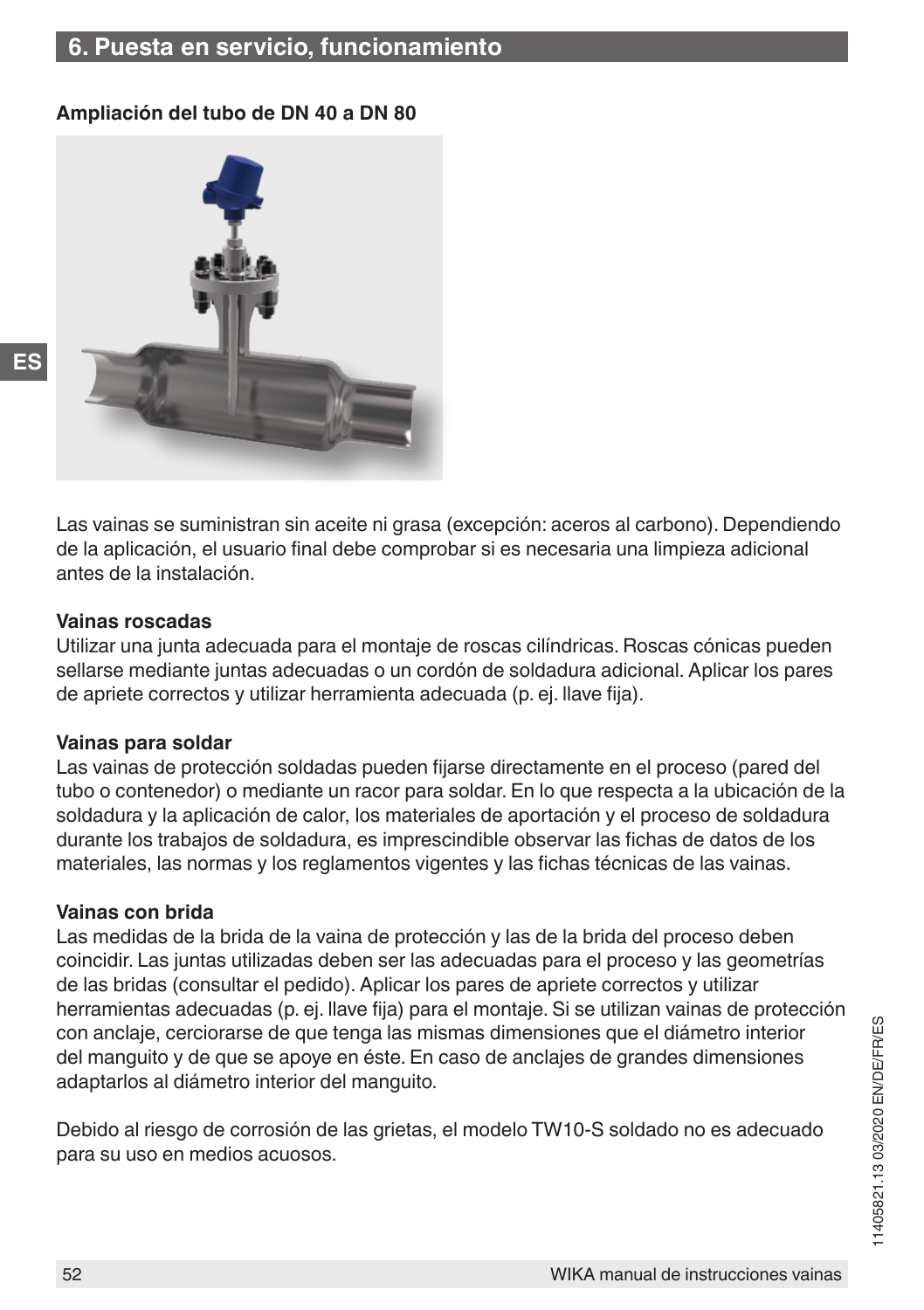## 6. Puesta en servicio, funcionamiento

**Ampliación del tubo de DN 40 a DN 80**

Las vainas se suministran sin aceite ni grasa (excepción: aceros al carbono). Dependiendo de la aplicación, el usuario final debe comprobar si es necesaria una limpieza adicional antes de la instalación.

**Vainas roscadas**

Utilizar una junta adecuada para el montaje de roscas cilíndricas. Roscas cónicas pueden sellarse mediante juntas adecuadas o un cordón de soldadura adicional. Aplicar los pares de apriete correctos y utilizar herramienta adecuada (p. ej. llave fija).

**Vainas para soldar**

Las vainas de protección soldadas pueden fijarse directamente en el proceso (pared del tubo o contenedor) o mediante un racor para soldar. En lo que respecta a la ubicación de la soldadura y la aplicación de calor, los materiales de aportación y el proceso de soldadura durante los trabajos de soldadura, es imprescindible observar las fichas de datos de los materiales, las normas y los reglamentos vigentes y las fichas técnicas de las vainas.

**Vainas con brida**

Las medidas de la brida de la vaina de protección y las de la brida del proceso deben coincidir. Las juntas utilizadas deben ser las adecuadas para el proceso y las geometrías de las bridas (consultar el pedido). Aplicar los pares de apriete correctos y utilizar herramientas adecuadas (p. ej. llave fija) para el montaje. Si se utilizan vainas de protección con anclaje, cerciorarse de que tenga las mismas dimensiones que el diámetro interior del manguito y de que se apoye en éste. En caso de anclajes de grandes dimensiones adaptarlos al diámetro interior del manguito.

Debido al riesgo de corrosión de las grietas, el modelo TW10-S soldado no es adecuado para su uso en medios acuosos.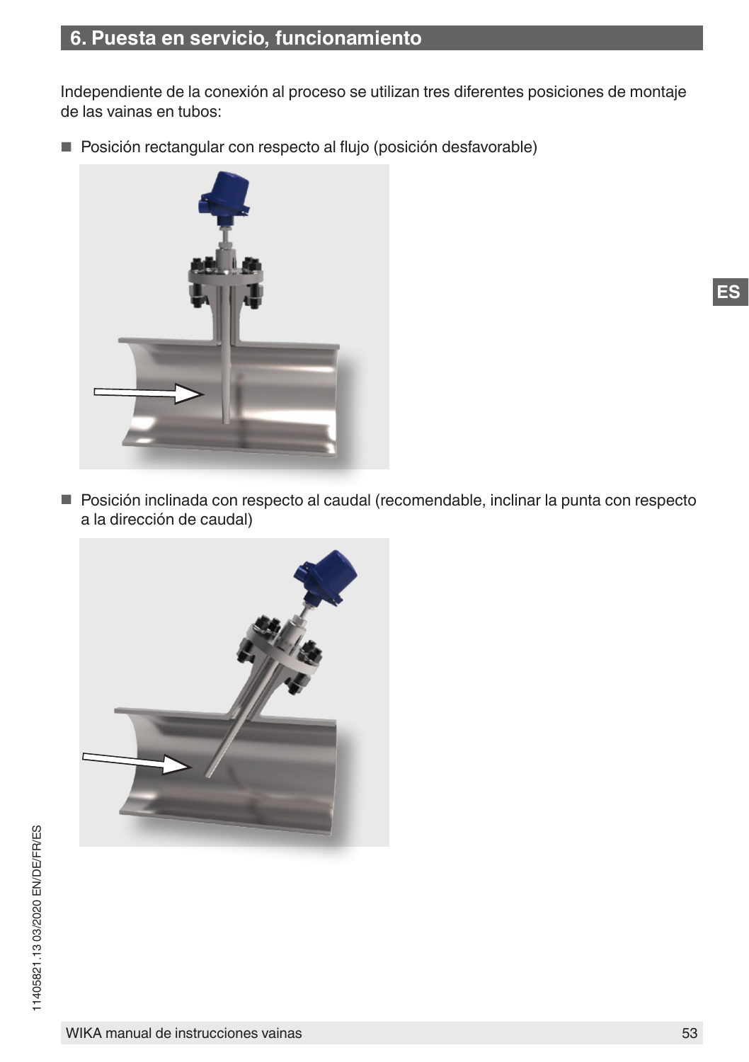## 6. Puesta en servicio, funcionamiento

Independiente de la conexión al proceso se utilizan tres diferentes posiciones de montaje de las vainas en tubos:

- Posición rectangular con respecto al flujo (posición desfavorable)

- Posición inclinada con respecto al caudal (recomendable, inclinar la punta con respecto a la dirección de caudal)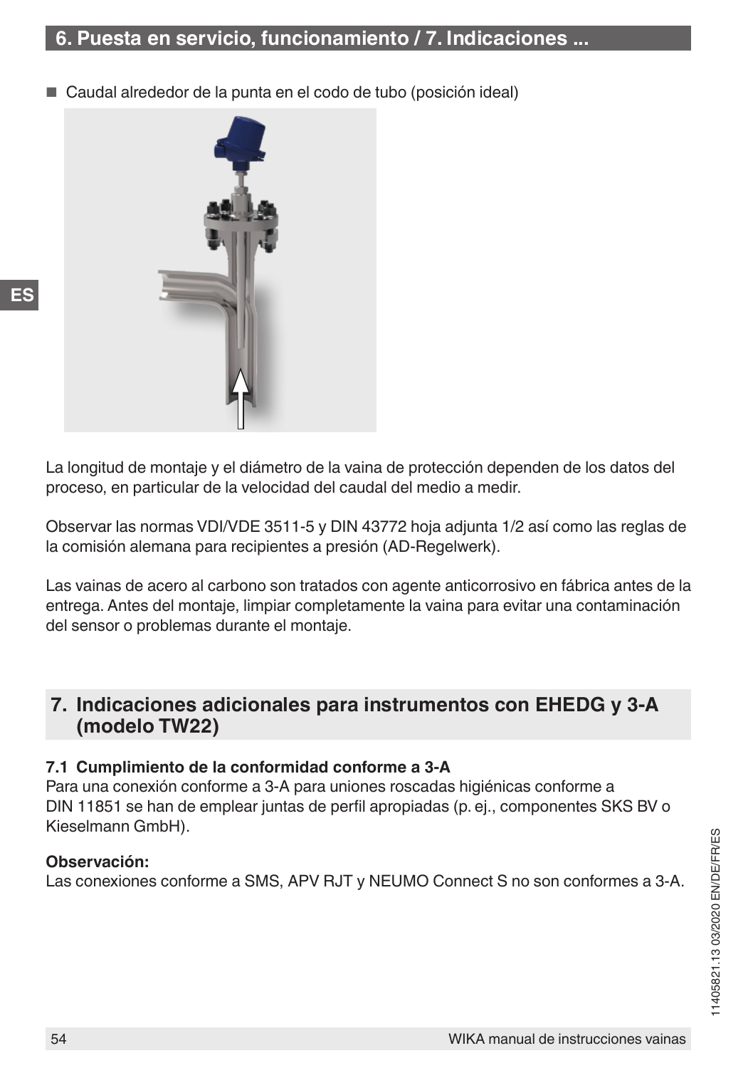- Caudal alrededor de la punta en el codo de tubo (posición ideal)

La longitud de montaje y el diámetro de la vaina de protección dependen de los datos del proceso, en particular de la velocidad del caudal del medio a medir.

Observar las normas VDI/VDE 3511-5 y DIN 43772 hoja adjunta 1/2 así como las reglas de la comisión alemana para recipientes a presión (AD-Regelwerk).

Las vainas de acero al carbono son tratados con agente anticorrosivo en fábrica antes de la entrega. Antes del montaje, limpiar completamente la vaina para evitar una contaminación del sensor o problemas durante el montaje.

## 7. Indicaciones adicionales para instrumentos con EHEDG y 3-A (modelo TW22)

### 7.1 Cumplimiento de la conformidad conforme a 3-A

Para una conexión conforme a 3-A para uniones roscadas higiénicas conforme a DIN 11851 se han de emplear juntas de perfil apropiadas (p. ej., componentes SKS BV o Kieselmann GmbH).

**Observación:**
Las conexiones conforme a SMS, APV RJT y NEUMO Connect S no son conformes a 3-A.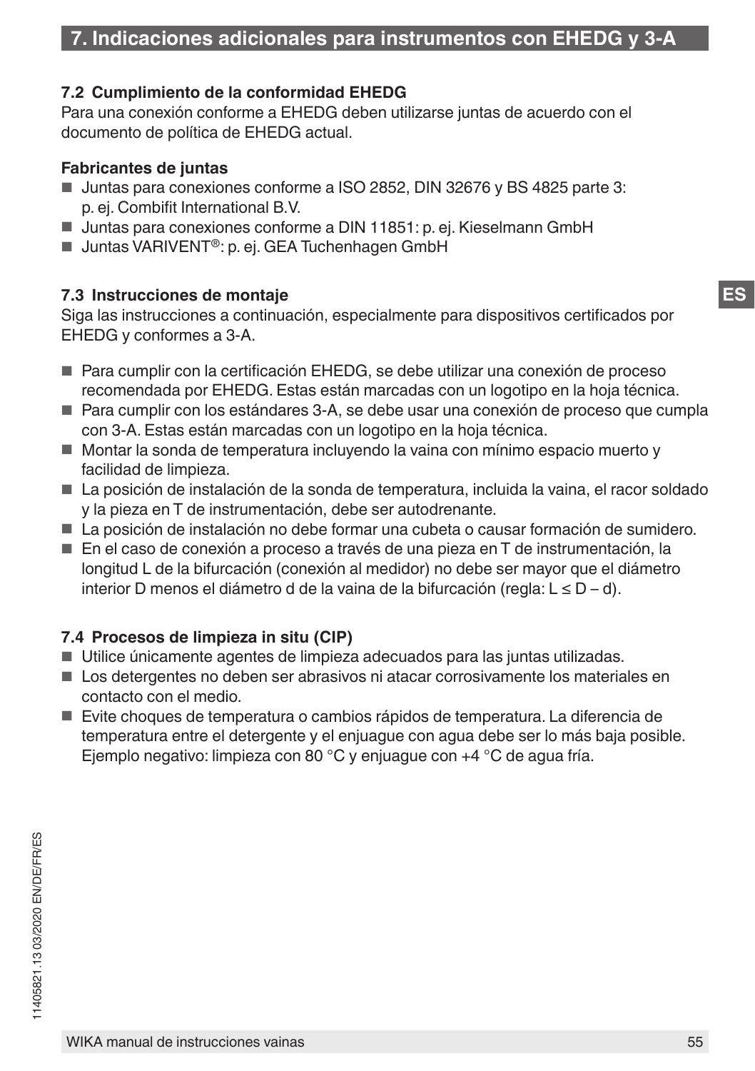## 7. Indicaciones adicionales para instrumentos con EHEDG y 3-A

### 7.2 Cumplimiento de la conformidad EHEDG

Para una conexión conforme a EHEDG deben utilizarse juntas de acuerdo con el documento de política de EHEDG actual.

**Fabricantes de juntas**

- Juntas para conexiones conforme a ISO 2852, DIN 32676 y BS 4825 parte 3: p. ej. Combifit International B.V.
- Juntas para conexiones conforme a DIN 11851: p. ej. Kieselmann GmbH
- Juntas VARIVENT®: p. ej. GEA Tuchenhagen GmbH

### 7.3 Instrucciones de montaje

Siga las instrucciones a continuación, especialmente para dispositivos certificados por EHEDG y conformes a 3-A.

- Para cumplir con la certificación EHEDG, se debe utilizar una conexión de proceso recomendada por EHEDG. Estas están marcadas con un logotipo en la hoja técnica.
- Para cumplir con los estándares 3-A, se debe usar una conexión de proceso que cumpla con 3-A. Estas están marcadas con un logotipo en la hoja técnica.
- Montar la sonda de temperatura incluyendo la vaina con mínimo espacio muerto y facilidad de limpieza.
- La posición de instalación de la sonda de temperatura, incluida la vaina, el racor soldado y la pieza en T de instrumentación, debe ser autodrenante.
- La posición de instalación no debe formar una cubeta o causar formación de sumidero.
- En el caso de conexión a proceso a través de una pieza en T de instrumentación, la longitud L de la bifurcación (conexión al medidor) no debe ser mayor que el diámetro interior D menos el diámetro d de la vaina de la bifurcación (regla: $L \leq D - d$).

### 7.4 Procesos de limpieza in situ (CIP)

- Utilice únicamente agentes de limpieza adecuados para las juntas utilizadas.
- Los detergentes no deben ser abrasivos ni atacar corrosivamente los materiales en contacto con el medio.
- Evite choques de temperatura o cambios rápidos de temperatura. La diferencia de temperatura entre el detergente y el enjuague con agua debe ser lo más baja posible. Ejemplo negativo: limpieza con 80 °C y enjuague con +4 °C de agua fría.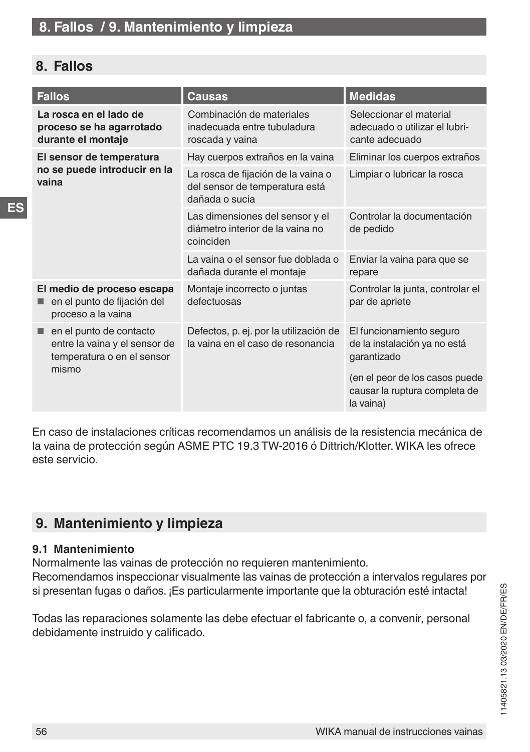## 8. Fallos

| Fallos | Causas | Medidas |
|---|---|---|
| **La rosca en el lado de proceso se ha agarrotado durante el montaje** | Combinación de materiales inadecuada entre tubuladura roscada y vaina | Seleccionar el material adecuado o utilizar el lubricante adecuado |
| **El sensor de temperatura no se puede introducir en la vaina** | Hay cuerpos extraños en la vaina | Eliminar los cuerpos extraños |
| | La rosca de fijación de la vaina o del sensor de temperatura está dañada o sucia | Limpiar o lubricar la rosca |
| | Las dimensiones del sensor y el diámetro interior de la vaina no coinciden | Controlar la documentación de pedido |
| | La vaina o el sensor fue doblada o dañada durante el montaje | Enviar la vaina para que se repare |
| **El medio de proceso escapa**<br>■ en el punto de fijación del proceso a la vaina | Montaje incorrecto o juntas defectuosas | Controlar la junta, controlar el par de apriete |
| ■ en el punto de contacto entre la vaina y el sensor de temperatura o en el sensor mismo | Defectos, p. ej. por la utilización de la vaina en el caso de resonancia | El funcionamiento seguro de la instalación ya no está garantizado<br><br>(en el peor de los casos puede causar la ruptura completa de la vaina) |

En caso de instalaciones críticas recomendamos un análisis de la resistencia mecánica de la vaina de protección según ASME PTC 19.3 TW-2016 ó Dittrich/Klotter. WIKA les ofrece este servicio.

## 9. Mantenimiento y limpieza

### 9.1 Mantenimiento

Normalmente las vainas de protección no requieren mantenimiento.
Recomendamos inspeccionar visualmente las vainas de protección a intervalos regulares por si presentan fugas o daños. ¡Es particularmente importante que la obturación esté intacta!

Todas las reparaciones solamente las debe efectuar el fabricante o, a convenir, personal debidamente instruido y calificado.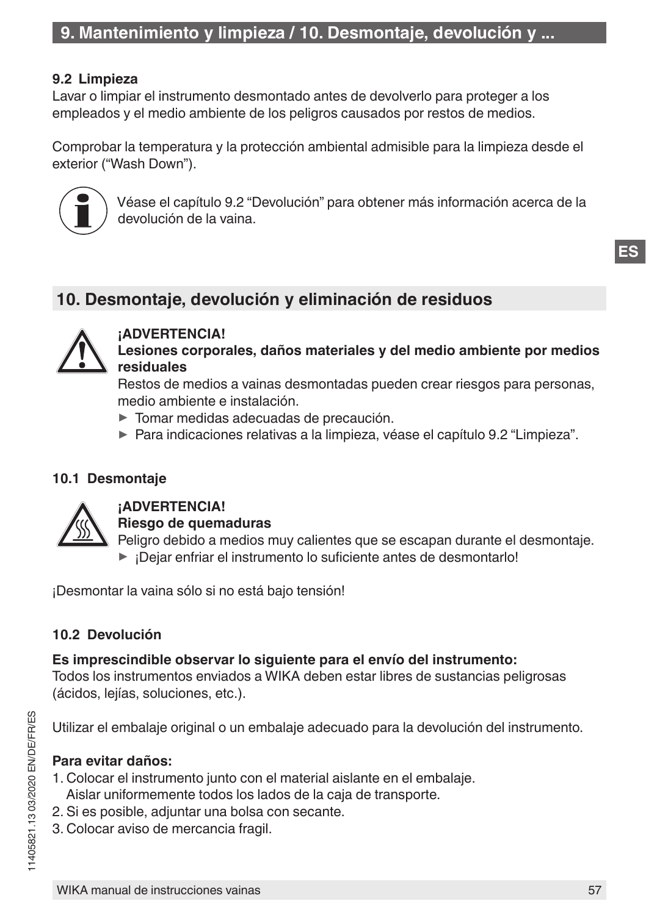### 9.2 Limpieza

Lavar o limpiar el instrumento desmontado antes de devolverlo para proteger a los empleados y el medio ambiente de los peligros causados por restos de medios.

Comprobar la temperatura y la protección ambiental admisible para la limpieza desde el exterior (“Wash Down”).

Véase el capítulo 9.2 “Devolución” para obtener más información acerca de la devolución de la vaina.

## 10. Desmontaje, devolución y eliminación de residuos

**¡ADVERTENCIA!**
**Lesiones corporales, daños materiales y del medio ambiente por medios residuales**
Restos de medios a vainas desmontadas pueden crear riesgos para personas, medio ambiente e instalación.

- ► Tomar medidas adecuadas de precaución.
- ► Para indicaciones relativas a la limpieza, véase el capítulo 9.2 “Limpieza”.

### 10.1 Desmontaje

**¡ADVERTENCIA!**
**Riesgo de quemaduras**
Peligro debido a medios muy calientes que se escapan durante el desmontaje.

- ► ¡Dejar enfriar el instrumento lo suficiente antes de desmontarlo!

¡Desmontar la vaina sólo si no está bajo tensión!

### 10.2 Devolución

**Es imprescindible observar lo siguiente para el envío del instrumento:**
Todos los instrumentos enviados a WIKA deben estar libres de sustancias peligrosas (ácidos, lejías, soluciones, etc.).

Utilizar el embalaje original o un embalaje adecuado para la devolución del instrumento.

**Para evitar daños:**

1. Colocar el instrumento junto con el material aislante en el embalaje.
   Aislar uniformemente todos los lados de la caja de transporte.
2. Si es posible, adjuntar una bolsa con secante.
3. Colocar aviso de mercancia fragil.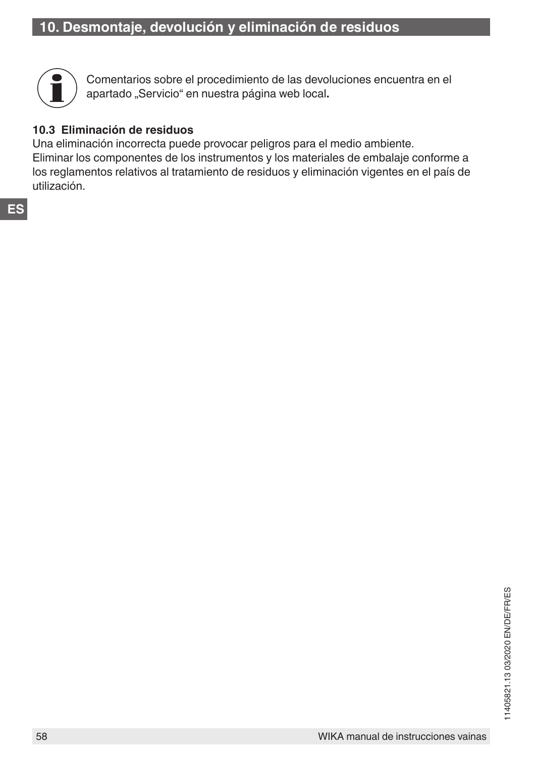Comentarios sobre el procedimiento de las devoluciones encuentra en el apartado „Servicio“ en nuestra página web local**.**

### 10.3 Eliminación de residuos

Una eliminación incorrecta puede provocar peligros para el medio ambiente.
Eliminar los componentes de los instrumentos y los materiales de embalaje conforme a los reglamentos relativos al tratamiento de residuos y eliminación vigentes en el país de utilización.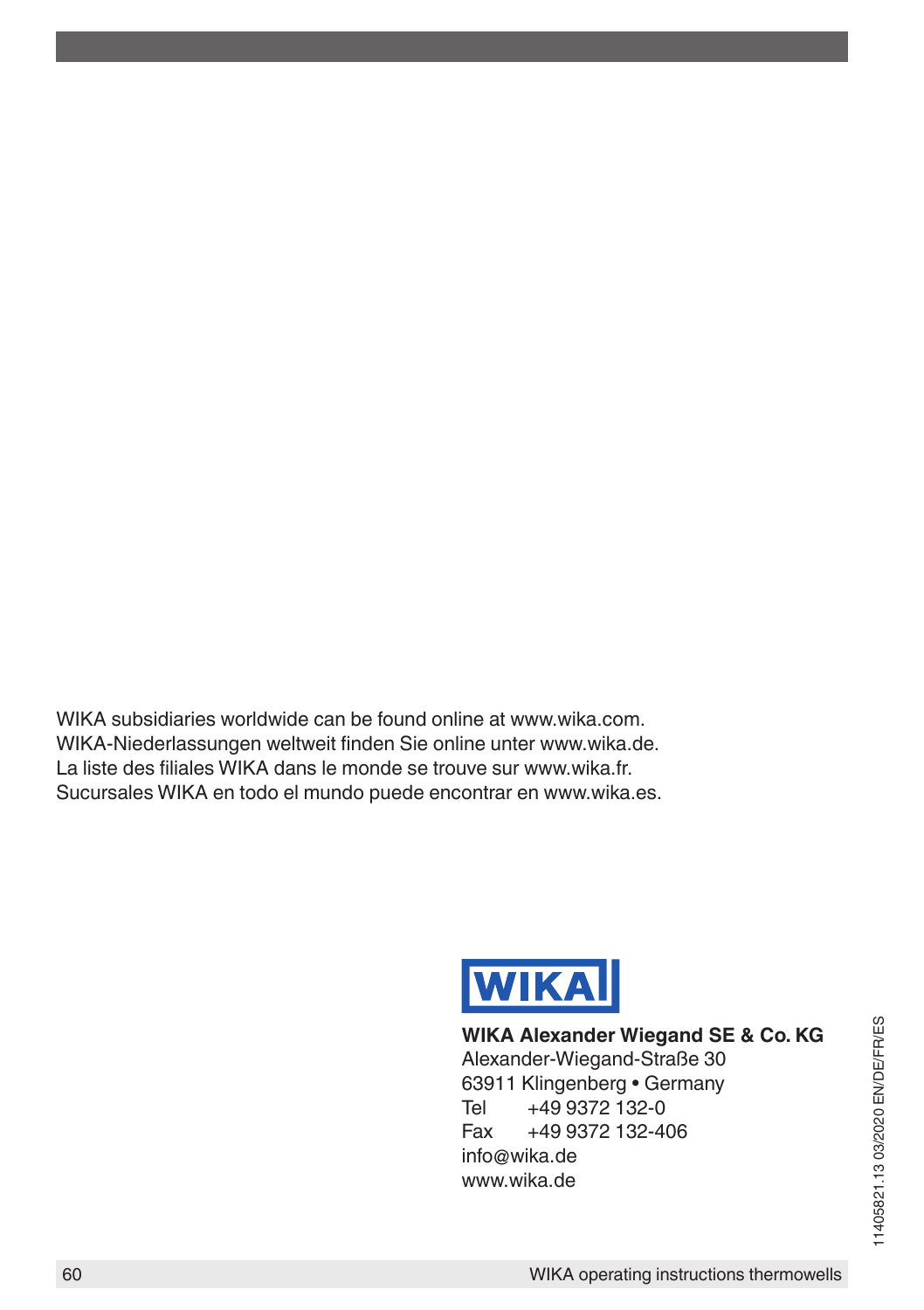WIKA subsidiaries worldwide can be found online at www.wika.com.
WIKA-Niederlassungen weltweit finden Sie online unter www.wika.de.
La liste des filiales WIKA dans le monde se trouve sur www.wika.fr.
Sucursales WIKA en todo el mundo puede encontrar en www.wika.es.

WIKA

**WIKA Alexander Wiegand SE & Co. KG**
Alexander-Wiegand-Straße 30
63911 Klingenberg • Germany
Tel +49 9372 132-0
Fax +49 9372 132-406
info@wika.de
www.wika.de

11405821.13 03/2020 EN/DE/FR/ES